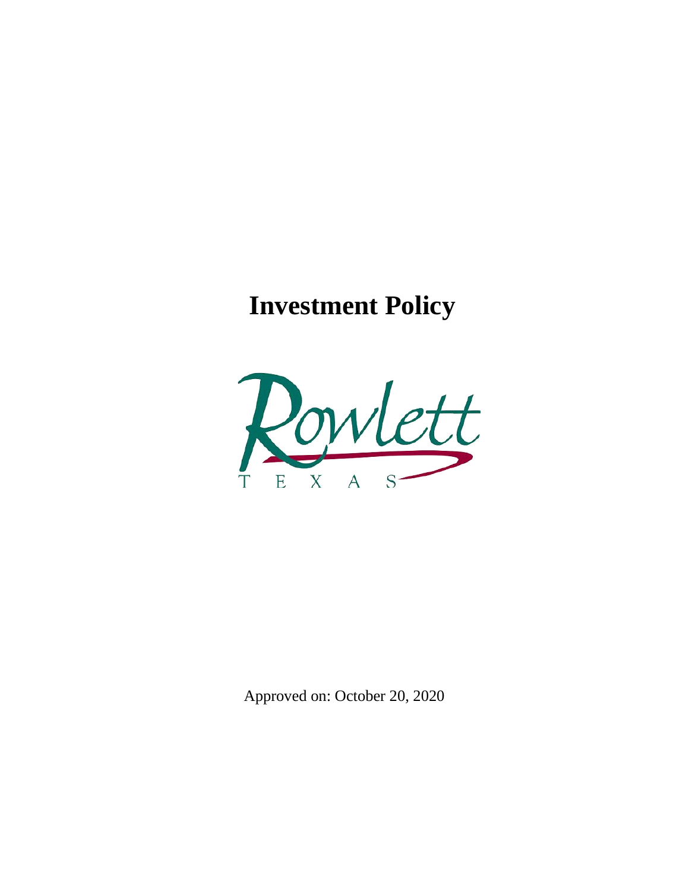# Investment Policy

Rowlett

TEXAS

Approved on: October 20, 2020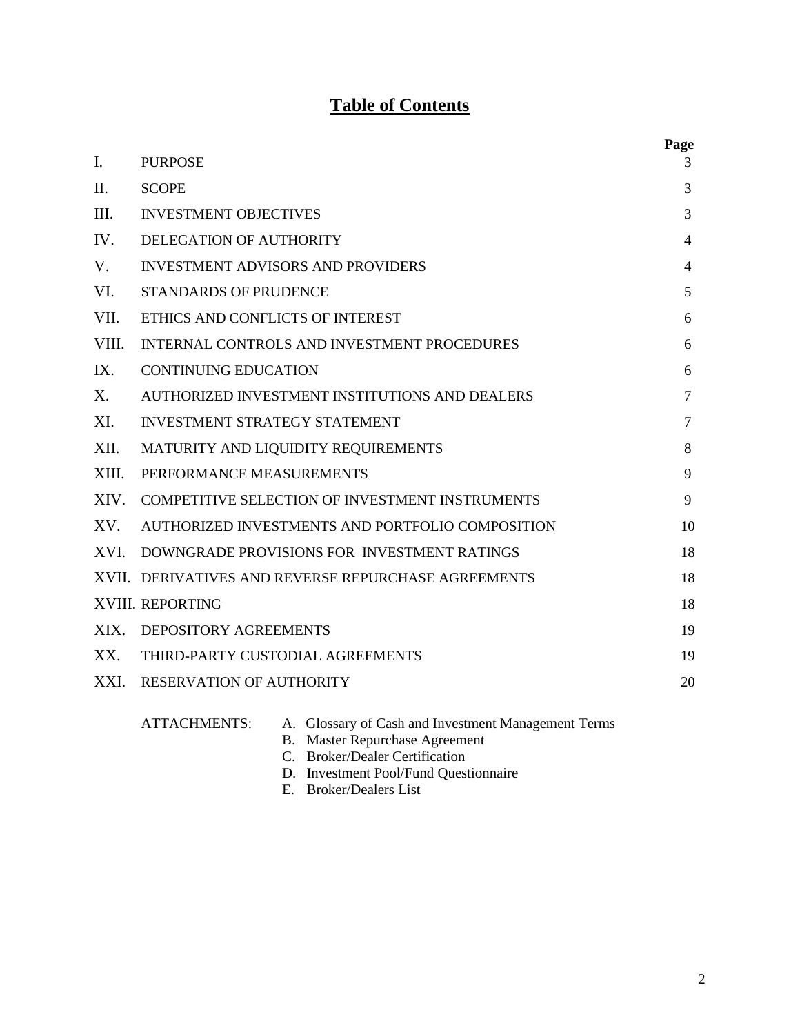# Table of Contents

| | | Page |
|---|---|---|
| I. | PURPOSE | 3 |
| II. | SCOPE | 3 |
| III. | INVESTMENT OBJECTIVES | 3 |
| IV. | DELEGATION OF AUTHORITY | 4 |
| V. | INVESTMENT ADVISORS AND PROVIDERS | 4 |
| VI. | STANDARDS OF PRUDENCE | 5 |
| VII. | ETHICS AND CONFLICTS OF INTEREST | 6 |
| VIII. | INTERNAL CONTROLS AND INVESTMENT PROCEDURES | 6 |
| IX. | CONTINUING EDUCATION | 6 |
| X. | AUTHORIZED INVESTMENT INSTITUTIONS AND DEALERS | 7 |
| XI. | INVESTMENT STRATEGY STATEMENT | 7 |
| XII. | MATURITY AND LIQUIDITY REQUIREMENTS | 8 |
| XIII. | PERFORMANCE MEASUREMENTS | 9 |
| XIV. | COMPETITIVE SELECTION OF INVESTMENT INSTRUMENTS | 9 |
| XV. | AUTHORIZED INVESTMENTS AND PORTFOLIO COMPOSITION | 10 |
| XVI. | DOWNGRADE PROVISIONS FOR INVESTMENT RATINGS | 18 |
| XVII. | DERIVATIVES AND REVERSE REPURCHASE AGREEMENTS | 18 |
| XVIII. | REPORTING | 18 |
| XIX. | DEPOSITORY AGREEMENTS | 19 |
| XX. | THIRD-PARTY CUSTODIAL AGREEMENTS | 19 |
| XXI. | RESERVATION OF AUTHORITY | 20 |

ATTACHMENTS:

A. Glossary of Cash and Investment Management Terms
B. Master Repurchase Agreement
C. Broker/Dealer Certification
D. Investment Pool/Fund Questionnaire
E. Broker/Dealers List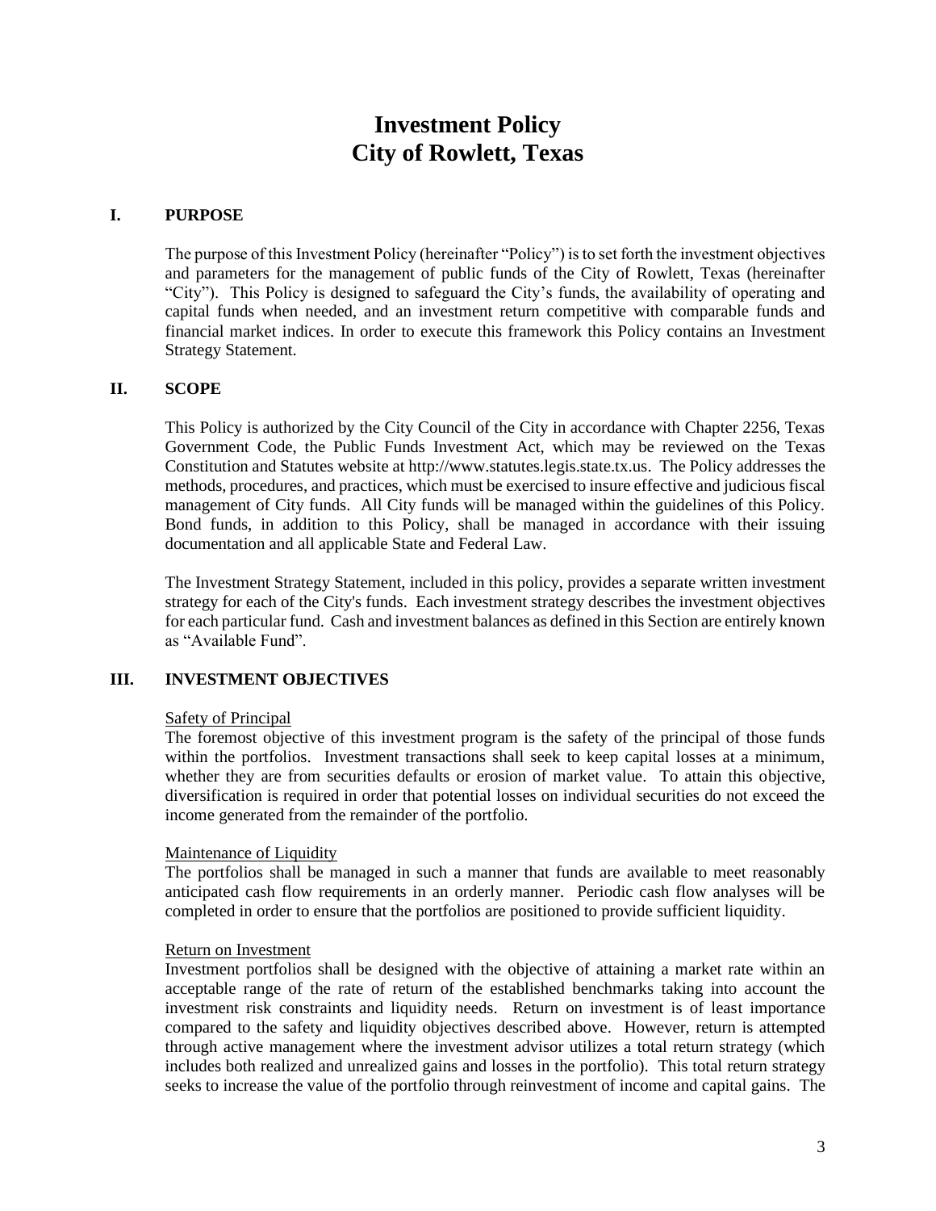# Investment Policy
# City of Rowlett, Texas

## I. PURPOSE

The purpose of this Investment Policy (hereinafter "Policy") is to set forth the investment objectives and parameters for the management of public funds of the City of Rowlett, Texas (hereinafter "City"). This Policy is designed to safeguard the City's funds, the availability of operating and capital funds when needed, and an investment return competitive with comparable funds and financial market indices. In order to execute this framework this Policy contains an Investment Strategy Statement.

## II. SCOPE

This Policy is authorized by the City Council of the City in accordance with Chapter 2256, Texas Government Code, the Public Funds Investment Act, which may be reviewed on the Texas Constitution and Statutes website at http://www.statutes.legis.state.tx.us. The Policy addresses the methods, procedures, and practices, which must be exercised to insure effective and judicious fiscal management of City funds. All City funds will be managed within the guidelines of this Policy. Bond funds, in addition to this Policy, shall be managed in accordance with their issuing documentation and all applicable State and Federal Law.

The Investment Strategy Statement, included in this policy, provides a separate written investment strategy for each of the City's funds. Each investment strategy describes the investment objectives for each particular fund. Cash and investment balances as defined in this Section are entirely known as "Available Fund".

## III. INVESTMENT OBJECTIVES

Safety of Principal

The foremost objective of this investment program is the safety of the principal of those funds within the portfolios. Investment transactions shall seek to keep capital losses at a minimum, whether they are from securities defaults or erosion of market value. To attain this objective, diversification is required in order that potential losses on individual securities do not exceed the income generated from the remainder of the portfolio.

Maintenance of Liquidity

The portfolios shall be managed in such a manner that funds are available to meet reasonably anticipated cash flow requirements in an orderly manner. Periodic cash flow analyses will be completed in order to ensure that the portfolios are positioned to provide sufficient liquidity.

Return on Investment

Investment portfolios shall be designed with the objective of attaining a market rate within an acceptable range of the rate of return of the established benchmarks taking into account the investment risk constraints and liquidity needs. Return on investment is of least importance compared to the safety and liquidity objectives described above. However, return is attempted through active management where the investment advisor utilizes a total return strategy (which includes both realized and unrealized gains and losses in the portfolio). This total return strategy seeks to increase the value of the portfolio through reinvestment of income and capital gains. The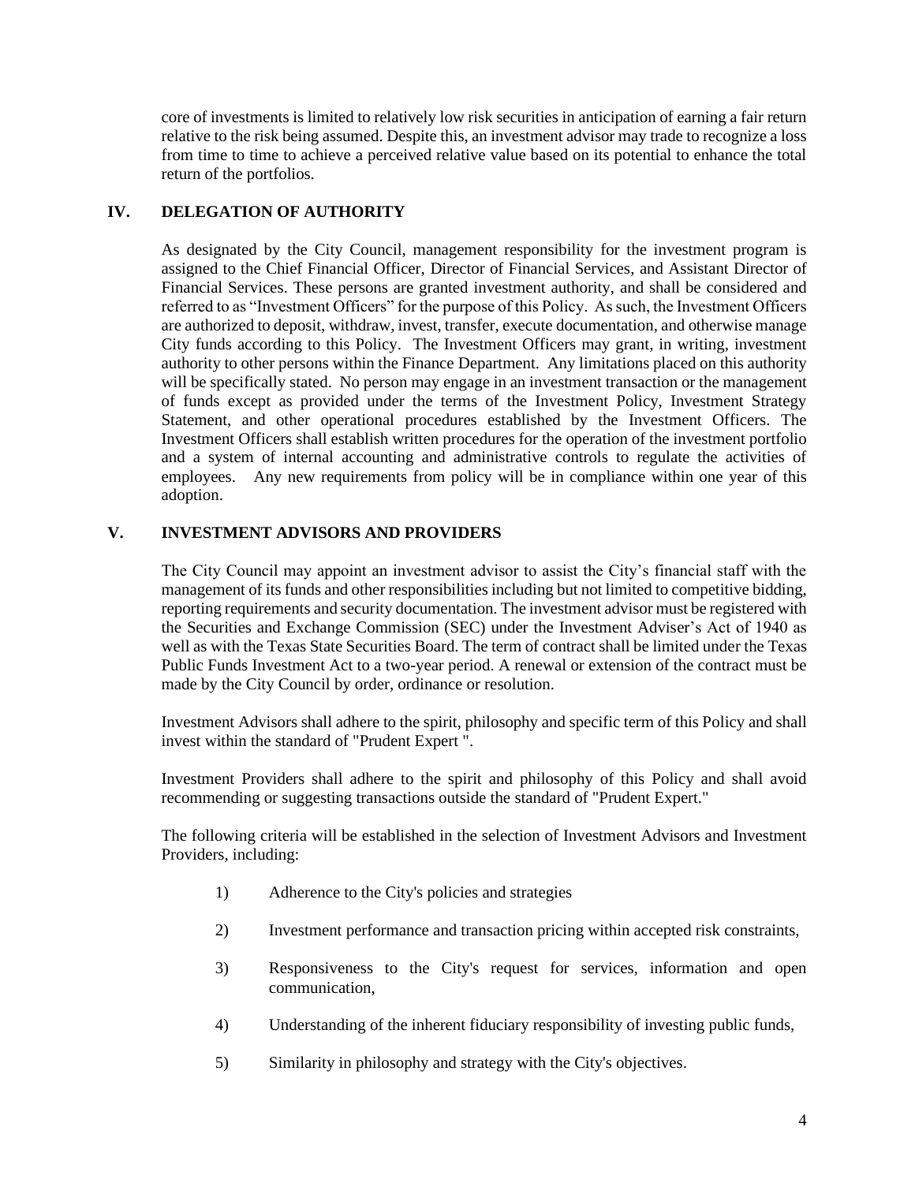core of investments is limited to relatively low risk securities in anticipation of earning a fair return relative to the risk being assumed. Despite this, an investment advisor may trade to recognize a loss from time to time to achieve a perceived relative value based on its potential to enhance the total return of the portfolios.

## IV. DELEGATION OF AUTHORITY

As designated by the City Council, management responsibility for the investment program is assigned to the Chief Financial Officer, Director of Financial Services, and Assistant Director of Financial Services. These persons are granted investment authority, and shall be considered and referred to as "Investment Officers" for the purpose of this Policy. As such, the Investment Officers are authorized to deposit, withdraw, invest, transfer, execute documentation, and otherwise manage City funds according to this Policy. The Investment Officers may grant, in writing, investment authority to other persons within the Finance Department. Any limitations placed on this authority will be specifically stated. No person may engage in an investment transaction or the management of funds except as provided under the terms of the Investment Policy, Investment Strategy Statement, and other operational procedures established by the Investment Officers. The Investment Officers shall establish written procedures for the operation of the investment portfolio and a system of internal accounting and administrative controls to regulate the activities of employees. Any new requirements from policy will be in compliance within one year of this adoption.

## V. INVESTMENT ADVISORS AND PROVIDERS

The City Council may appoint an investment advisor to assist the City's financial staff with the management of its funds and other responsibilities including but not limited to competitive bidding, reporting requirements and security documentation. The investment advisor must be registered with the Securities and Exchange Commission (SEC) under the Investment Adviser's Act of 1940 as well as with the Texas State Securities Board. The term of contract shall be limited under the Texas Public Funds Investment Act to a two-year period. A renewal or extension of the contract must be made by the City Council by order, ordinance or resolution.

Investment Advisors shall adhere to the spirit, philosophy and specific term of this Policy and shall invest within the standard of "Prudent Expert ".

Investment Providers shall adhere to the spirit and philosophy of this Policy and shall avoid recommending or suggesting transactions outside the standard of "Prudent Expert."

The following criteria will be established in the selection of Investment Advisors and Investment Providers, including:

1) Adherence to the City's policies and strategies

2) Investment performance and transaction pricing within accepted risk constraints,

3) Responsiveness to the City's request for services, information and open communication,

4) Understanding of the inherent fiduciary responsibility of investing public funds,

5) Similarity in philosophy and strategy with the City's objectives.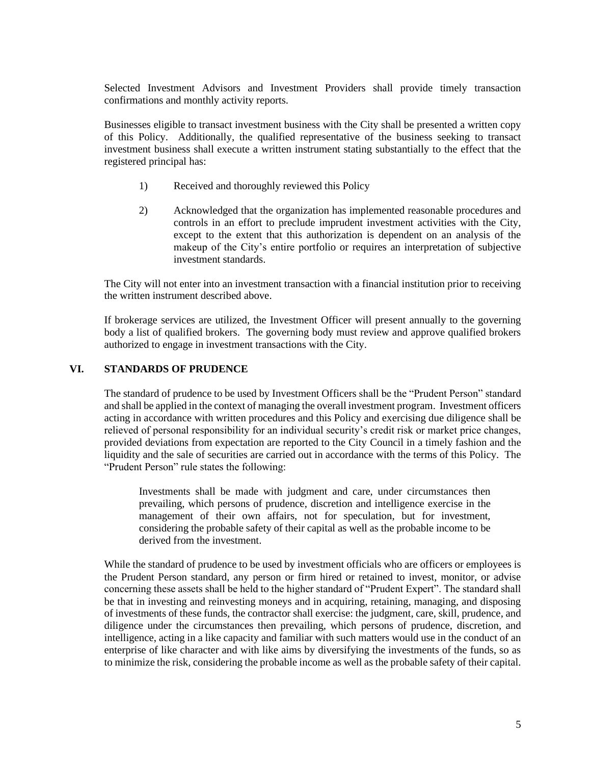Selected Investment Advisors and Investment Providers shall provide timely transaction confirmations and monthly activity reports.

Businesses eligible to transact investment business with the City shall be presented a written copy of this Policy. Additionally, the qualified representative of the business seeking to transact investment business shall execute a written instrument stating substantially to the effect that the registered principal has:

1) Received and thoroughly reviewed this Policy

2) Acknowledged that the organization has implemented reasonable procedures and controls in an effort to preclude imprudent investment activities with the City, except to the extent that this authorization is dependent on an analysis of the makeup of the City's entire portfolio or requires an interpretation of subjective investment standards.

The City will not enter into an investment transaction with a financial institution prior to receiving the written instrument described above.

If brokerage services are utilized, the Investment Officer will present annually to the governing body a list of qualified brokers. The governing body must review and approve qualified brokers authorized to engage in investment transactions with the City.

## VI. STANDARDS OF PRUDENCE

The standard of prudence to be used by Investment Officers shall be the "Prudent Person" standard and shall be applied in the context of managing the overall investment program. Investment officers acting in accordance with written procedures and this Policy and exercising due diligence shall be relieved of personal responsibility for an individual security's credit risk or market price changes, provided deviations from expectation are reported to the City Council in a timely fashion and the liquidity and the sale of securities are carried out in accordance with the terms of this Policy. The "Prudent Person" rule states the following:

> Investments shall be made with judgment and care, under circumstances then prevailing, which persons of prudence, discretion and intelligence exercise in the management of their own affairs, not for speculation, but for investment, considering the probable safety of their capital as well as the probable income to be derived from the investment.

While the standard of prudence to be used by investment officials who are officers or employees is the Prudent Person standard, any person or firm hired or retained to invest, monitor, or advise concerning these assets shall be held to the higher standard of "Prudent Expert". The standard shall be that in investing and reinvesting moneys and in acquiring, retaining, managing, and disposing of investments of these funds, the contractor shall exercise: the judgment, care, skill, prudence, and diligence under the circumstances then prevailing, which persons of prudence, discretion, and intelligence, acting in a like capacity and familiar with such matters would use in the conduct of an enterprise of like character and with like aims by diversifying the investments of the funds, so as to minimize the risk, considering the probable income as well as the probable safety of their capital.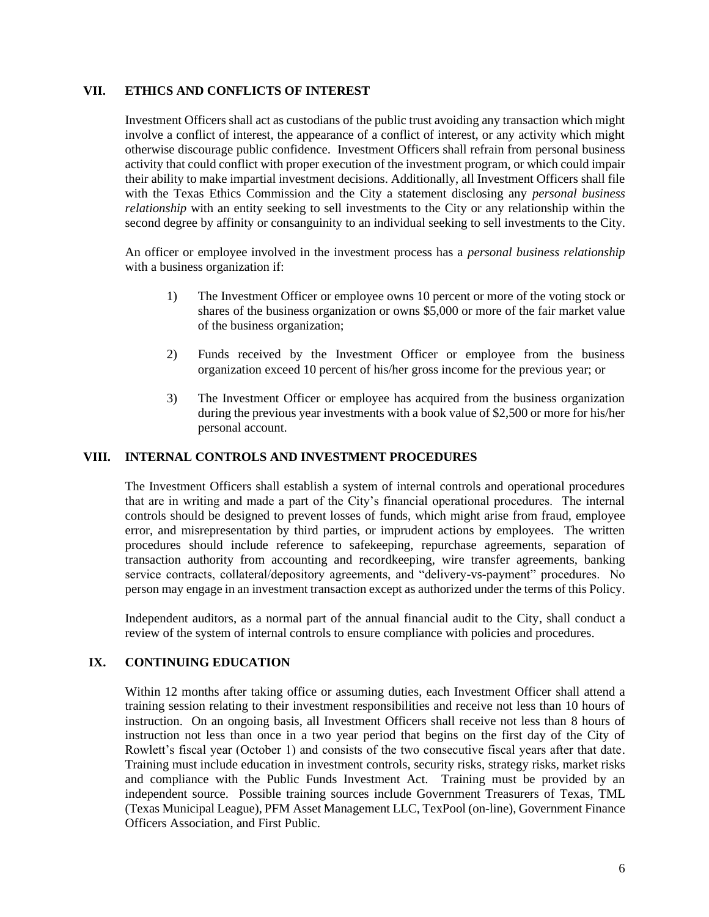## VII. ETHICS AND CONFLICTS OF INTEREST

Investment Officers shall act as custodians of the public trust avoiding any transaction which might involve a conflict of interest, the appearance of a conflict of interest, or any activity which might otherwise discourage public confidence. Investment Officers shall refrain from personal business activity that could conflict with proper execution of the investment program, or which could impair their ability to make impartial investment decisions. Additionally, all Investment Officers shall file with the Texas Ethics Commission and the City a statement disclosing any *personal business relationship* with an entity seeking to sell investments to the City or any relationship within the second degree by affinity or consanguinity to an individual seeking to sell investments to the City.

An officer or employee involved in the investment process has a *personal business relationship* with a business organization if:

1) The Investment Officer or employee owns 10 percent or more of the voting stock or shares of the business organization or owns $5,000 or more of the fair market value of the business organization;

2) Funds received by the Investment Officer or employee from the business organization exceed 10 percent of his/her gross income for the previous year; or

3) The Investment Officer or employee has acquired from the business organization during the previous year investments with a book value of $2,500 or more for his/her personal account.

## VIII. INTERNAL CONTROLS AND INVESTMENT PROCEDURES

The Investment Officers shall establish a system of internal controls and operational procedures that are in writing and made a part of the City's financial operational procedures. The internal controls should be designed to prevent losses of funds, which might arise from fraud, employee error, and misrepresentation by third parties, or imprudent actions by employees. The written procedures should include reference to safekeeping, repurchase agreements, separation of transaction authority from accounting and recordkeeping, wire transfer agreements, banking service contracts, collateral/depository agreements, and "delivery-vs-payment" procedures. No person may engage in an investment transaction except as authorized under the terms of this Policy.

Independent auditors, as a normal part of the annual financial audit to the City, shall conduct a review of the system of internal controls to ensure compliance with policies and procedures.

## IX. CONTINUING EDUCATION

Within 12 months after taking office or assuming duties, each Investment Officer shall attend a training session relating to their investment responsibilities and receive not less than 10 hours of instruction. On an ongoing basis, all Investment Officers shall receive not less than 8 hours of instruction not less than once in a two year period that begins on the first day of the City of Rowlett's fiscal year (October 1) and consists of the two consecutive fiscal years after that date. Training must include education in investment controls, security risks, strategy risks, market risks and compliance with the Public Funds Investment Act. Training must be provided by an independent source. Possible training sources include Government Treasurers of Texas, TML (Texas Municipal League), PFM Asset Management LLC, TexPool (on-line), Government Finance Officers Association, and First Public.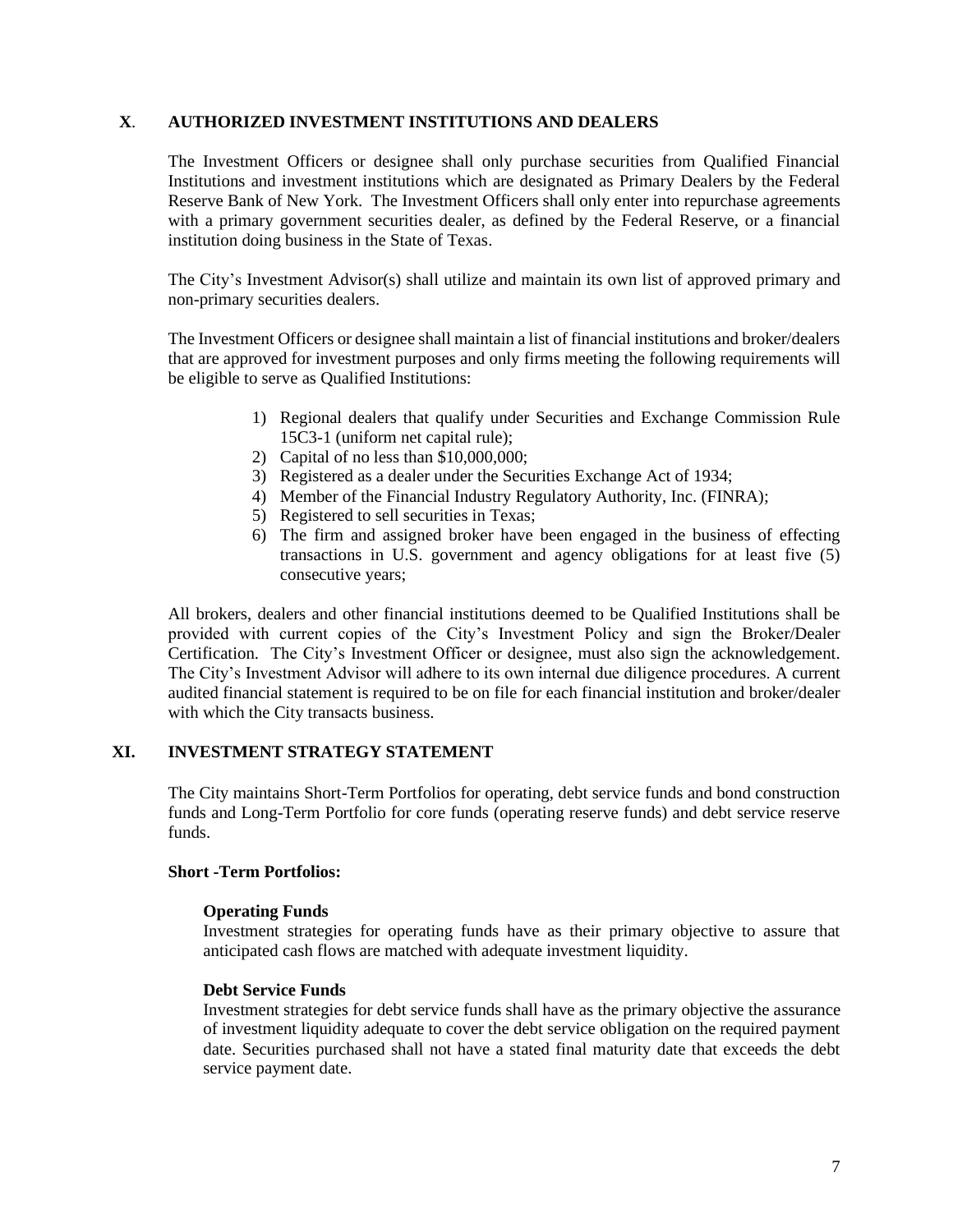## X. AUTHORIZED INVESTMENT INSTITUTIONS AND DEALERS

The Investment Officers or designee shall only purchase securities from Qualified Financial Institutions and investment institutions which are designated as Primary Dealers by the Federal Reserve Bank of New York. The Investment Officers shall only enter into repurchase agreements with a primary government securities dealer, as defined by the Federal Reserve, or a financial institution doing business in the State of Texas.

The City's Investment Advisor(s) shall utilize and maintain its own list of approved primary and non-primary securities dealers.

The Investment Officers or designee shall maintain a list of financial institutions and broker/dealers that are approved for investment purposes and only firms meeting the following requirements will be eligible to serve as Qualified Institutions:

1) Regional dealers that qualify under Securities and Exchange Commission Rule 15C3-1 (uniform net capital rule);
2) Capital of no less than $10,000,000;
3) Registered as a dealer under the Securities Exchange Act of 1934;
4) Member of the Financial Industry Regulatory Authority, Inc. (FINRA);
5) Registered to sell securities in Texas;
6) The firm and assigned broker have been engaged in the business of effecting transactions in U.S. government and agency obligations for at least five (5) consecutive years;

All brokers, dealers and other financial institutions deemed to be Qualified Institutions shall be provided with current copies of the City's Investment Policy and sign the Broker/Dealer Certification. The City's Investment Officer or designee, must also sign the acknowledgement. The City's Investment Advisor will adhere to its own internal due diligence procedures. A current audited financial statement is required to be on file for each financial institution and broker/dealer with which the City transacts business.

## XI. INVESTMENT STRATEGY STATEMENT

The City maintains Short-Term Portfolios for operating, debt service funds and bond construction funds and Long-Term Portfolio for core funds (operating reserve funds) and debt service reserve funds.

**Short -Term Portfolios:**

**Operating Funds**
Investment strategies for operating funds have as their primary objective to assure that anticipated cash flows are matched with adequate investment liquidity.

**Debt Service Funds**
Investment strategies for debt service funds shall have as the primary objective the assurance of investment liquidity adequate to cover the debt service obligation on the required payment date. Securities purchased shall not have a stated final maturity date that exceeds the debt service payment date.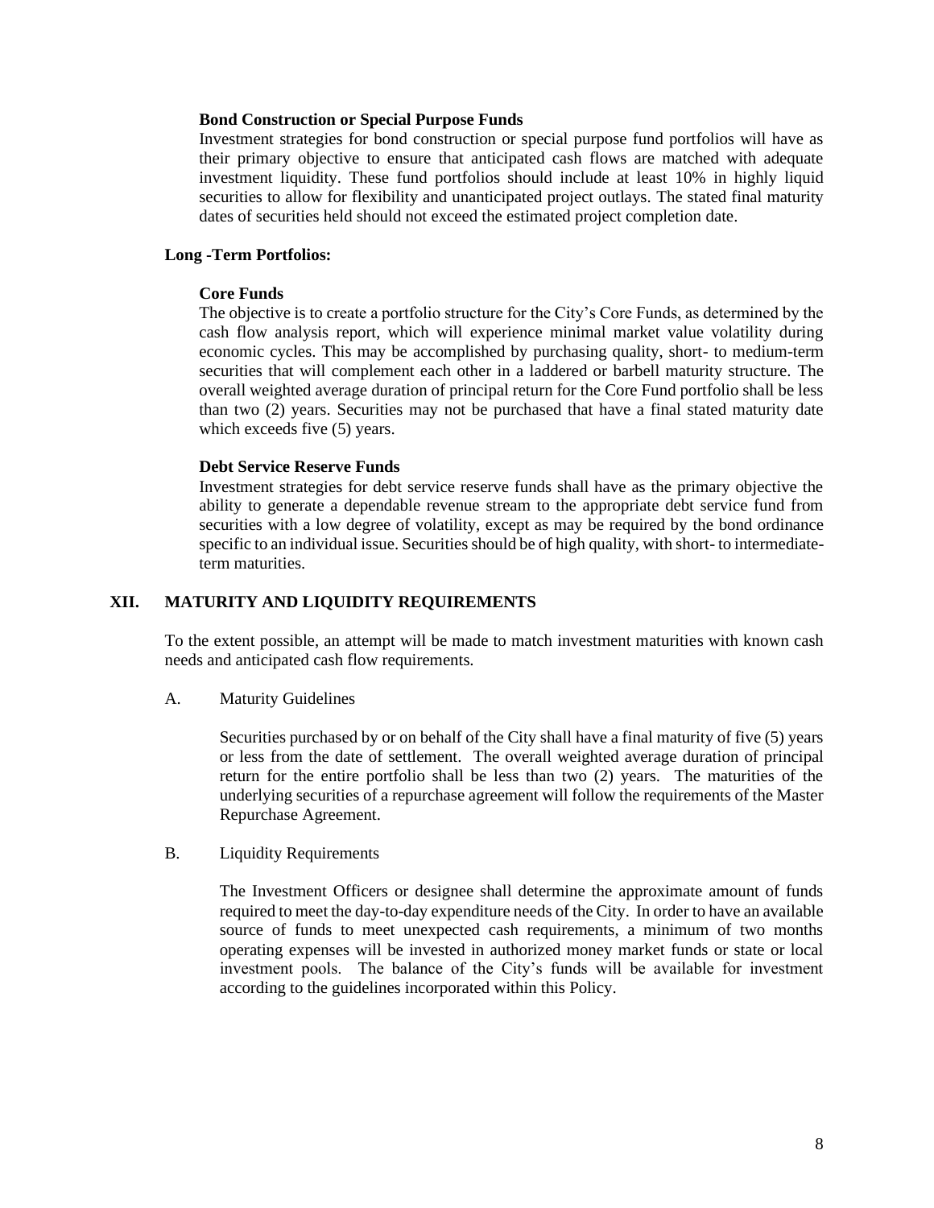**Bond Construction or Special Purpose Funds**

Investment strategies for bond construction or special purpose fund portfolios will have as their primary objective to ensure that anticipated cash flows are matched with adequate investment liquidity. These fund portfolios should include at least 10% in highly liquid securities to allow for flexibility and unanticipated project outlays. The stated final maturity dates of securities held should not exceed the estimated project completion date.

**Long -Term Portfolios:**

**Core Funds**

The objective is to create a portfolio structure for the City's Core Funds, as determined by the cash flow analysis report, which will experience minimal market value volatility during economic cycles. This may be accomplished by purchasing quality, short- to medium-term securities that will complement each other in a laddered or barbell maturity structure. The overall weighted average duration of principal return for the Core Fund portfolio shall be less than two (2) years. Securities may not be purchased that have a final stated maturity date which exceeds five (5) years.

**Debt Service Reserve Funds**

Investment strategies for debt service reserve funds shall have as the primary objective the ability to generate a dependable revenue stream to the appropriate debt service fund from securities with a low degree of volatility, except as may be required by the bond ordinance specific to an individual issue. Securities should be of high quality, with short- to intermediate-term maturities.

## XII. MATURITY AND LIQUIDITY REQUIREMENTS

To the extent possible, an attempt will be made to match investment maturities with known cash needs and anticipated cash flow requirements.

A. Maturity Guidelines

Securities purchased by or on behalf of the City shall have a final maturity of five (5) years or less from the date of settlement. The overall weighted average duration of principal return for the entire portfolio shall be less than two (2) years. The maturities of the underlying securities of a repurchase agreement will follow the requirements of the Master Repurchase Agreement.

B. Liquidity Requirements

The Investment Officers or designee shall determine the approximate amount of funds required to meet the day-to-day expenditure needs of the City. In order to have an available source of funds to meet unexpected cash requirements, a minimum of two months operating expenses will be invested in authorized money market funds or state or local investment pools. The balance of the City's funds will be available for investment according to the guidelines incorporated within this Policy.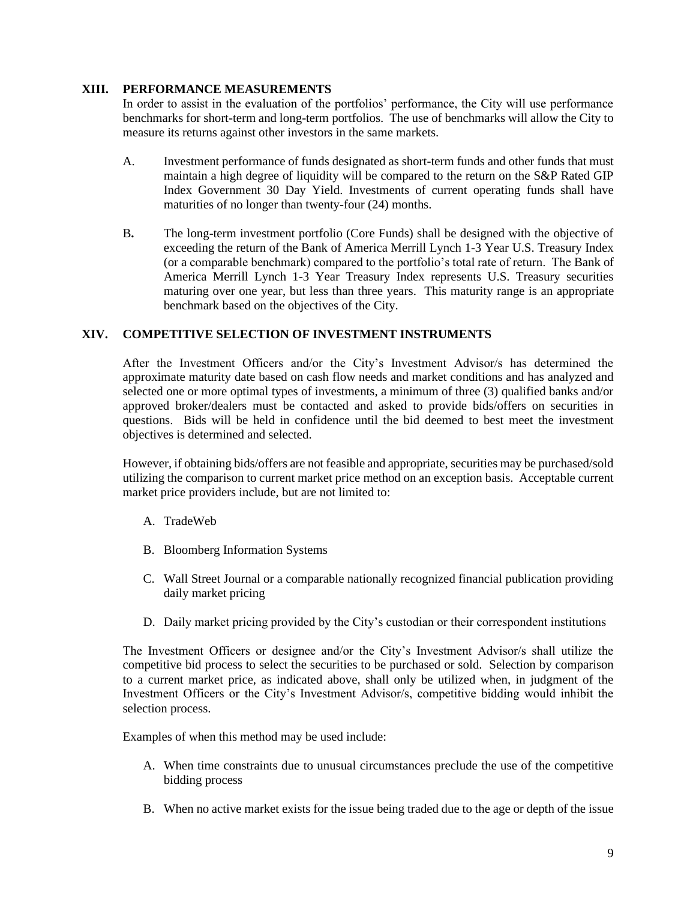## XIII. PERFORMANCE MEASUREMENTS

In order to assist in the evaluation of the portfolios' performance, the City will use performance benchmarks for short-term and long-term portfolios. The use of benchmarks will allow the City to measure its returns against other investors in the same markets.

A. Investment performance of funds designated as short-term funds and other funds that must maintain a high degree of liquidity will be compared to the return on the S&P Rated GIP Index Government 30 Day Yield. Investments of current operating funds shall have maturities of no longer than twenty-four (24) months.

B. The long-term investment portfolio (Core Funds) shall be designed with the objective of exceeding the return of the Bank of America Merrill Lynch 1-3 Year U.S. Treasury Index (or a comparable benchmark) compared to the portfolio's total rate of return. The Bank of America Merrill Lynch 1-3 Year Treasury Index represents U.S. Treasury securities maturing over one year, but less than three years. This maturity range is an appropriate benchmark based on the objectives of the City.

## XIV. COMPETITIVE SELECTION OF INVESTMENT INSTRUMENTS

After the Investment Officers and/or the City's Investment Advisor/s has determined the approximate maturity date based on cash flow needs and market conditions and has analyzed and selected one or more optimal types of investments, a minimum of three (3) qualified banks and/or approved broker/dealers must be contacted and asked to provide bids/offers on securities in questions. Bids will be held in confidence until the bid deemed to best meet the investment objectives is determined and selected.

However, if obtaining bids/offers are not feasible and appropriate, securities may be purchased/sold utilizing the comparison to current market price method on an exception basis. Acceptable current market price providers include, but are not limited to:

A. TradeWeb

B. Bloomberg Information Systems

C. Wall Street Journal or a comparable nationally recognized financial publication providing daily market pricing

D. Daily market pricing provided by the City's custodian or their correspondent institutions

The Investment Officers or designee and/or the City's Investment Advisor/s shall utilize the competitive bid process to select the securities to be purchased or sold. Selection by comparison to a current market price, as indicated above, shall only be utilized when, in judgment of the Investment Officers or the City's Investment Advisor/s, competitive bidding would inhibit the selection process.

Examples of when this method may be used include:

A. When time constraints due to unusual circumstances preclude the use of the competitive bidding process

B. When no active market exists for the issue being traded due to the age or depth of the issue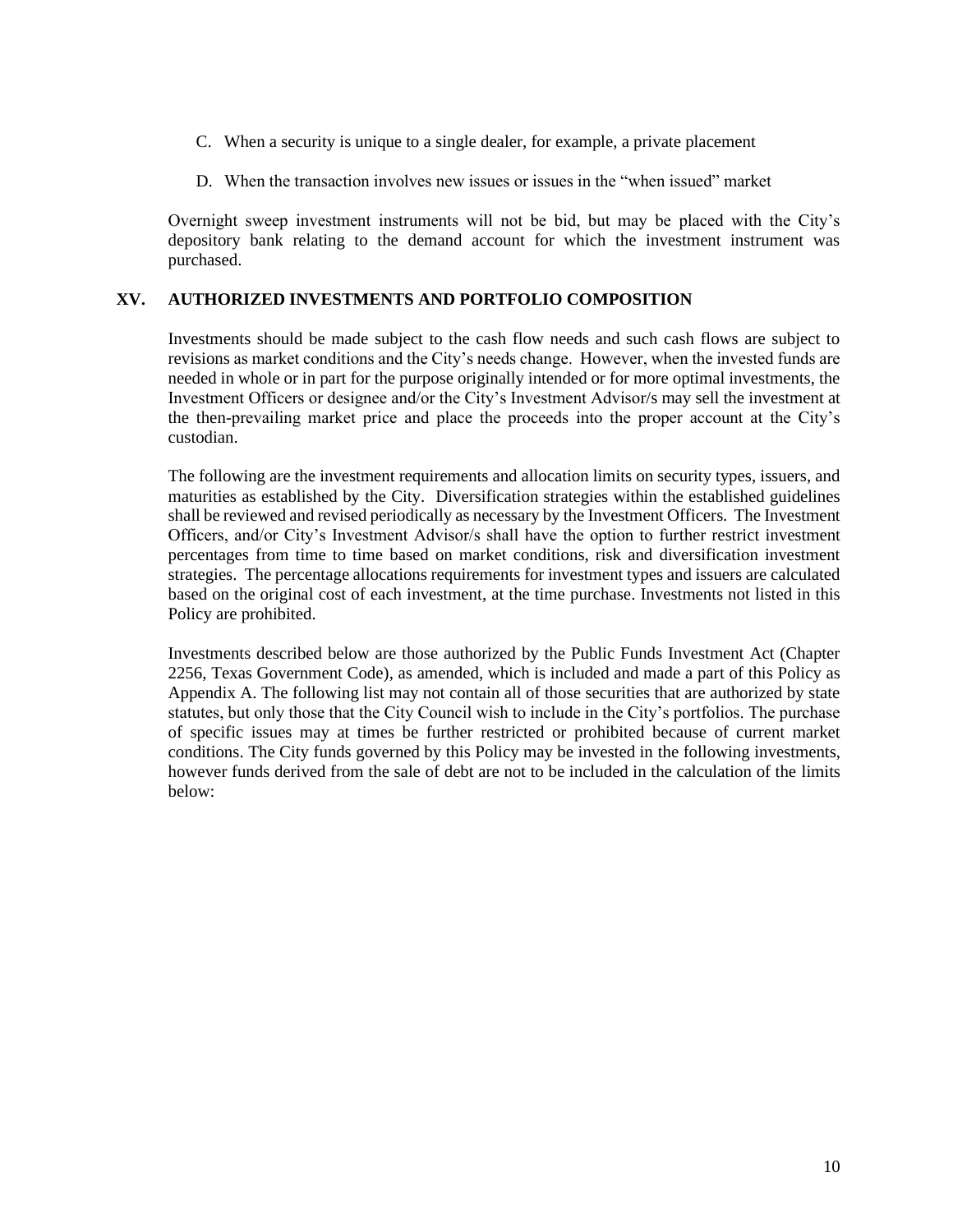C. When a security is unique to a single dealer, for example, a private placement

D. When the transaction involves new issues or issues in the "when issued" market

Overnight sweep investment instruments will not be bid, but may be placed with the City's depository bank relating to the demand account for which the investment instrument was purchased.

## XV. AUTHORIZED INVESTMENTS AND PORTFOLIO COMPOSITION

Investments should be made subject to the cash flow needs and such cash flows are subject to revisions as market conditions and the City's needs change. However, when the invested funds are needed in whole or in part for the purpose originally intended or for more optimal investments, the Investment Officers or designee and/or the City's Investment Advisor/s may sell the investment at the then-prevailing market price and place the proceeds into the proper account at the City's custodian.

The following are the investment requirements and allocation limits on security types, issuers, and maturities as established by the City. Diversification strategies within the established guidelines shall be reviewed and revised periodically as necessary by the Investment Officers. The Investment Officers, and/or City's Investment Advisor/s shall have the option to further restrict investment percentages from time to time based on market conditions, risk and diversification investment strategies. The percentage allocations requirements for investment types and issuers are calculated based on the original cost of each investment, at the time purchase. Investments not listed in this Policy are prohibited.

Investments described below are those authorized by the Public Funds Investment Act (Chapter 2256, Texas Government Code), as amended, which is included and made a part of this Policy as Appendix A. The following list may not contain all of those securities that are authorized by state statutes, but only those that the City Council wish to include in the City's portfolios. The purchase of specific issues may at times be further restricted or prohibited because of current market conditions. The City funds governed by this Policy may be invested in the following investments, however funds derived from the sale of debt are not to be included in the calculation of the limits below: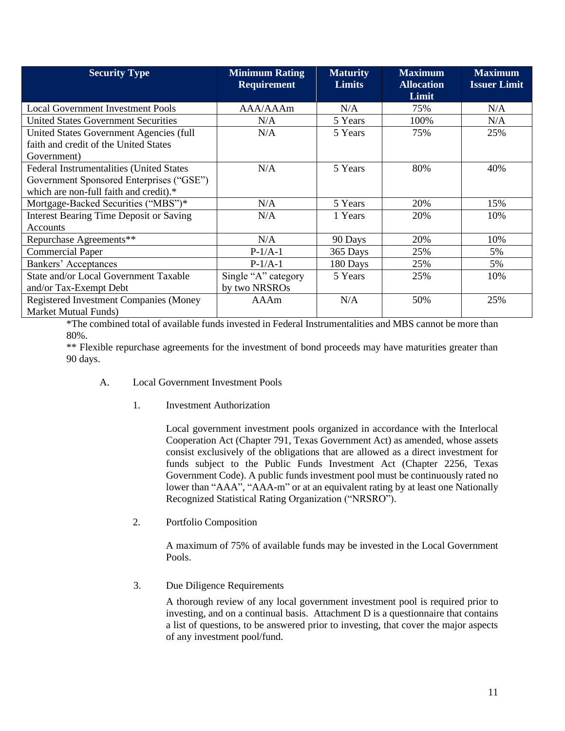| Security Type | Minimum Rating Requirement | Maturity Limits | Maximum Allocation Limit | Maximum Issuer Limit |
|---|---|---|---|---|
| Local Government Investment Pools | AAA/AAAm | N/A | 75% | N/A |
| United States Government Securities | N/A | 5 Years | 100% | N/A |
| United States Government Agencies (full faith and credit of the United States Government) | N/A | 5 Years | 75% | 25% |
| Federal Instrumentalities (United States Government Sponsored Enterprises ("GSE") which are non-full faith and credit).* | N/A | 5 Years | 80% | 40% |
| Mortgage-Backed Securities ("MBS")* | N/A | 5 Years | 20% | 15% |
| Interest Bearing Time Deposit or Saving Accounts | N/A | 1 Years | 20% | 10% |
| Repurchase Agreements** | N/A | 90 Days | 20% | 10% |
| Commercial Paper | P-1/A-1 | 365 Days | 25% | 5% |
| Bankers' Acceptances | P-1/A-1 | 180 Days | 25% | 5% |
| State and/or Local Government Taxable and/or Tax-Exempt Debt | Single "A" category by two NRSROs | 5 Years | 25% | 10% |
| Registered Investment Companies (Money Market Mutual Funds) | AAAm | N/A | 50% | 25% |

*The combined total of available funds invested in Federal Instrumentalities and MBS cannot be more than 80%.

** Flexible repurchase agreements for the investment of bond proceeds may have maturities greater than 90 days.

A. Local Government Investment Pools

1. Investment Authorization

Local government investment pools organized in accordance with the Interlocal Cooperation Act (Chapter 791, Texas Government Act) as amended, whose assets consist exclusively of the obligations that are allowed as a direct investment for funds subject to the Public Funds Investment Act (Chapter 2256, Texas Government Code). A public funds investment pool must be continuously rated no lower than "AAA", "AAA-m" or at an equivalent rating by at least one Nationally Recognized Statistical Rating Organization ("NRSRO").

2. Portfolio Composition

A maximum of 75% of available funds may be invested in the Local Government Pools.

3. Due Diligence Requirements

A thorough review of any local government investment pool is required prior to investing, and on a continual basis. Attachment D is a questionnaire that contains a list of questions, to be answered prior to investing, that cover the major aspects of any investment pool/fund.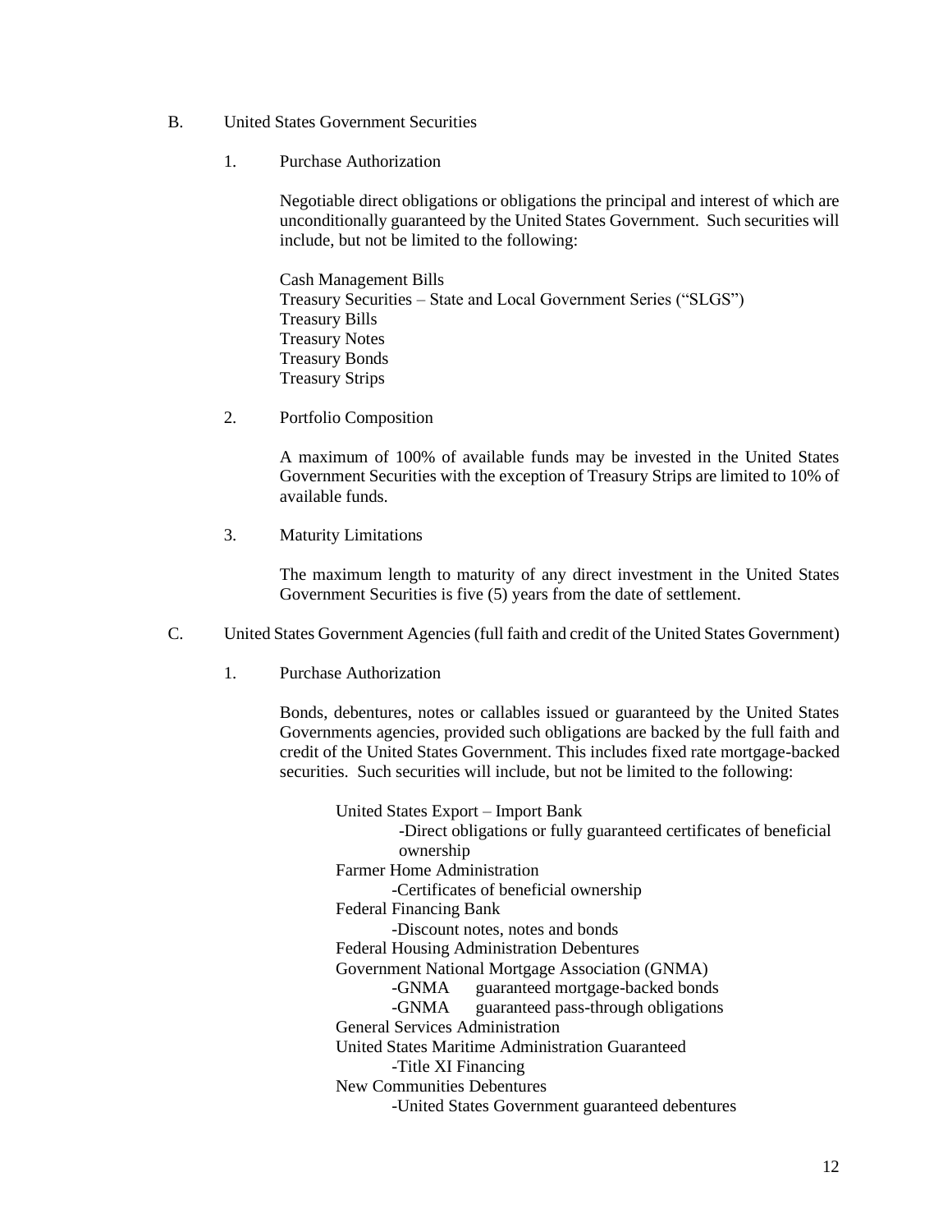B. United States Government Securities

1. Purchase Authorization

Negotiable direct obligations or obligations the principal and interest of which are unconditionally guaranteed by the United States Government. Such securities will include, but not be limited to the following:

Cash Management Bills
Treasury Securities – State and Local Government Series (“SLGS”)
Treasury Bills
Treasury Notes
Treasury Bonds
Treasury Strips

2. Portfolio Composition

A maximum of 100% of available funds may be invested in the United States Government Securities with the exception of Treasury Strips are limited to 10% of available funds.

3. Maturity Limitations

The maximum length to maturity of any direct investment in the United States Government Securities is five (5) years from the date of settlement.

C. United States Government Agencies (full faith and credit of the United States Government)

1. Purchase Authorization

Bonds, debentures, notes or callables issued or guaranteed by the United States Governments agencies, provided such obligations are backed by the full faith and credit of the United States Government. This includes fixed rate mortgage-backed securities. Such securities will include, but not be limited to the following:

United States Export – Import Bank
- Direct obligations or fully guaranteed certificates of beneficial ownership

Farmer Home Administration
- Certificates of beneficial ownership

Federal Financing Bank
- Discount notes, notes and bonds

Federal Housing Administration Debentures

Government National Mortgage Association (GNMA)
- GNMA guaranteed mortgage-backed bonds
- GNMA guaranteed pass-through obligations

General Services Administration

United States Maritime Administration Guaranteed
- Title XI Financing

New Communities Debentures
- United States Government guaranteed debentures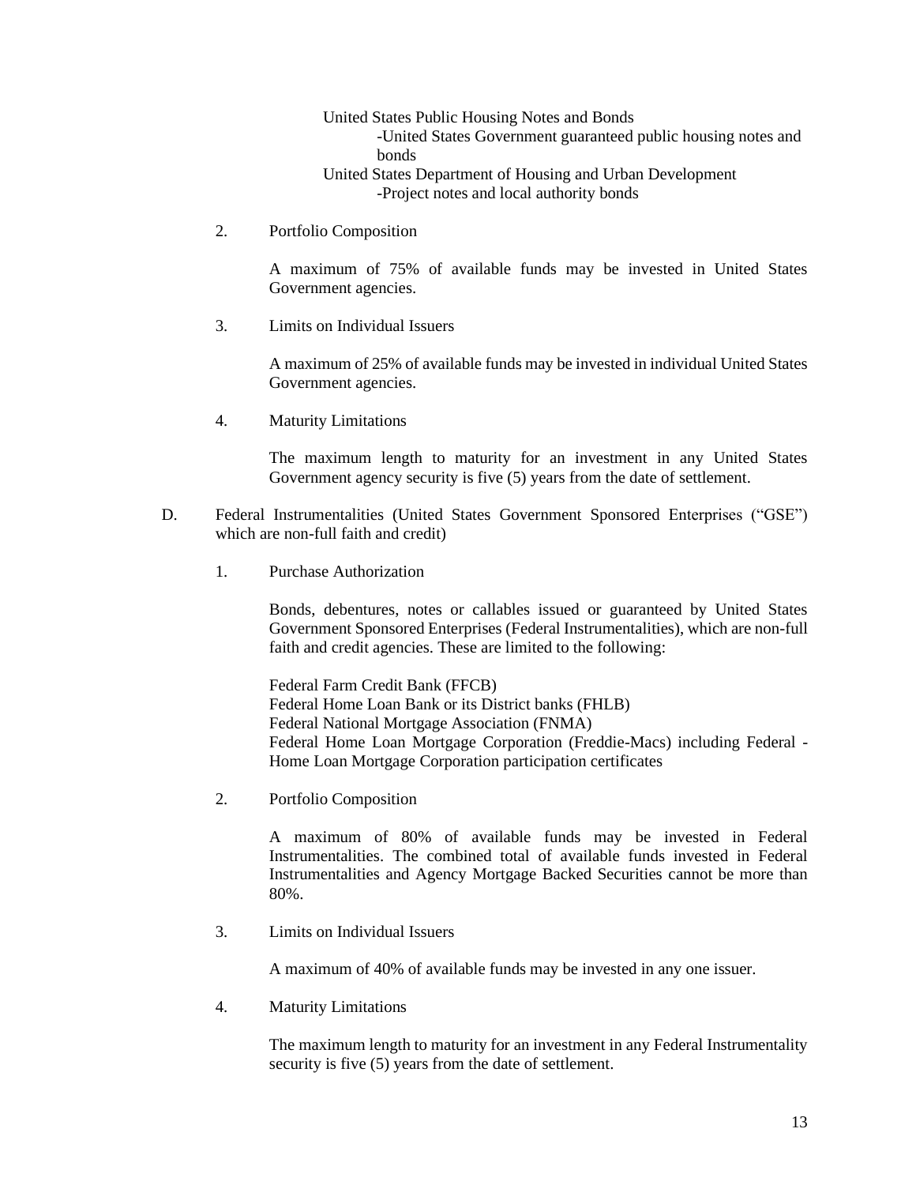United States Public Housing Notes and Bonds

-United States Government guaranteed public housing notes and bonds

United States Department of Housing and Urban Development

-Project notes and local authority bonds

2. Portfolio Composition

A maximum of 75% of available funds may be invested in United States Government agencies.

3. Limits on Individual Issuers

A maximum of 25% of available funds may be invested in individual United States Government agencies.

4. Maturity Limitations

The maximum length to maturity for an investment in any United States Government agency security is five (5) years from the date of settlement.

D. Federal Instrumentalities (United States Government Sponsored Enterprises ("GSE") which are non-full faith and credit)

1. Purchase Authorization

Bonds, debentures, notes or callables issued or guaranteed by United States Government Sponsored Enterprises (Federal Instrumentalities), which are non-full faith and credit agencies. These are limited to the following:

Federal Farm Credit Bank (FFCB)
Federal Home Loan Bank or its District banks (FHLB)
Federal National Mortgage Association (FNMA)
Federal Home Loan Mortgage Corporation (Freddie-Macs) including Federal - Home Loan Mortgage Corporation participation certificates

2. Portfolio Composition

A maximum of 80% of available funds may be invested in Federal Instrumentalities. The combined total of available funds invested in Federal Instrumentalities and Agency Mortgage Backed Securities cannot be more than 80%.

3. Limits on Individual Issuers

A maximum of 40% of available funds may be invested in any one issuer.

4. Maturity Limitations

The maximum length to maturity for an investment in any Federal Instrumentality security is five (5) years from the date of settlement.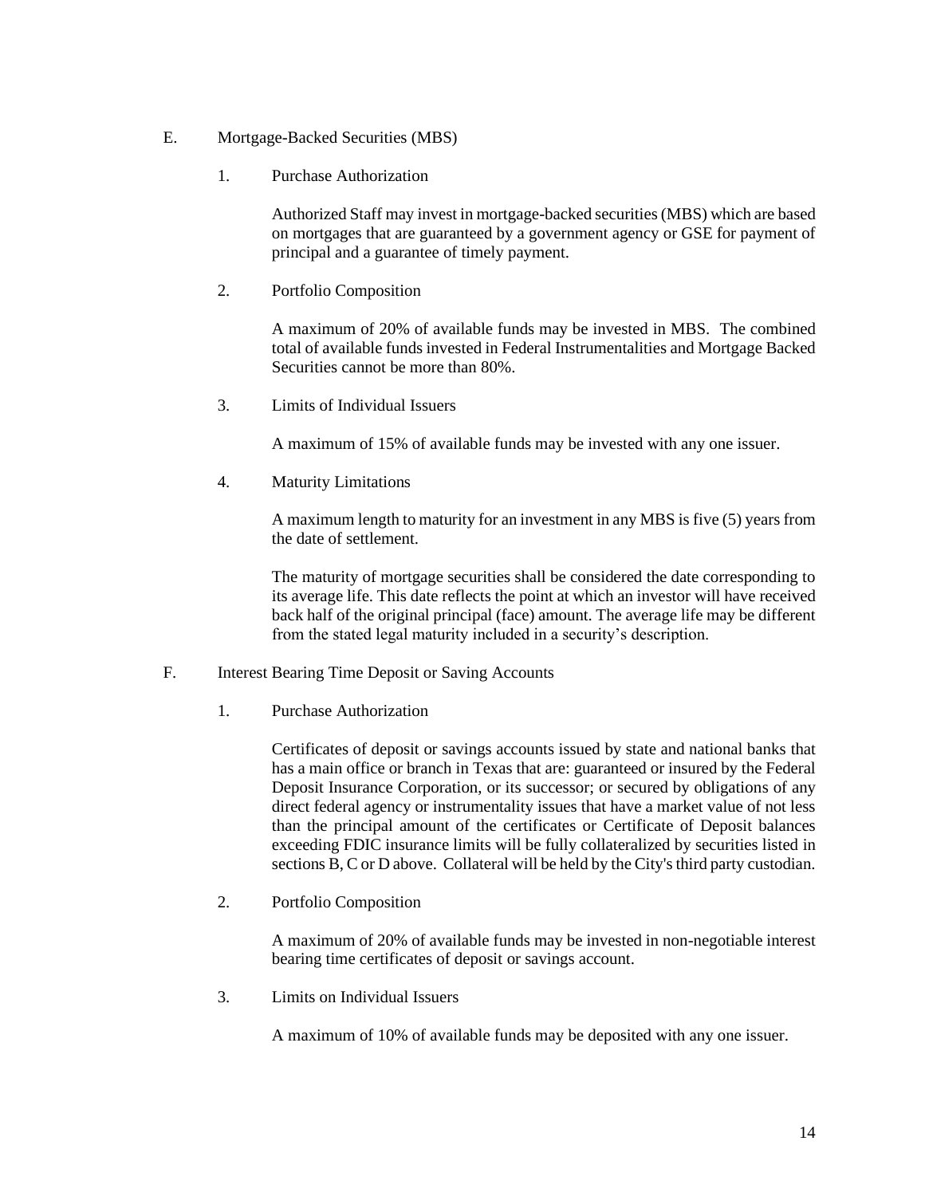E. Mortgage-Backed Securities (MBS)

1. Purchase Authorization

Authorized Staff may invest in mortgage-backed securities (MBS) which are based on mortgages that are guaranteed by a government agency or GSE for payment of principal and a guarantee of timely payment.

2. Portfolio Composition

A maximum of 20% of available funds may be invested in MBS. The combined total of available funds invested in Federal Instrumentalities and Mortgage Backed Securities cannot be more than 80%.

3. Limits of Individual Issuers

A maximum of 15% of available funds may be invested with any one issuer.

4. Maturity Limitations

A maximum length to maturity for an investment in any MBS is five (5) years from the date of settlement.

The maturity of mortgage securities shall be considered the date corresponding to its average life. This date reflects the point at which an investor will have received back half of the original principal (face) amount. The average life may be different from the stated legal maturity included in a security's description.

F. Interest Bearing Time Deposit or Saving Accounts

1. Purchase Authorization

Certificates of deposit or savings accounts issued by state and national banks that has a main office or branch in Texas that are: guaranteed or insured by the Federal Deposit Insurance Corporation, or its successor; or secured by obligations of any direct federal agency or instrumentality issues that have a market value of not less than the principal amount of the certificates or Certificate of Deposit balances exceeding FDIC insurance limits will be fully collateralized by securities listed in sections B, C or D above. Collateral will be held by the City's third party custodian.

2. Portfolio Composition

A maximum of 20% of available funds may be invested in non-negotiable interest bearing time certificates of deposit or savings account.

3. Limits on Individual Issuers

A maximum of 10% of available funds may be deposited with any one issuer.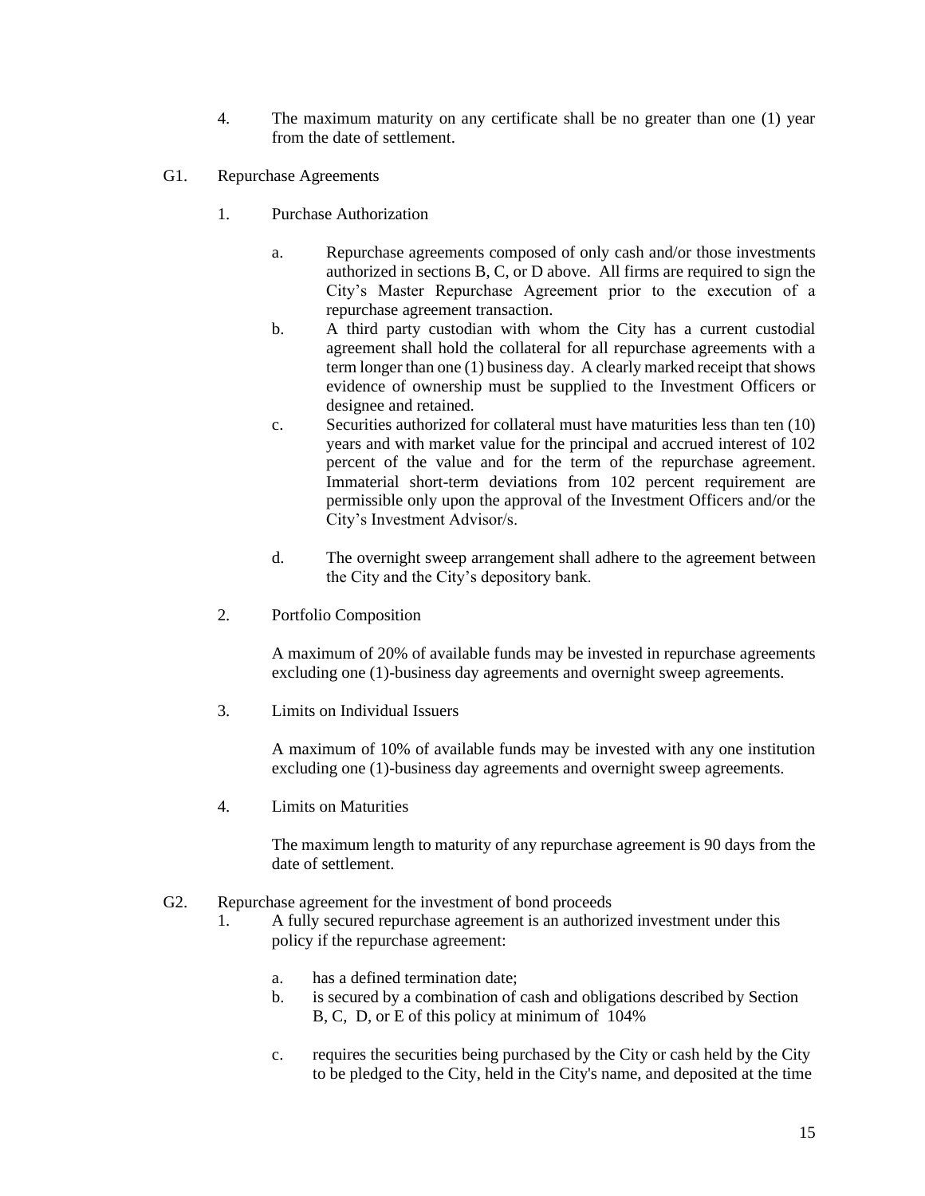4. The maximum maturity on any certificate shall be no greater than one (1) year from the date of settlement.

G1. Repurchase Agreements

1. Purchase Authorization

   a. Repurchase agreements composed of only cash and/or those investments authorized in sections B, C, or D above. All firms are required to sign the City's Master Repurchase Agreement prior to the execution of a repurchase agreement transaction.

   b. A third party custodian with whom the City has a current custodial agreement shall hold the collateral for all repurchase agreements with a term longer than one (1) business day. A clearly marked receipt that shows evidence of ownership must be supplied to the Investment Officers or designee and retained.

   c. Securities authorized for collateral must have maturities less than ten (10) years and with market value for the principal and accrued interest of 102 percent of the value and for the term of the repurchase agreement. Immaterial short-term deviations from 102 percent requirement are permissible only upon the approval of the Investment Officers and/or the City's Investment Advisor/s.

   d. The overnight sweep arrangement shall adhere to the agreement between the City and the City's depository bank.

2. Portfolio Composition

   A maximum of 20% of available funds may be invested in repurchase agreements excluding one (1)-business day agreements and overnight sweep agreements.

3. Limits on Individual Issuers

   A maximum of 10% of available funds may be invested with any one institution excluding one (1)-business day agreements and overnight sweep agreements.

4. Limits on Maturities

   The maximum length to maturity of any repurchase agreement is 90 days from the date of settlement.

G2. Repurchase agreement for the investment of bond proceeds

1. A fully secured repurchase agreement is an authorized investment under this policy if the repurchase agreement:

   a. has a defined termination date;

   b. is secured by a combination of cash and obligations described by Section B, C, D, or E of this policy at minimum of 104%

   c. requires the securities being purchased by the City or cash held by the City to be pledged to the City, held in the City's name, and deposited at the time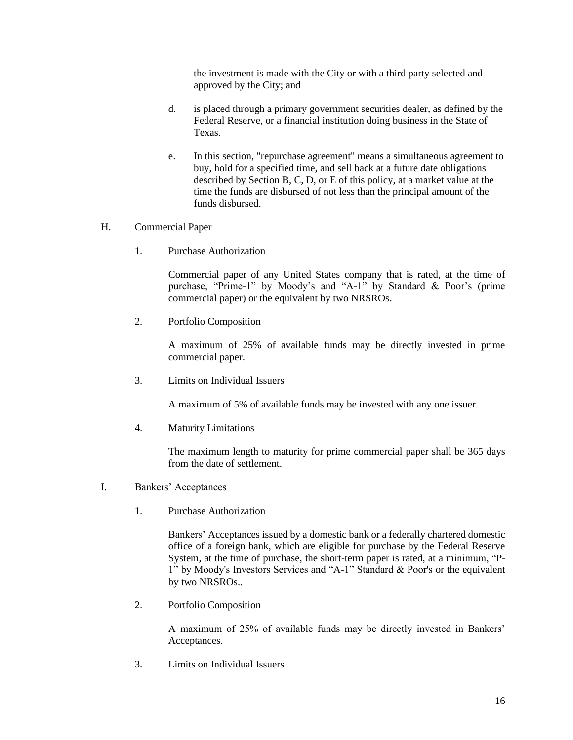the investment is made with the City or with a third party selected and approved by the City; and

d. is placed through a primary government securities dealer, as defined by the Federal Reserve, or a financial institution doing business in the State of Texas.

e. In this section, "repurchase agreement" means a simultaneous agreement to buy, hold for a specified time, and sell back at a future date obligations described by Section B, C, D, or E of this policy, at a market value at the time the funds are disbursed of not less than the principal amount of the funds disbursed.

H. Commercial Paper

1. Purchase Authorization

Commercial paper of any United States company that is rated, at the time of purchase, "Prime-1" by Moody's and "A-1" by Standard & Poor's (prime commercial paper) or the equivalent by two NRSROs.

2. Portfolio Composition

A maximum of 25% of available funds may be directly invested in prime commercial paper.

3. Limits on Individual Issuers

A maximum of 5% of available funds may be invested with any one issuer.

4. Maturity Limitations

The maximum length to maturity for prime commercial paper shall be 365 days from the date of settlement.

I. Bankers' Acceptances

1. Purchase Authorization

Bankers' Acceptances issued by a domestic bank or a federally chartered domestic office of a foreign bank, which are eligible for purchase by the Federal Reserve System, at the time of purchase, the short-term paper is rated, at a minimum, "P-1" by Moody's Investors Services and "A-1" Standard & Poor's or the equivalent by two NRSROs..

2. Portfolio Composition

A maximum of 25% of available funds may be directly invested in Bankers' Acceptances.

3. Limits on Individual Issuers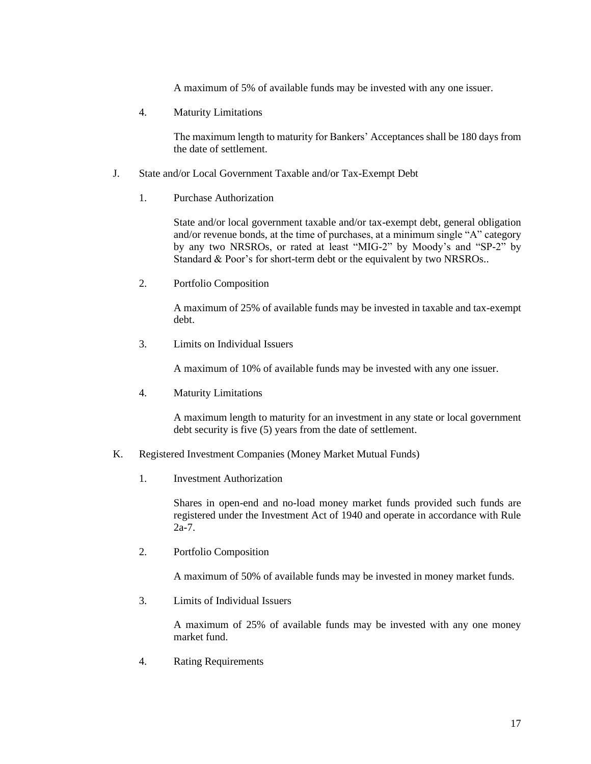A maximum of 5% of available funds may be invested with any one issuer.

4. Maturity Limitations

   The maximum length to maturity for Bankers' Acceptances shall be 180 days from the date of settlement.

J. State and/or Local Government Taxable and/or Tax-Exempt Debt

1. Purchase Authorization

   State and/or local government taxable and/or tax-exempt debt, general obligation and/or revenue bonds, at the time of purchases, at a minimum single "A" category by any two NRSROs, or rated at least "MIG-2" by Moody's and "SP-2" by Standard & Poor's for short-term debt or the equivalent by two NRSROs..

2. Portfolio Composition

   A maximum of 25% of available funds may be invested in taxable and tax-exempt debt.

3. Limits on Individual Issuers

   A maximum of 10% of available funds may be invested with any one issuer.

4. Maturity Limitations

   A maximum length to maturity for an investment in any state or local government debt security is five (5) years from the date of settlement.

K. Registered Investment Companies (Money Market Mutual Funds)

1. Investment Authorization

   Shares in open-end and no-load money market funds provided such funds are registered under the Investment Act of 1940 and operate in accordance with Rule 2a-7.

2. Portfolio Composition

   A maximum of 50% of available funds may be invested in money market funds.

3. Limits of Individual Issuers

   A maximum of 25% of available funds may be invested with any one money market fund.

4. Rating Requirements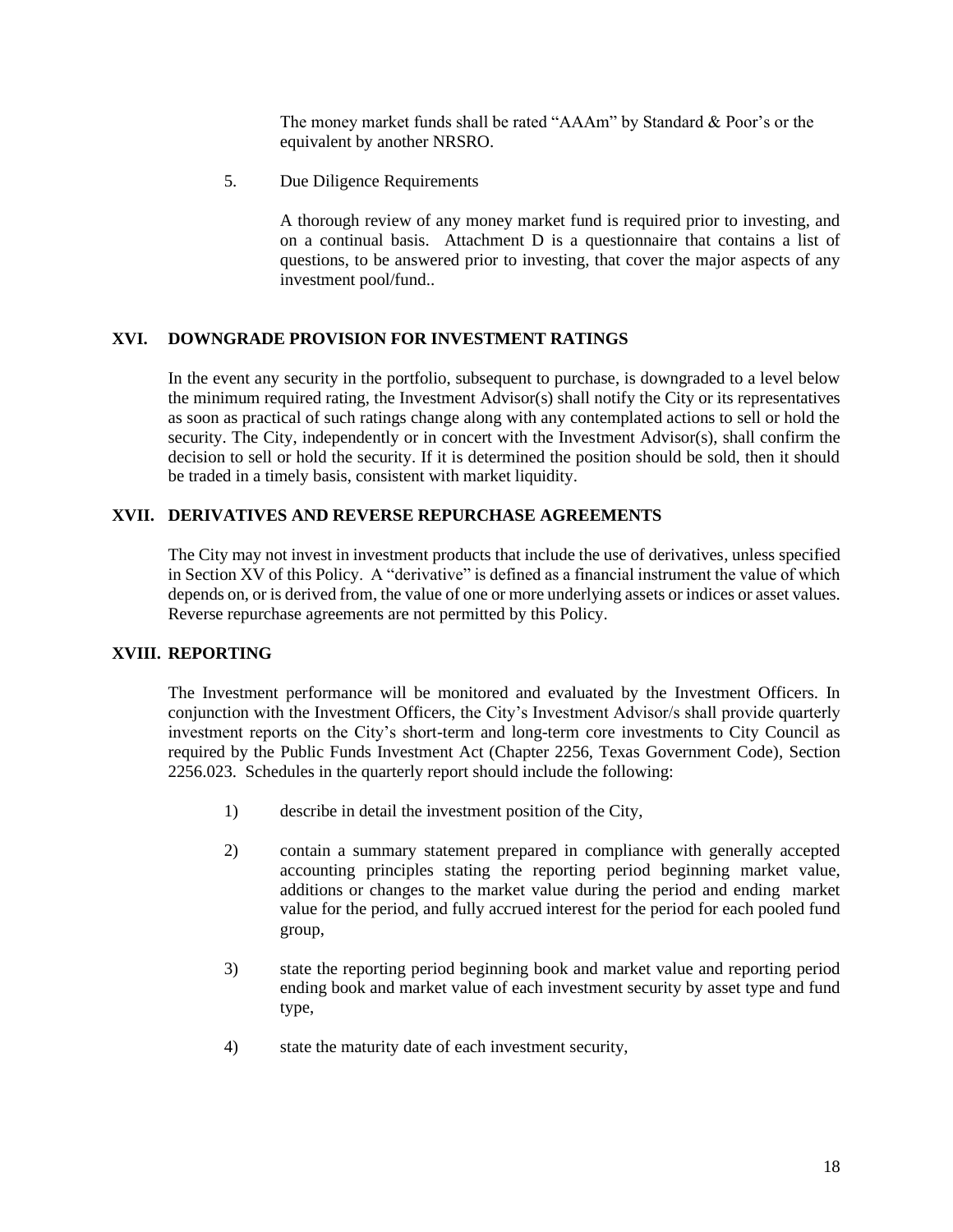The money market funds shall be rated “AAAm” by Standard & Poor’s or the equivalent by another NRSRO.

5. Due Diligence Requirements

   A thorough review of any money market fund is required prior to investing, and on a continual basis. Attachment D is a questionnaire that contains a list of questions, to be answered prior to investing, that cover the major aspects of any investment pool/fund..

## XVI. DOWNGRADE PROVISION FOR INVESTMENT RATINGS

In the event any security in the portfolio, subsequent to purchase, is downgraded to a level below the minimum required rating, the Investment Advisor(s) shall notify the City or its representatives as soon as practical of such ratings change along with any contemplated actions to sell or hold the security. The City, independently or in concert with the Investment Advisor(s), shall confirm the decision to sell or hold the security. If it is determined the position should be sold, then it should be traded in a timely basis, consistent with market liquidity.

## XVII. DERIVATIVES AND REVERSE REPURCHASE AGREEMENTS

The City may not invest in investment products that include the use of derivatives, unless specified in Section XV of this Policy. A “derivative” is defined as a financial instrument the value of which depends on, or is derived from, the value of one or more underlying assets or indices or asset values. Reverse repurchase agreements are not permitted by this Policy.

## XVIII. REPORTING

The Investment performance will be monitored and evaluated by the Investment Officers. In conjunction with the Investment Officers, the City’s Investment Advisor/s shall provide quarterly investment reports on the City’s short-term and long-term core investments to City Council as required by the Public Funds Investment Act (Chapter 2256, Texas Government Code), Section 2256.023. Schedules in the quarterly report should include the following:

1) describe in detail the investment position of the City,

2) contain a summary statement prepared in compliance with generally accepted accounting principles stating the reporting period beginning market value, additions or changes to the market value during the period and ending market value for the period, and fully accrued interest for the period for each pooled fund group,

3) state the reporting period beginning book and market value and reporting period ending book and market value of each investment security by asset type and fund type,

4) state the maturity date of each investment security,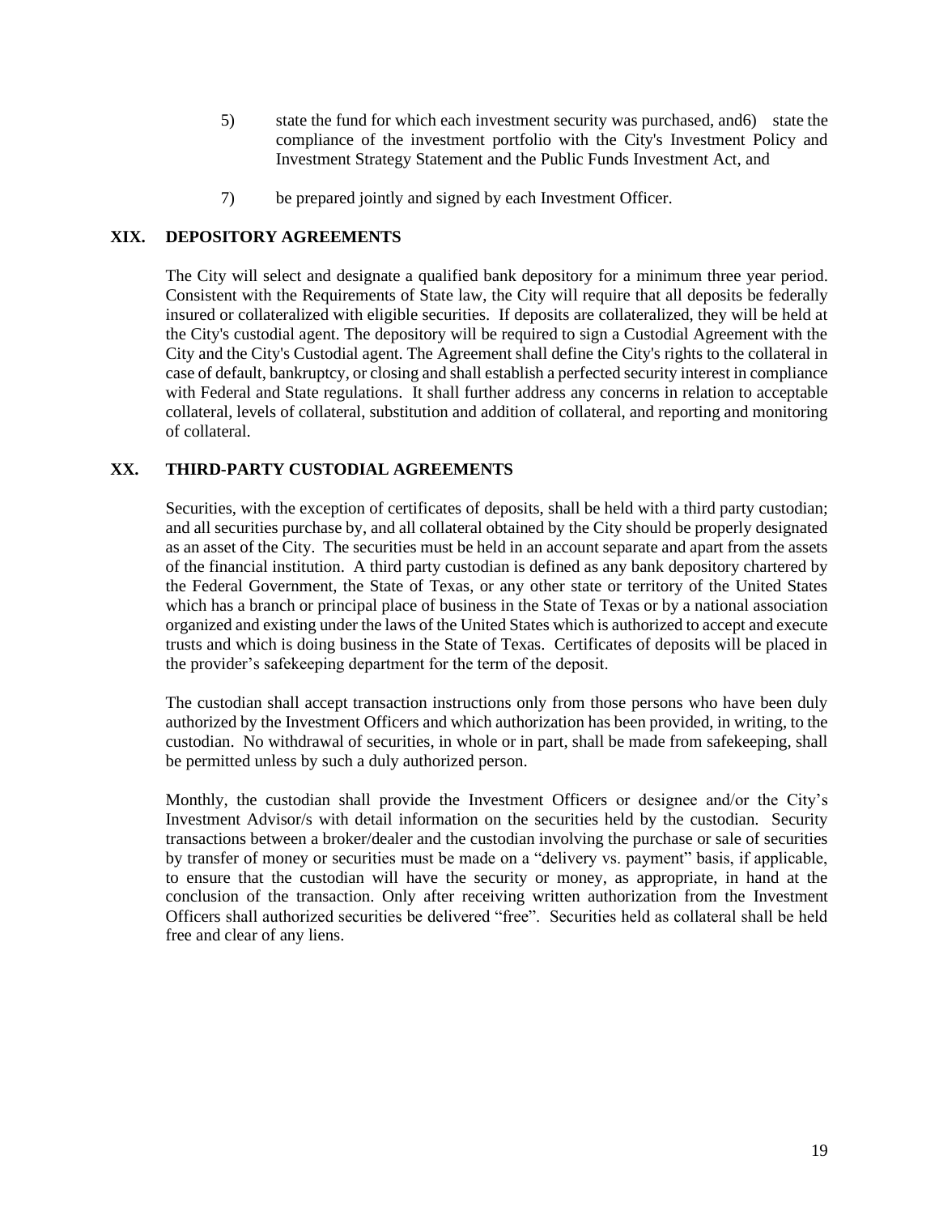5) state the fund for which each investment security was purchased, and6) state the compliance of the investment portfolio with the City's Investment Policy and Investment Strategy Statement and the Public Funds Investment Act, and

7) be prepared jointly and signed by each Investment Officer.

## XIX. DEPOSITORY AGREEMENTS

The City will select and designate a qualified bank depository for a minimum three year period. Consistent with the Requirements of State law, the City will require that all deposits be federally insured or collateralized with eligible securities. If deposits are collateralized, they will be held at the City's custodial agent. The depository will be required to sign a Custodial Agreement with the City and the City's Custodial agent. The Agreement shall define the City's rights to the collateral in case of default, bankruptcy, or closing and shall establish a perfected security interest in compliance with Federal and State regulations. It shall further address any concerns in relation to acceptable collateral, levels of collateral, substitution and addition of collateral, and reporting and monitoring of collateral.

## XX. THIRD-PARTY CUSTODIAL AGREEMENTS

Securities, with the exception of certificates of deposits, shall be held with a third party custodian; and all securities purchase by, and all collateral obtained by the City should be properly designated as an asset of the City. The securities must be held in an account separate and apart from the assets of the financial institution. A third party custodian is defined as any bank depository chartered by the Federal Government, the State of Texas, or any other state or territory of the United States which has a branch or principal place of business in the State of Texas or by a national association organized and existing under the laws of the United States which is authorized to accept and execute trusts and which is doing business in the State of Texas. Certificates of deposits will be placed in the provider's safekeeping department for the term of the deposit.

The custodian shall accept transaction instructions only from those persons who have been duly authorized by the Investment Officers and which authorization has been provided, in writing, to the custodian. No withdrawal of securities, in whole or in part, shall be made from safekeeping, shall be permitted unless by such a duly authorized person.

Monthly, the custodian shall provide the Investment Officers or designee and/or the City's Investment Advisor/s with detail information on the securities held by the custodian. Security transactions between a broker/dealer and the custodian involving the purchase or sale of securities by transfer of money or securities must be made on a "delivery vs. payment" basis, if applicable, to ensure that the custodian will have the security or money, as appropriate, in hand at the conclusion of the transaction. Only after receiving written authorization from the Investment Officers shall authorized securities be delivered "free". Securities held as collateral shall be held free and clear of any liens.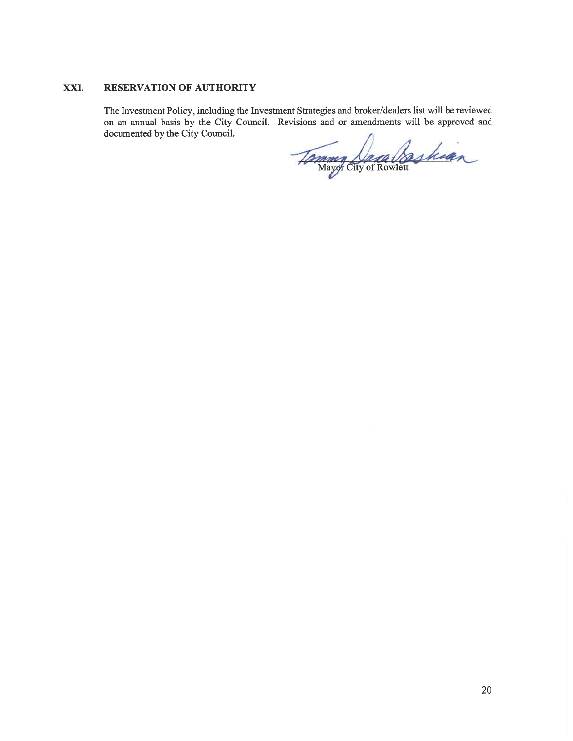## XXI. RESERVATION OF AUTHORITY

The Investment Policy, including the Investment Strategies and broker/dealers list will be reviewed on an annual basis by the City Council. Revisions and or amendments will be approved and documented by the City Council.

Mayor City of Rowlett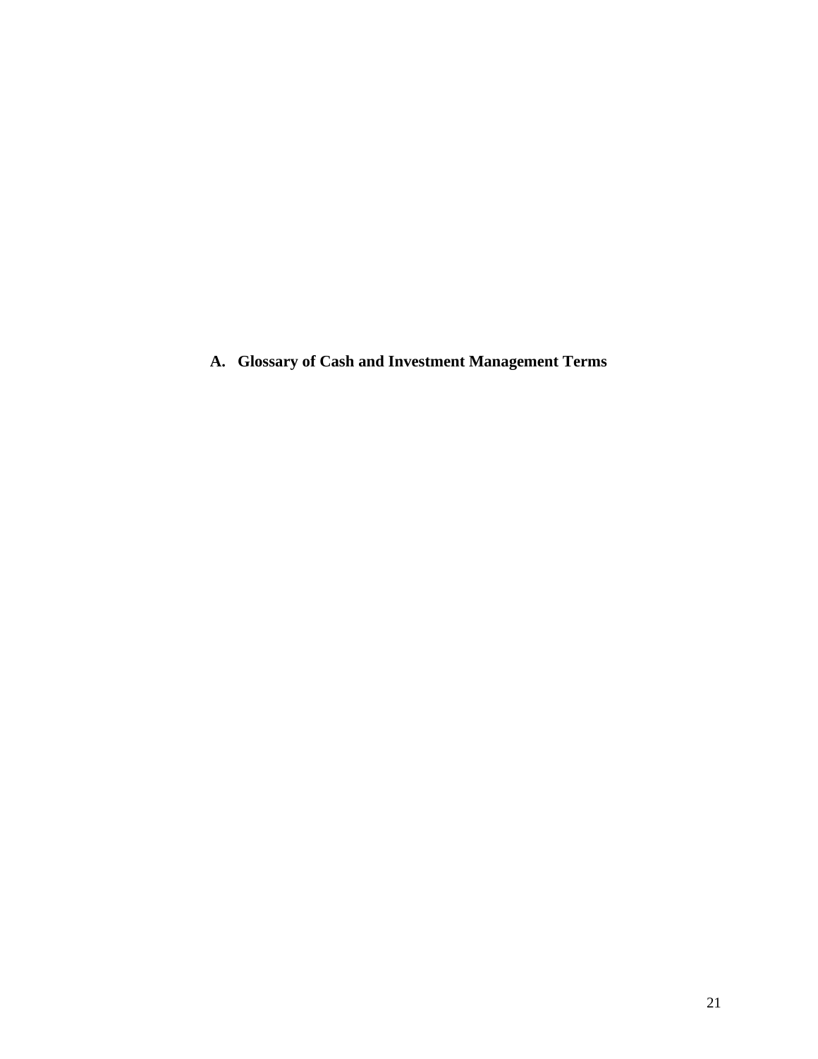## A. Glossary of Cash and Investment Management Terms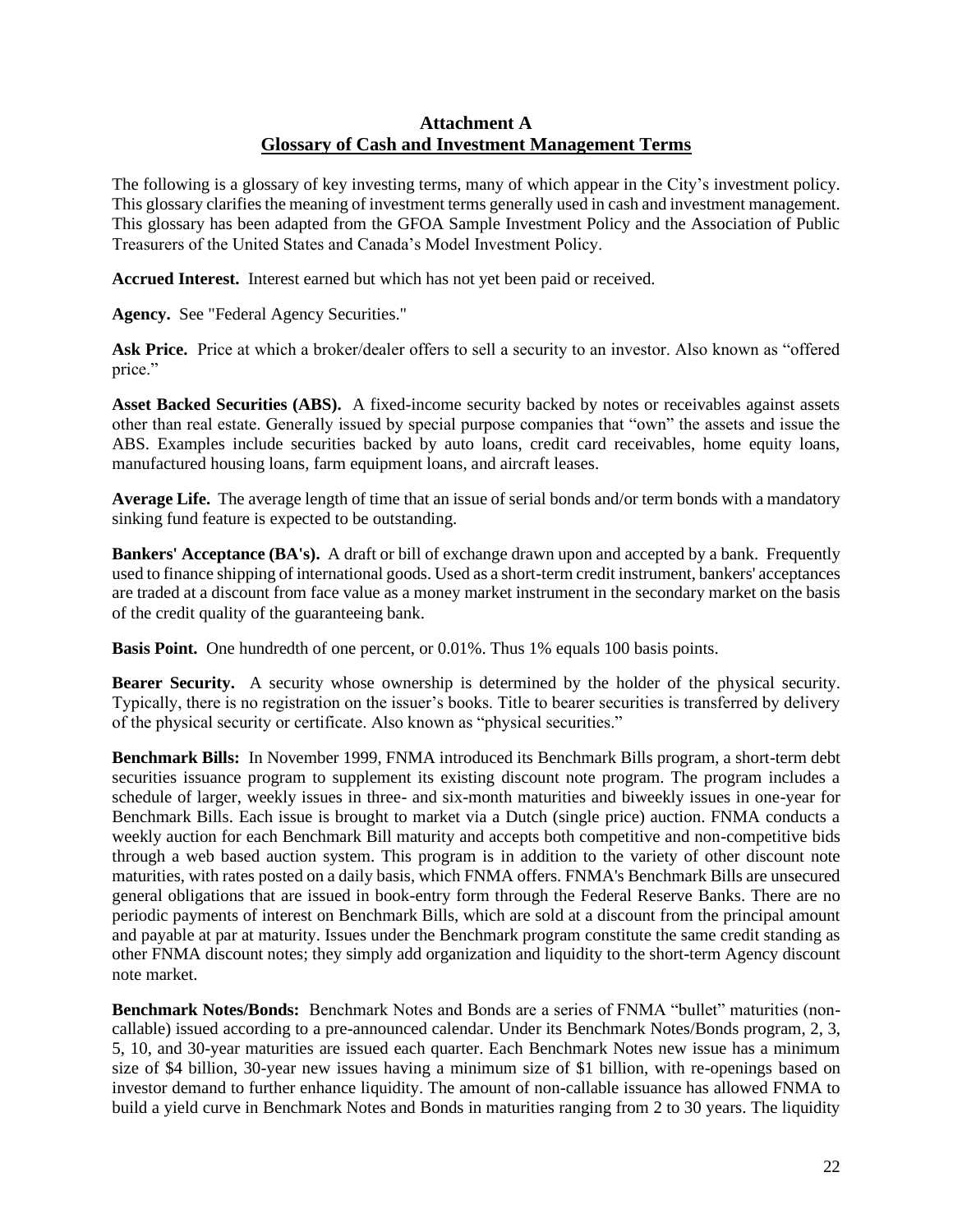## Attachment A
## Glossary of Cash and Investment Management Terms

The following is a glossary of key investing terms, many of which appear in the City's investment policy. This glossary clarifies the meaning of investment terms generally used in cash and investment management. This glossary has been adapted from the GFOA Sample Investment Policy and the Association of Public Treasurers of the United States and Canada's Model Investment Policy.

**Accrued Interest.** Interest earned but which has not yet been paid or received.

**Agency.** See "Federal Agency Securities."

**Ask Price.** Price at which a broker/dealer offers to sell a security to an investor. Also known as "offered price."

**Asset Backed Securities (ABS).** A fixed-income security backed by notes or receivables against assets other than real estate. Generally issued by special purpose companies that "own" the assets and issue the ABS. Examples include securities backed by auto loans, credit card receivables, home equity loans, manufactured housing loans, farm equipment loans, and aircraft leases.

**Average Life.** The average length of time that an issue of serial bonds and/or term bonds with a mandatory sinking fund feature is expected to be outstanding.

**Bankers' Acceptance (BA's).** A draft or bill of exchange drawn upon and accepted by a bank. Frequently used to finance shipping of international goods. Used as a short-term credit instrument, bankers' acceptances are traded at a discount from face value as a money market instrument in the secondary market on the basis of the credit quality of the guaranteeing bank.

**Basis Point.** One hundredth of one percent, or 0.01%. Thus 1% equals 100 basis points.

**Bearer Security.** A security whose ownership is determined by the holder of the physical security. Typically, there is no registration on the issuer's books. Title to bearer securities is transferred by delivery of the physical security or certificate. Also known as "physical securities."

**Benchmark Bills:** In November 1999, FNMA introduced its Benchmark Bills program, a short-term debt securities issuance program to supplement its existing discount note program. The program includes a schedule of larger, weekly issues in three- and six-month maturities and biweekly issues in one-year for Benchmark Bills. Each issue is brought to market via a Dutch (single price) auction. FNMA conducts a weekly auction for each Benchmark Bill maturity and accepts both competitive and non-competitive bids through a web based auction system. This program is in addition to the variety of other discount note maturities, with rates posted on a daily basis, which FNMA offers. FNMA's Benchmark Bills are unsecured general obligations that are issued in book-entry form through the Federal Reserve Banks. There are no periodic payments of interest on Benchmark Bills, which are sold at a discount from the principal amount and payable at par at maturity. Issues under the Benchmark program constitute the same credit standing as other FNMA discount notes; they simply add organization and liquidity to the short-term Agency discount note market.

**Benchmark Notes/Bonds:** Benchmark Notes and Bonds are a series of FNMA "bullet" maturities (non-callable) issued according to a pre-announced calendar. Under its Benchmark Notes/Bonds program, 2, 3, 5, 10, and 30-year maturities are issued each quarter. Each Benchmark Notes new issue has a minimum size of $4 billion, 30-year new issues having a minimum size of $1 billion, with re-openings based on investor demand to further enhance liquidity. The amount of non-callable issuance has allowed FNMA to build a yield curve in Benchmark Notes and Bonds in maturities ranging from 2 to 30 years. The liquidity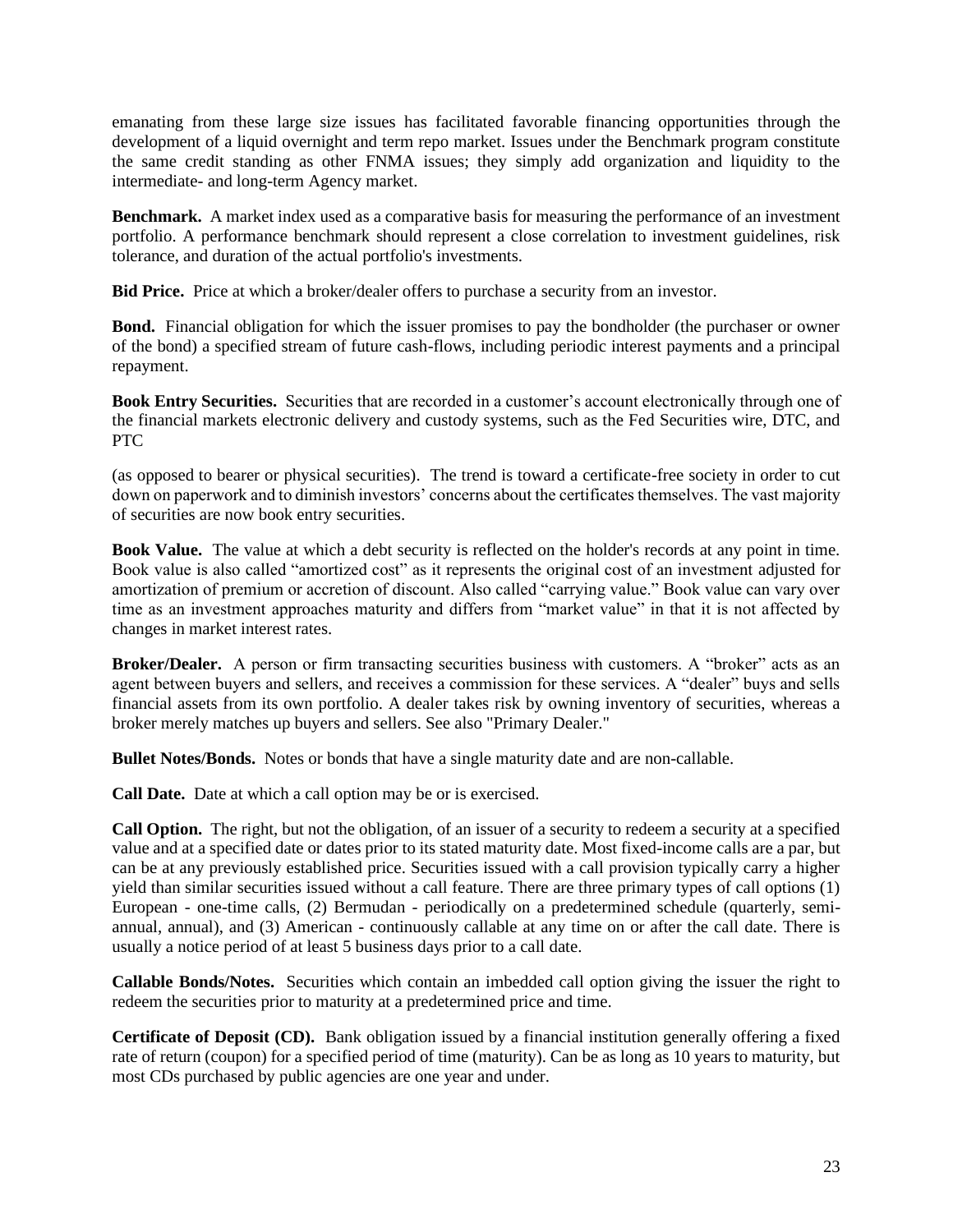emanating from these large size issues has facilitated favorable financing opportunities through the development of a liquid overnight and term repo market. Issues under the Benchmark program constitute the same credit standing as other FNMA issues; they simply add organization and liquidity to the intermediate- and long-term Agency market.

**Benchmark.** A market index used as a comparative basis for measuring the performance of an investment portfolio. A performance benchmark should represent a close correlation to investment guidelines, risk tolerance, and duration of the actual portfolio's investments.

**Bid Price.** Price at which a broker/dealer offers to purchase a security from an investor.

**Bond.** Financial obligation for which the issuer promises to pay the bondholder (the purchaser or owner of the bond) a specified stream of future cash-flows, including periodic interest payments and a principal repayment.

**Book Entry Securities.** Securities that are recorded in a customer's account electronically through one of the financial markets electronic delivery and custody systems, such as the Fed Securities wire, DTC, and PTC

(as opposed to bearer or physical securities). The trend is toward a certificate-free society in order to cut down on paperwork and to diminish investors' concerns about the certificates themselves. The vast majority of securities are now book entry securities.

**Book Value.** The value at which a debt security is reflected on the holder's records at any point in time. Book value is also called "amortized cost" as it represents the original cost of an investment adjusted for amortization of premium or accretion of discount. Also called "carrying value." Book value can vary over time as an investment approaches maturity and differs from "market value" in that it is not affected by changes in market interest rates.

**Broker/Dealer.** A person or firm transacting securities business with customers. A "broker" acts as an agent between buyers and sellers, and receives a commission for these services. A "dealer" buys and sells financial assets from its own portfolio. A dealer takes risk by owning inventory of securities, whereas a broker merely matches up buyers and sellers. See also "Primary Dealer."

**Bullet Notes/Bonds.** Notes or bonds that have a single maturity date and are non-callable.

**Call Date.** Date at which a call option may be or is exercised.

**Call Option.** The right, but not the obligation, of an issuer of a security to redeem a security at a specified value and at a specified date or dates prior to its stated maturity date. Most fixed-income calls are a par, but can be at any previously established price. Securities issued with a call provision typically carry a higher yield than similar securities issued without a call feature. There are three primary types of call options (1) European - one-time calls, (2) Bermudan - periodically on a predetermined schedule (quarterly, semi-annual, annual), and (3) American - continuously callable at any time on or after the call date. There is usually a notice period of at least 5 business days prior to a call date.

**Callable Bonds/Notes.** Securities which contain an imbedded call option giving the issuer the right to redeem the securities prior to maturity at a predetermined price and time.

**Certificate of Deposit (CD).** Bank obligation issued by a financial institution generally offering a fixed rate of return (coupon) for a specified period of time (maturity). Can be as long as 10 years to maturity, but most CDs purchased by public agencies are one year and under.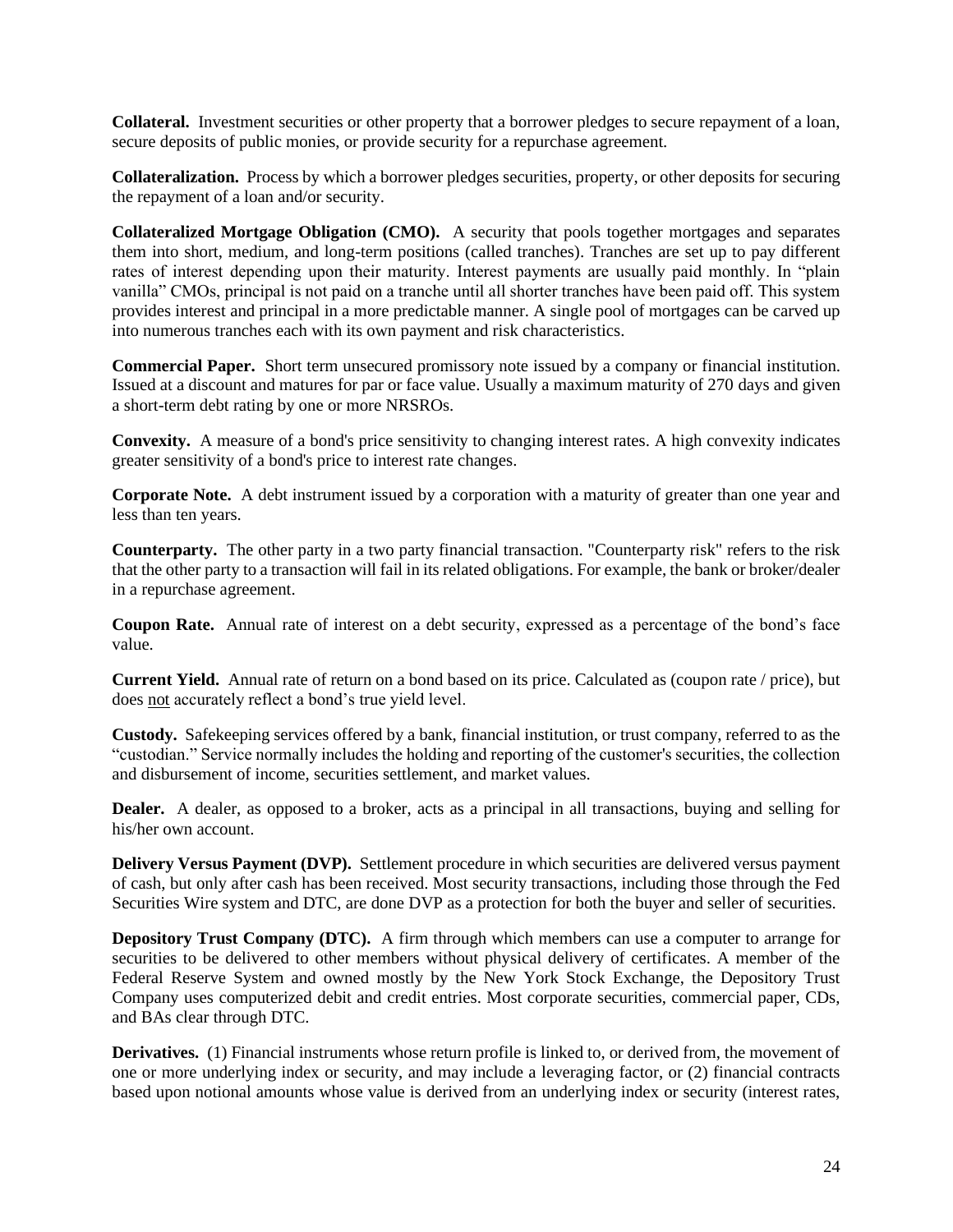**Collateral.** Investment securities or other property that a borrower pledges to secure repayment of a loan, secure deposits of public monies, or provide security for a repurchase agreement.

**Collateralization.** Process by which a borrower pledges securities, property, or other deposits for securing the repayment of a loan and/or security.

**Collateralized Mortgage Obligation (CMO).** A security that pools together mortgages and separates them into short, medium, and long-term positions (called tranches). Tranches are set up to pay different rates of interest depending upon their maturity. Interest payments are usually paid monthly. In "plain vanilla" CMOs, principal is not paid on a tranche until all shorter tranches have been paid off. This system provides interest and principal in a more predictable manner. A single pool of mortgages can be carved up into numerous tranches each with its own payment and risk characteristics.

**Commercial Paper.** Short term unsecured promissory note issued by a company or financial institution. Issued at a discount and matures for par or face value. Usually a maximum maturity of 270 days and given a short-term debt rating by one or more NRSROs.

**Convexity.** A measure of a bond's price sensitivity to changing interest rates. A high convexity indicates greater sensitivity of a bond's price to interest rate changes.

**Corporate Note.** A debt instrument issued by a corporation with a maturity of greater than one year and less than ten years.

**Counterparty.** The other party in a two party financial transaction. "Counterparty risk" refers to the risk that the other party to a transaction will fail in its related obligations. For example, the bank or broker/dealer in a repurchase agreement.

**Coupon Rate.** Annual rate of interest on a debt security, expressed as a percentage of the bond's face value.

**Current Yield.** Annual rate of return on a bond based on its price. Calculated as (coupon rate / price), but does not accurately reflect a bond's true yield level.

**Custody.** Safekeeping services offered by a bank, financial institution, or trust company, referred to as the "custodian." Service normally includes the holding and reporting of the customer's securities, the collection and disbursement of income, securities settlement, and market values.

**Dealer.** A dealer, as opposed to a broker, acts as a principal in all transactions, buying and selling for his/her own account.

**Delivery Versus Payment (DVP).** Settlement procedure in which securities are delivered versus payment of cash, but only after cash has been received. Most security transactions, including those through the Fed Securities Wire system and DTC, are done DVP as a protection for both the buyer and seller of securities.

**Depository Trust Company (DTC).** A firm through which members can use a computer to arrange for securities to be delivered to other members without physical delivery of certificates. A member of the Federal Reserve System and owned mostly by the New York Stock Exchange, the Depository Trust Company uses computerized debit and credit entries. Most corporate securities, commercial paper, CDs, and BAs clear through DTC.

**Derivatives.** (1) Financial instruments whose return profile is linked to, or derived from, the movement of one or more underlying index or security, and may include a leveraging factor, or (2) financial contracts based upon notional amounts whose value is derived from an underlying index or security (interest rates,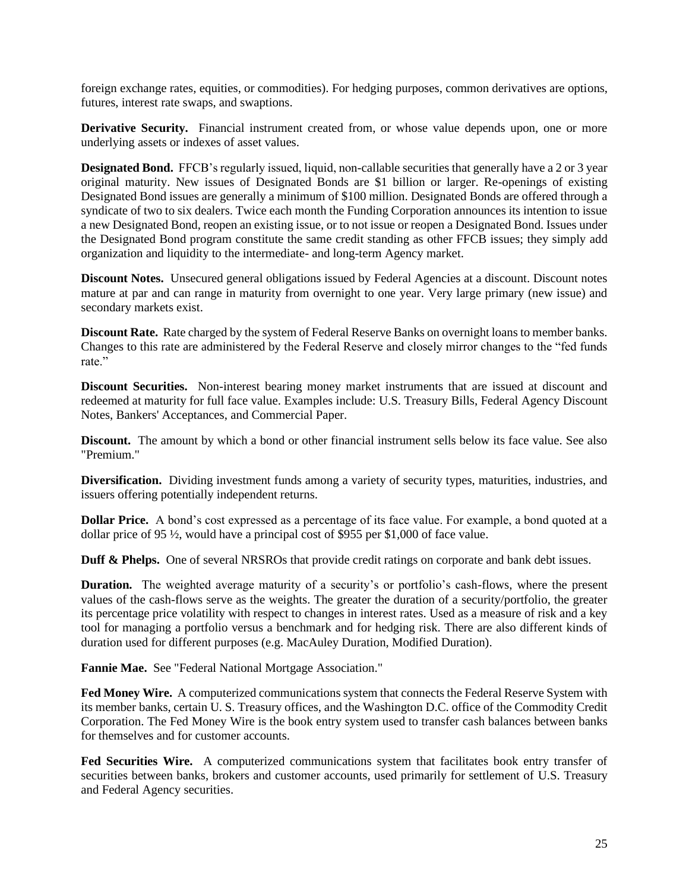foreign exchange rates, equities, or commodities). For hedging purposes, common derivatives are options, futures, interest rate swaps, and swaptions.

**Derivative Security.** Financial instrument created from, or whose value depends upon, one or more underlying assets or indexes of asset values.

**Designated Bond.** FFCB's regularly issued, liquid, non-callable securities that generally have a 2 or 3 year original maturity. New issues of Designated Bonds are $1 billion or larger. Re-openings of existing Designated Bond issues are generally a minimum of $100 million. Designated Bonds are offered through a syndicate of two to six dealers. Twice each month the Funding Corporation announces its intention to issue a new Designated Bond, reopen an existing issue, or to not issue or reopen a Designated Bond. Issues under the Designated Bond program constitute the same credit standing as other FFCB issues; they simply add organization and liquidity to the intermediate- and long-term Agency market.

**Discount Notes.** Unsecured general obligations issued by Federal Agencies at a discount. Discount notes mature at par and can range in maturity from overnight to one year. Very large primary (new issue) and secondary markets exist.

**Discount Rate.** Rate charged by the system of Federal Reserve Banks on overnight loans to member banks. Changes to this rate are administered by the Federal Reserve and closely mirror changes to the "fed funds rate."

**Discount Securities.** Non-interest bearing money market instruments that are issued at discount and redeemed at maturity for full face value. Examples include: U.S. Treasury Bills, Federal Agency Discount Notes, Bankers' Acceptances, and Commercial Paper.

**Discount.** The amount by which a bond or other financial instrument sells below its face value. See also "Premium."

**Diversification.** Dividing investment funds among a variety of security types, maturities, industries, and issuers offering potentially independent returns.

**Dollar Price.** A bond's cost expressed as a percentage of its face value. For example, a bond quoted at a dollar price of 95 ½, would have a principal cost of $955 per $1,000 of face value.

**Duff & Phelps.** One of several NRSROs that provide credit ratings on corporate and bank debt issues.

**Duration.** The weighted average maturity of a security's or portfolio's cash-flows, where the present values of the cash-flows serve as the weights. The greater the duration of a security/portfolio, the greater its percentage price volatility with respect to changes in interest rates. Used as a measure of risk and a key tool for managing a portfolio versus a benchmark and for hedging risk. There are also different kinds of duration used for different purposes (e.g. MacAuley Duration, Modified Duration).

**Fannie Mae.** See "Federal National Mortgage Association."

**Fed Money Wire.** A computerized communications system that connects the Federal Reserve System with its member banks, certain U. S. Treasury offices, and the Washington D.C. office of the Commodity Credit Corporation. The Fed Money Wire is the book entry system used to transfer cash balances between banks for themselves and for customer accounts.

**Fed Securities Wire.** A computerized communications system that facilitates book entry transfer of securities between banks, brokers and customer accounts, used primarily for settlement of U.S. Treasury and Federal Agency securities.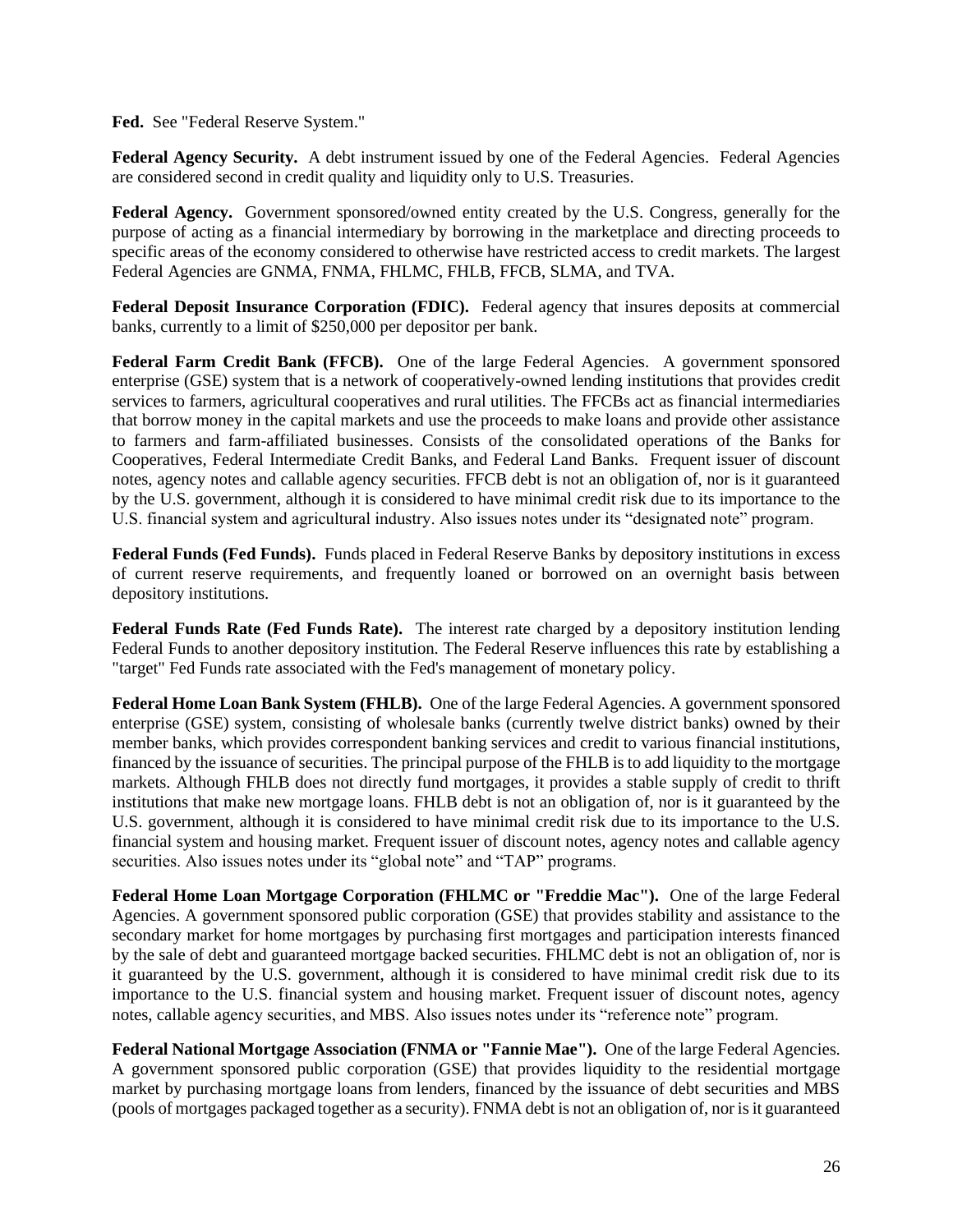**Fed.** See "Federal Reserve System."

**Federal Agency Security.** A debt instrument issued by one of the Federal Agencies. Federal Agencies are considered second in credit quality and liquidity only to U.S. Treasuries.

**Federal Agency.** Government sponsored/owned entity created by the U.S. Congress, generally for the purpose of acting as a financial intermediary by borrowing in the marketplace and directing proceeds to specific areas of the economy considered to otherwise have restricted access to credit markets. The largest Federal Agencies are GNMA, FNMA, FHLMC, FHLB, FFCB, SLMA, and TVA.

**Federal Deposit Insurance Corporation (FDIC).** Federal agency that insures deposits at commercial banks, currently to a limit of $250,000 per depositor per bank.

**Federal Farm Credit Bank (FFCB).** One of the large Federal Agencies. A government sponsored enterprise (GSE) system that is a network of cooperatively-owned lending institutions that provides credit services to farmers, agricultural cooperatives and rural utilities. The FFCBs act as financial intermediaries that borrow money in the capital markets and use the proceeds to make loans and provide other assistance to farmers and farm-affiliated businesses. Consists of the consolidated operations of the Banks for Cooperatives, Federal Intermediate Credit Banks, and Federal Land Banks. Frequent issuer of discount notes, agency notes and callable agency securities. FFCB debt is not an obligation of, nor is it guaranteed by the U.S. government, although it is considered to have minimal credit risk due to its importance to the U.S. financial system and agricultural industry. Also issues notes under its "designated note" program.

**Federal Funds (Fed Funds).** Funds placed in Federal Reserve Banks by depository institutions in excess of current reserve requirements, and frequently loaned or borrowed on an overnight basis between depository institutions.

**Federal Funds Rate (Fed Funds Rate).** The interest rate charged by a depository institution lending Federal Funds to another depository institution. The Federal Reserve influences this rate by establishing a "target" Fed Funds rate associated with the Fed's management of monetary policy.

**Federal Home Loan Bank System (FHLB).** One of the large Federal Agencies. A government sponsored enterprise (GSE) system, consisting of wholesale banks (currently twelve district banks) owned by their member banks, which provides correspondent banking services and credit to various financial institutions, financed by the issuance of securities. The principal purpose of the FHLB is to add liquidity to the mortgage markets. Although FHLB does not directly fund mortgages, it provides a stable supply of credit to thrift institutions that make new mortgage loans. FHLB debt is not an obligation of, nor is it guaranteed by the U.S. government, although it is considered to have minimal credit risk due to its importance to the U.S. financial system and housing market. Frequent issuer of discount notes, agency notes and callable agency securities. Also issues notes under its "global note" and "TAP" programs.

**Federal Home Loan Mortgage Corporation (FHLMC or "Freddie Mac").** One of the large Federal Agencies. A government sponsored public corporation (GSE) that provides stability and assistance to the secondary market for home mortgages by purchasing first mortgages and participation interests financed by the sale of debt and guaranteed mortgage backed securities. FHLMC debt is not an obligation of, nor is it guaranteed by the U.S. government, although it is considered to have minimal credit risk due to its importance to the U.S. financial system and housing market. Frequent issuer of discount notes, agency notes, callable agency securities, and MBS. Also issues notes under its "reference note" program.

**Federal National Mortgage Association (FNMA or "Fannie Mae").** One of the large Federal Agencies. A government sponsored public corporation (GSE) that provides liquidity to the residential mortgage market by purchasing mortgage loans from lenders, financed by the issuance of debt securities and MBS (pools of mortgages packaged together as a security). FNMA debt is not an obligation of, nor is it guaranteed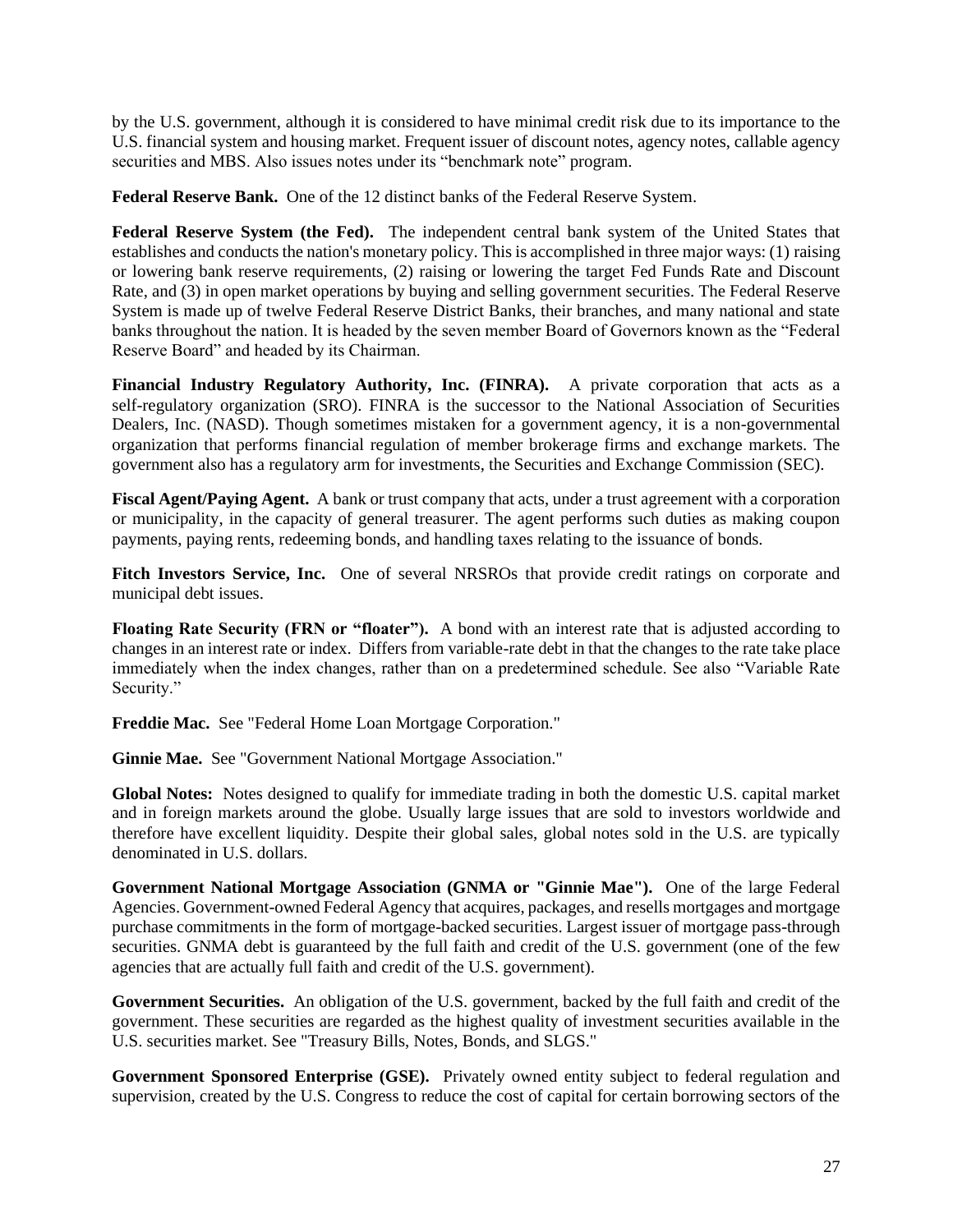by the U.S. government, although it is considered to have minimal credit risk due to its importance to the U.S. financial system and housing market. Frequent issuer of discount notes, agency notes, callable agency securities and MBS. Also issues notes under its "benchmark note" program.

**Federal Reserve Bank.** One of the 12 distinct banks of the Federal Reserve System.

**Federal Reserve System (the Fed).** The independent central bank system of the United States that establishes and conducts the nation's monetary policy. This is accomplished in three major ways: (1) raising or lowering bank reserve requirements, (2) raising or lowering the target Fed Funds Rate and Discount Rate, and (3) in open market operations by buying and selling government securities. The Federal Reserve System is made up of twelve Federal Reserve District Banks, their branches, and many national and state banks throughout the nation. It is headed by the seven member Board of Governors known as the "Federal Reserve Board" and headed by its Chairman.

**Financial Industry Regulatory Authority, Inc. (FINRA).** A private corporation that acts as a self-regulatory organization (SRO). FINRA is the successor to the National Association of Securities Dealers, Inc. (NASD). Though sometimes mistaken for a government agency, it is a non-governmental organization that performs financial regulation of member brokerage firms and exchange markets. The government also has a regulatory arm for investments, the Securities and Exchange Commission (SEC).

**Fiscal Agent/Paying Agent.** A bank or trust company that acts, under a trust agreement with a corporation or municipality, in the capacity of general treasurer. The agent performs such duties as making coupon payments, paying rents, redeeming bonds, and handling taxes relating to the issuance of bonds.

**Fitch Investors Service, Inc.** One of several NRSROs that provide credit ratings on corporate and municipal debt issues.

**Floating Rate Security (FRN or "floater").** A bond with an interest rate that is adjusted according to changes in an interest rate or index. Differs from variable-rate debt in that the changes to the rate take place immediately when the index changes, rather than on a predetermined schedule. See also "Variable Rate Security."

**Freddie Mac.** See "Federal Home Loan Mortgage Corporation."

**Ginnie Mae.** See "Government National Mortgage Association."

**Global Notes:** Notes designed to qualify for immediate trading in both the domestic U.S. capital market and in foreign markets around the globe. Usually large issues that are sold to investors worldwide and therefore have excellent liquidity. Despite their global sales, global notes sold in the U.S. are typically denominated in U.S. dollars.

**Government National Mortgage Association (GNMA or "Ginnie Mae").** One of the large Federal Agencies. Government-owned Federal Agency that acquires, packages, and resells mortgages and mortgage purchase commitments in the form of mortgage-backed securities. Largest issuer of mortgage pass-through securities. GNMA debt is guaranteed by the full faith and credit of the U.S. government (one of the few agencies that are actually full faith and credit of the U.S. government).

**Government Securities.** An obligation of the U.S. government, backed by the full faith and credit of the government. These securities are regarded as the highest quality of investment securities available in the U.S. securities market. See "Treasury Bills, Notes, Bonds, and SLGS."

**Government Sponsored Enterprise (GSE).** Privately owned entity subject to federal regulation and supervision, created by the U.S. Congress to reduce the cost of capital for certain borrowing sectors of the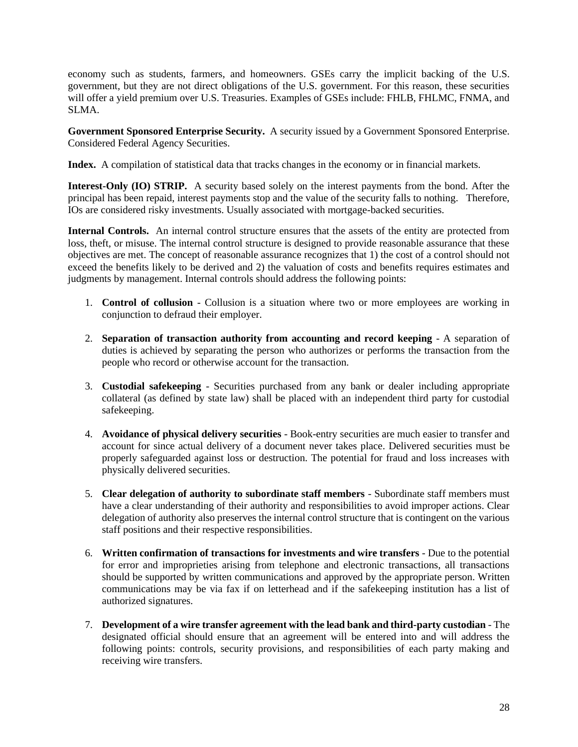economy such as students, farmers, and homeowners. GSEs carry the implicit backing of the U.S. government, but they are not direct obligations of the U.S. government. For this reason, these securities will offer a yield premium over U.S. Treasuries. Examples of GSEs include: FHLB, FHLMC, FNMA, and SLMA.

**Government Sponsored Enterprise Security.** A security issued by a Government Sponsored Enterprise. Considered Federal Agency Securities.

**Index.** A compilation of statistical data that tracks changes in the economy or in financial markets.

**Interest-Only (IO) STRIP.** A security based solely on the interest payments from the bond. After the principal has been repaid, interest payments stop and the value of the security falls to nothing. Therefore, IOs are considered risky investments. Usually associated with mortgage-backed securities.

**Internal Controls.** An internal control structure ensures that the assets of the entity are protected from loss, theft, or misuse. The internal control structure is designed to provide reasonable assurance that these objectives are met. The concept of reasonable assurance recognizes that 1) the cost of a control should not exceed the benefits likely to be derived and 2) the valuation of costs and benefits requires estimates and judgments by management. Internal controls should address the following points:

1. **Control of collusion** - Collusion is a situation where two or more employees are working in conjunction to defraud their employer.

2. **Separation of transaction authority from accounting and record keeping** - A separation of duties is achieved by separating the person who authorizes or performs the transaction from the people who record or otherwise account for the transaction.

3. **Custodial safekeeping** - Securities purchased from any bank or dealer including appropriate collateral (as defined by state law) shall be placed with an independent third party for custodial safekeeping.

4. **Avoidance of physical delivery securities** - Book-entry securities are much easier to transfer and account for since actual delivery of a document never takes place. Delivered securities must be properly safeguarded against loss or destruction. The potential for fraud and loss increases with physically delivered securities.

5. **Clear delegation of authority to subordinate staff members** - Subordinate staff members must have a clear understanding of their authority and responsibilities to avoid improper actions. Clear delegation of authority also preserves the internal control structure that is contingent on the various staff positions and their respective responsibilities.

6. **Written confirmation of transactions for investments and wire transfers** - Due to the potential for error and improprieties arising from telephone and electronic transactions, all transactions should be supported by written communications and approved by the appropriate person. Written communications may be via fax if on letterhead and if the safekeeping institution has a list of authorized signatures.

7. **Development of a wire transfer agreement with the lead bank and third-party custodian** - The designated official should ensure that an agreement will be entered into and will address the following points: controls, security provisions, and responsibilities of each party making and receiving wire transfers.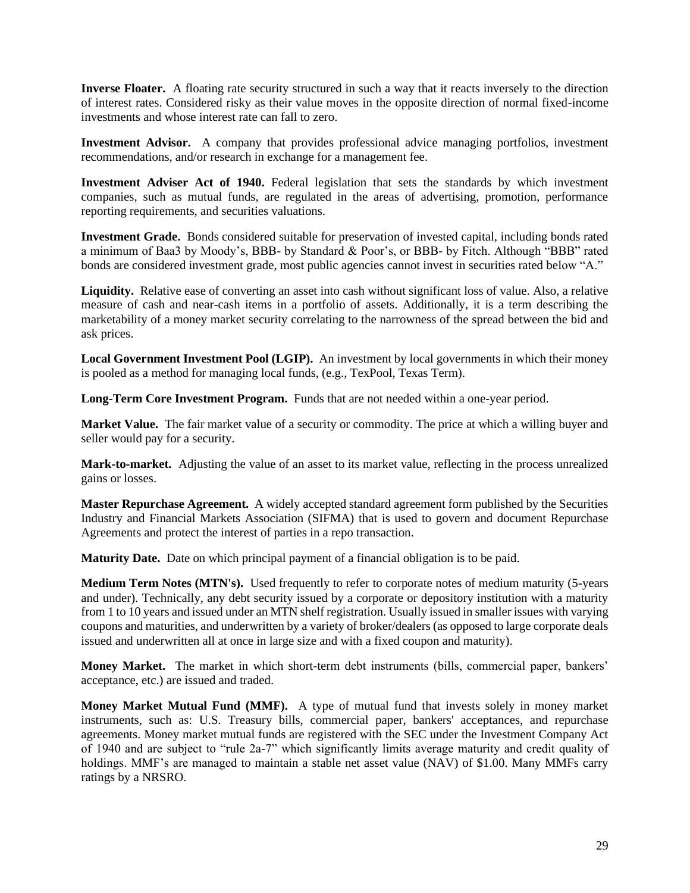**Inverse Floater.** A floating rate security structured in such a way that it reacts inversely to the direction of interest rates. Considered risky as their value moves in the opposite direction of normal fixed-income investments and whose interest rate can fall to zero.

**Investment Advisor.** A company that provides professional advice managing portfolios, investment recommendations, and/or research in exchange for a management fee.

**Investment Adviser Act of 1940.** Federal legislation that sets the standards by which investment companies, such as mutual funds, are regulated in the areas of advertising, promotion, performance reporting requirements, and securities valuations.

**Investment Grade.** Bonds considered suitable for preservation of invested capital, including bonds rated a minimum of Baa3 by Moody's, BBB- by Standard & Poor's, or BBB- by Fitch. Although "BBB" rated bonds are considered investment grade, most public agencies cannot invest in securities rated below "A."

**Liquidity.** Relative ease of converting an asset into cash without significant loss of value. Also, a relative measure of cash and near-cash items in a portfolio of assets. Additionally, it is a term describing the marketability of a money market security correlating to the narrowness of the spread between the bid and ask prices.

**Local Government Investment Pool (LGIP).** An investment by local governments in which their money is pooled as a method for managing local funds, (e.g., TexPool, Texas Term).

**Long-Term Core Investment Program.** Funds that are not needed within a one-year period.

**Market Value.** The fair market value of a security or commodity. The price at which a willing buyer and seller would pay for a security.

**Mark-to-market.** Adjusting the value of an asset to its market value, reflecting in the process unrealized gains or losses.

**Master Repurchase Agreement.** A widely accepted standard agreement form published by the Securities Industry and Financial Markets Association (SIFMA) that is used to govern and document Repurchase Agreements and protect the interest of parties in a repo transaction.

**Maturity Date.** Date on which principal payment of a financial obligation is to be paid.

**Medium Term Notes (MTN's).** Used frequently to refer to corporate notes of medium maturity (5-years and under). Technically, any debt security issued by a corporate or depository institution with a maturity from 1 to 10 years and issued under an MTN shelf registration. Usually issued in smaller issues with varying coupons and maturities, and underwritten by a variety of broker/dealers (as opposed to large corporate deals issued and underwritten all at once in large size and with a fixed coupon and maturity).

**Money Market.** The market in which short-term debt instruments (bills, commercial paper, bankers' acceptance, etc.) are issued and traded.

**Money Market Mutual Fund (MMF).** A type of mutual fund that invests solely in money market instruments, such as: U.S. Treasury bills, commercial paper, bankers' acceptances, and repurchase agreements. Money market mutual funds are registered with the SEC under the Investment Company Act of 1940 and are subject to "rule 2a-7" which significantly limits average maturity and credit quality of holdings. MMF's are managed to maintain a stable net asset value (NAV) of $1.00. Many MMFs carry ratings by a NRSRO.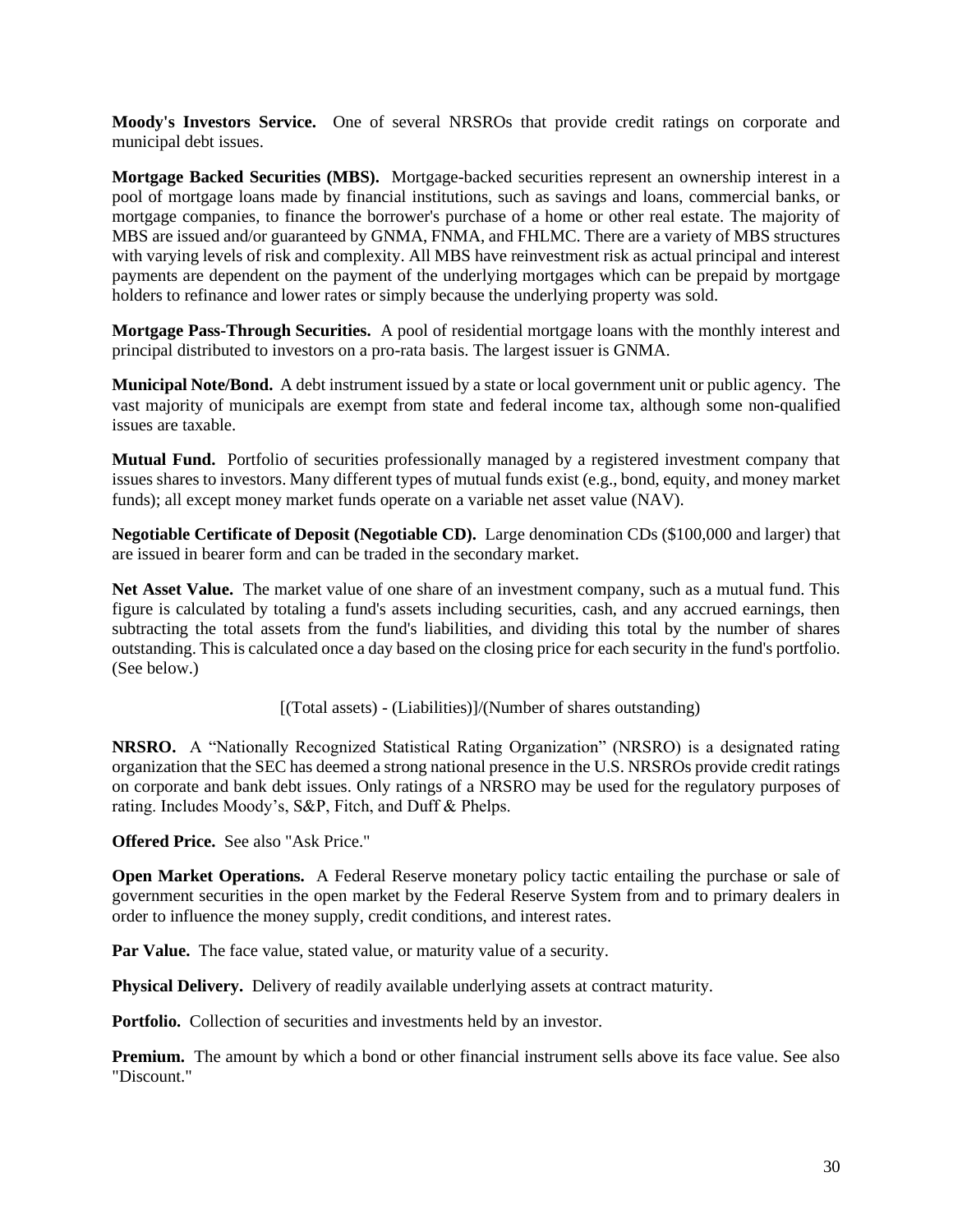**Moody's Investors Service.** One of several NRSROs that provide credit ratings on corporate and municipal debt issues.

**Mortgage Backed Securities (MBS).** Mortgage-backed securities represent an ownership interest in a pool of mortgage loans made by financial institutions, such as savings and loans, commercial banks, or mortgage companies, to finance the borrower's purchase of a home or other real estate. The majority of MBS are issued and/or guaranteed by GNMA, FNMA, and FHLMC. There are a variety of MBS structures with varying levels of risk and complexity. All MBS have reinvestment risk as actual principal and interest payments are dependent on the payment of the underlying mortgages which can be prepaid by mortgage holders to refinance and lower rates or simply because the underlying property was sold.

**Mortgage Pass-Through Securities.** A pool of residential mortgage loans with the monthly interest and principal distributed to investors on a pro-rata basis. The largest issuer is GNMA.

**Municipal Note/Bond.** A debt instrument issued by a state or local government unit or public agency. The vast majority of municipals are exempt from state and federal income tax, although some non-qualified issues are taxable.

**Mutual Fund.** Portfolio of securities professionally managed by a registered investment company that issues shares to investors. Many different types of mutual funds exist (e.g., bond, equity, and money market funds); all except money market funds operate on a variable net asset value (NAV).

**Negotiable Certificate of Deposit (Negotiable CD).** Large denomination CDs ($100,000 and larger) that are issued in bearer form and can be traded in the secondary market.

**Net Asset Value.** The market value of one share of an investment company, such as a mutual fund. This figure is calculated by totaling a fund's assets including securities, cash, and any accrued earnings, then subtracting the total assets from the fund's liabilities, and dividing this total by the number of shares outstanding. This is calculated once a day based on the closing price for each security in the fund's portfolio. (See below.)

[(Total assets) - (Liabilities)]/(Number of shares outstanding)

**NRSRO.** A "Nationally Recognized Statistical Rating Organization" (NRSRO) is a designated rating organization that the SEC has deemed a strong national presence in the U.S. NRSROs provide credit ratings on corporate and bank debt issues. Only ratings of a NRSRO may be used for the regulatory purposes of rating. Includes Moody's, S&P, Fitch, and Duff & Phelps.

**Offered Price.** See also "Ask Price."

**Open Market Operations.** A Federal Reserve monetary policy tactic entailing the purchase or sale of government securities in the open market by the Federal Reserve System from and to primary dealers in order to influence the money supply, credit conditions, and interest rates.

**Par Value.** The face value, stated value, or maturity value of a security.

**Physical Delivery.** Delivery of readily available underlying assets at contract maturity.

**Portfolio.** Collection of securities and investments held by an investor.

**Premium.** The amount by which a bond or other financial instrument sells above its face value. See also "Discount."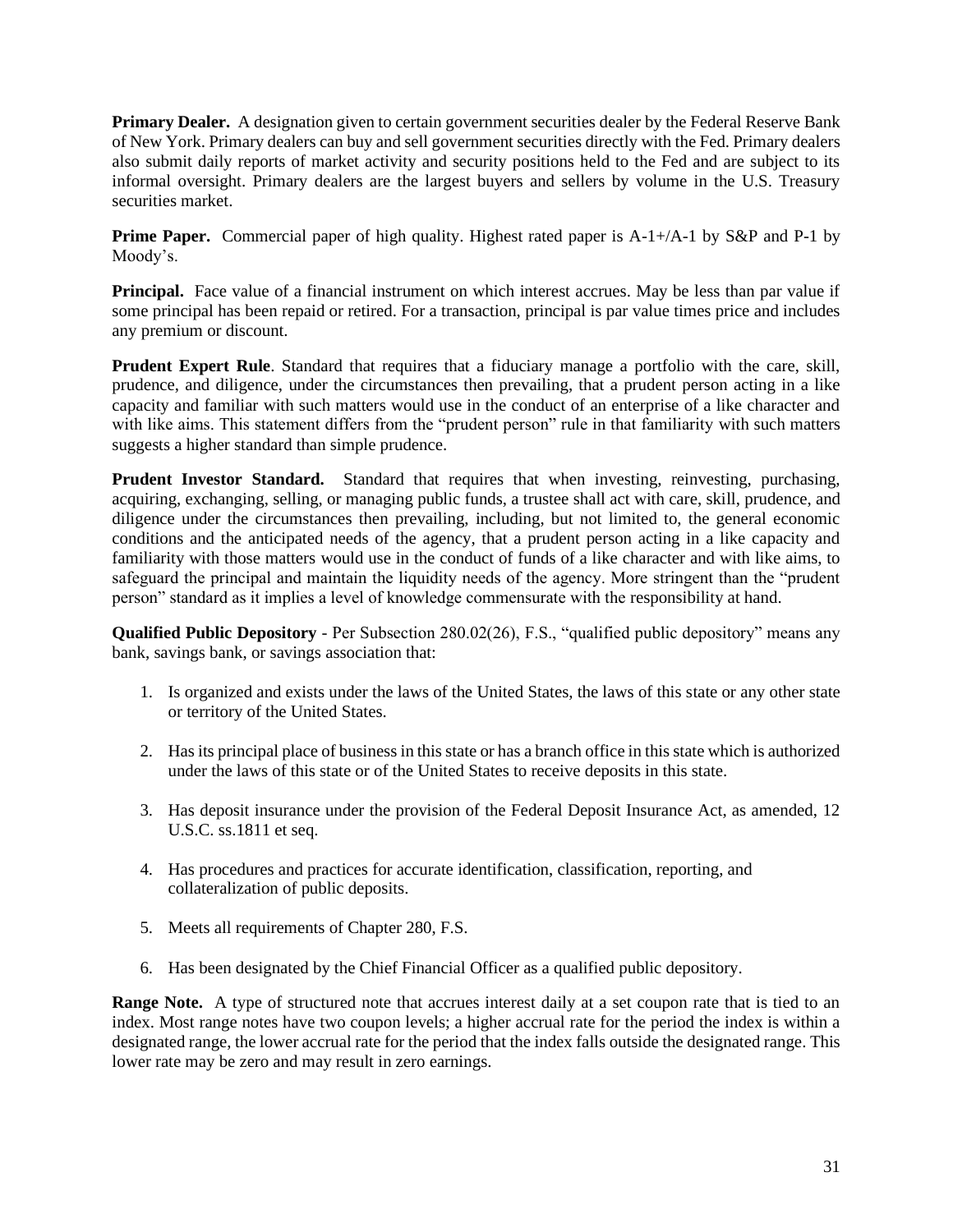**Primary Dealer.** A designation given to certain government securities dealer by the Federal Reserve Bank of New York. Primary dealers can buy and sell government securities directly with the Fed. Primary dealers also submit daily reports of market activity and security positions held to the Fed and are subject to its informal oversight. Primary dealers are the largest buyers and sellers by volume in the U.S. Treasury securities market.

**Prime Paper.** Commercial paper of high quality. Highest rated paper is A-1+/A-1 by S&P and P-1 by Moody's.

**Principal.** Face value of a financial instrument on which interest accrues. May be less than par value if some principal has been repaid or retired. For a transaction, principal is par value times price and includes any premium or discount.

**Prudent Expert Rule**. Standard that requires that a fiduciary manage a portfolio with the care, skill, prudence, and diligence, under the circumstances then prevailing, that a prudent person acting in a like capacity and familiar with such matters would use in the conduct of an enterprise of a like character and with like aims. This statement differs from the "prudent person" rule in that familiarity with such matters suggests a higher standard than simple prudence.

**Prudent Investor Standard.** Standard that requires that when investing, reinvesting, purchasing, acquiring, exchanging, selling, or managing public funds, a trustee shall act with care, skill, prudence, and diligence under the circumstances then prevailing, including, but not limited to, the general economic conditions and the anticipated needs of the agency, that a prudent person acting in a like capacity and familiarity with those matters would use in the conduct of funds of a like character and with like aims, to safeguard the principal and maintain the liquidity needs of the agency. More stringent than the "prudent person" standard as it implies a level of knowledge commensurate with the responsibility at hand.

**Qualified Public Depository** - Per Subsection 280.02(26), F.S., "qualified public depository" means any bank, savings bank, or savings association that:

1. Is organized and exists under the laws of the United States, the laws of this state or any other state or territory of the United States.

2. Has its principal place of business in this state or has a branch office in this state which is authorized under the laws of this state or of the United States to receive deposits in this state.

3. Has deposit insurance under the provision of the Federal Deposit Insurance Act, as amended, 12 U.S.C. ss.1811 et seq.

4. Has procedures and practices for accurate identification, classification, reporting, and collateralization of public deposits.

5. Meets all requirements of Chapter 280, F.S.

6. Has been designated by the Chief Financial Officer as a qualified public depository.

**Range Note.** A type of structured note that accrues interest daily at a set coupon rate that is tied to an index. Most range notes have two coupon levels; a higher accrual rate for the period the index is within a designated range, the lower accrual rate for the period that the index falls outside the designated range. This lower rate may be zero and may result in zero earnings.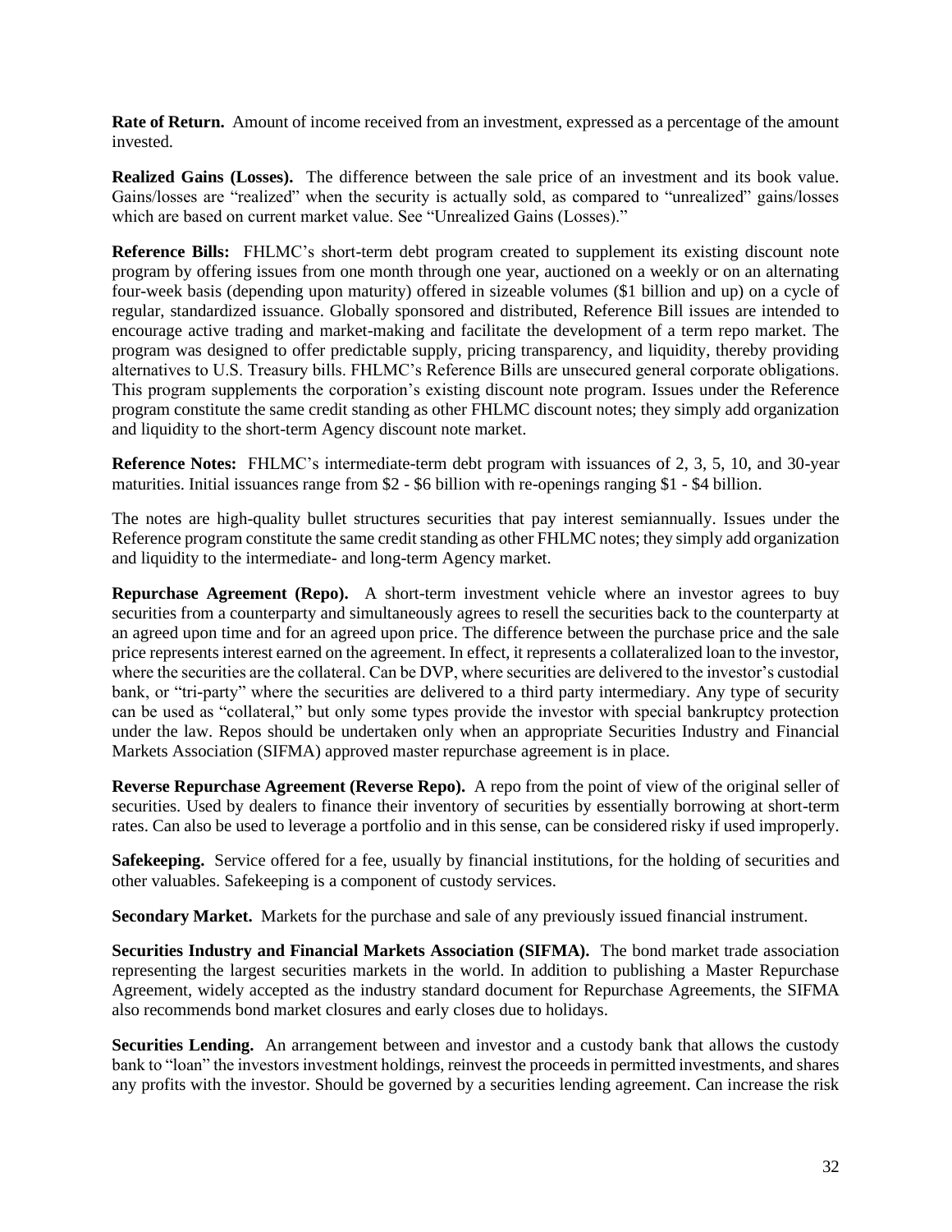**Rate of Return.** Amount of income received from an investment, expressed as a percentage of the amount invested.

**Realized Gains (Losses).** The difference between the sale price of an investment and its book value. Gains/losses are "realized" when the security is actually sold, as compared to "unrealized" gains/losses which are based on current market value. See "Unrealized Gains (Losses)."

**Reference Bills:** FHLMC's short-term debt program created to supplement its existing discount note program by offering issues from one month through one year, auctioned on a weekly or on an alternating four-week basis (depending upon maturity) offered in sizeable volumes ($1 billion and up) on a cycle of regular, standardized issuance. Globally sponsored and distributed, Reference Bill issues are intended to encourage active trading and market-making and facilitate the development of a term repo market. The program was designed to offer predictable supply, pricing transparency, and liquidity, thereby providing alternatives to U.S. Treasury bills. FHLMC's Reference Bills are unsecured general corporate obligations. This program supplements the corporation's existing discount note program. Issues under the Reference program constitute the same credit standing as other FHLMC discount notes; they simply add organization and liquidity to the short-term Agency discount note market.

**Reference Notes:** FHLMC's intermediate-term debt program with issuances of 2, 3, 5, 10, and 30-year maturities. Initial issuances range from $2 - $6 billion with re-openings ranging $1 - $4 billion.

The notes are high-quality bullet structures securities that pay interest semiannually. Issues under the Reference program constitute the same credit standing as other FHLMC notes; they simply add organization and liquidity to the intermediate- and long-term Agency market.

**Repurchase Agreement (Repo).** A short-term investment vehicle where an investor agrees to buy securities from a counterparty and simultaneously agrees to resell the securities back to the counterparty at an agreed upon time and for an agreed upon price. The difference between the purchase price and the sale price represents interest earned on the agreement. In effect, it represents a collateralized loan to the investor, where the securities are the collateral. Can be DVP, where securities are delivered to the investor's custodial bank, or "tri-party" where the securities are delivered to a third party intermediary. Any type of security can be used as "collateral," but only some types provide the investor with special bankruptcy protection under the law. Repos should be undertaken only when an appropriate Securities Industry and Financial Markets Association (SIFMA) approved master repurchase agreement is in place.

**Reverse Repurchase Agreement (Reverse Repo).** A repo from the point of view of the original seller of securities. Used by dealers to finance their inventory of securities by essentially borrowing at short-term rates. Can also be used to leverage a portfolio and in this sense, can be considered risky if used improperly.

**Safekeeping.** Service offered for a fee, usually by financial institutions, for the holding of securities and other valuables. Safekeeping is a component of custody services.

**Secondary Market.** Markets for the purchase and sale of any previously issued financial instrument.

**Securities Industry and Financial Markets Association (SIFMA).** The bond market trade association representing the largest securities markets in the world. In addition to publishing a Master Repurchase Agreement, widely accepted as the industry standard document for Repurchase Agreements, the SIFMA also recommends bond market closures and early closes due to holidays.

**Securities Lending.** An arrangement between and investor and a custody bank that allows the custody bank to "loan" the investors investment holdings, reinvest the proceeds in permitted investments, and shares any profits with the investor. Should be governed by a securities lending agreement. Can increase the risk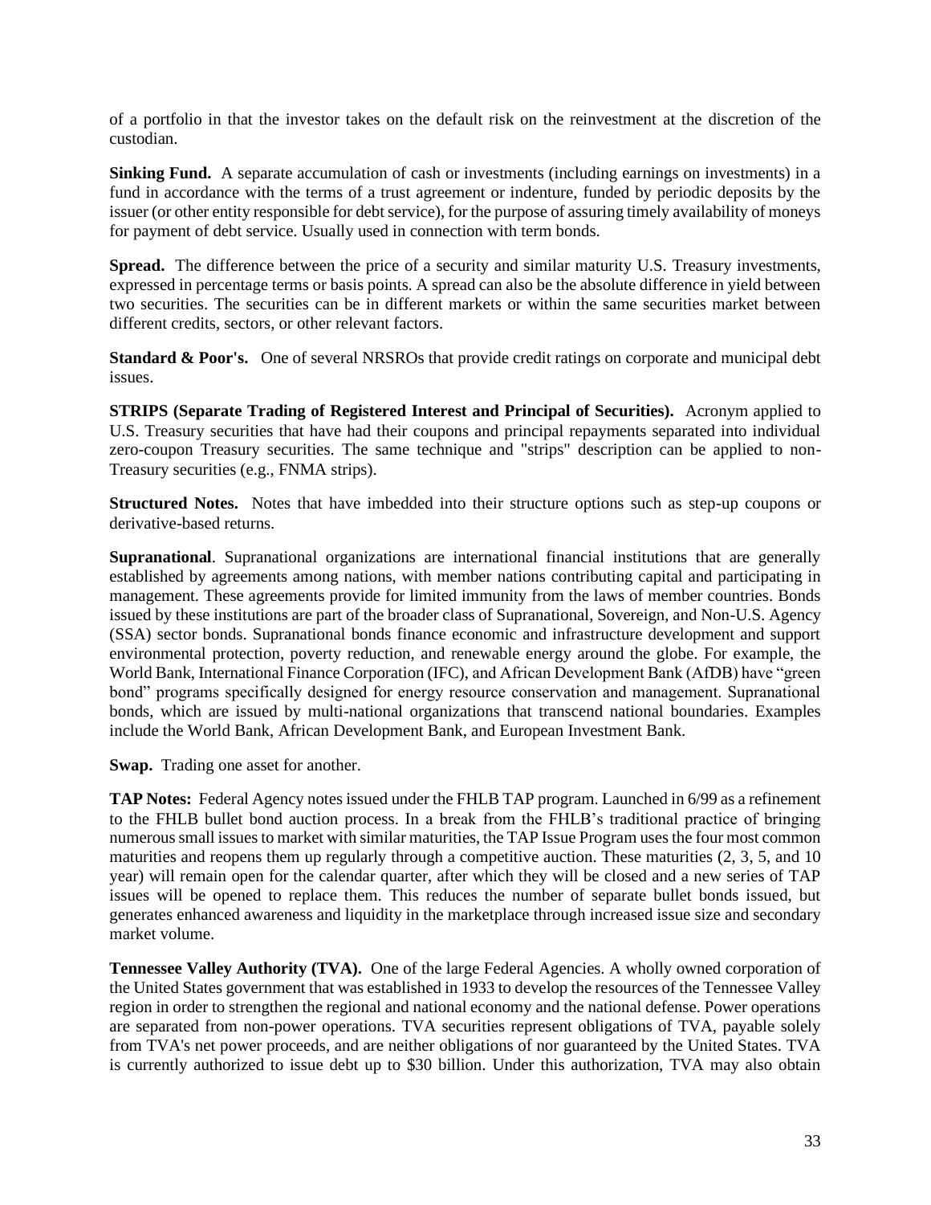of a portfolio in that the investor takes on the default risk on the reinvestment at the discretion of the custodian.

**Sinking Fund.** A separate accumulation of cash or investments (including earnings on investments) in a fund in accordance with the terms of a trust agreement or indenture, funded by periodic deposits by the issuer (or other entity responsible for debt service), for the purpose of assuring timely availability of moneys for payment of debt service. Usually used in connection with term bonds.

**Spread.** The difference between the price of a security and similar maturity U.S. Treasury investments, expressed in percentage terms or basis points. A spread can also be the absolute difference in yield between two securities. The securities can be in different markets or within the same securities market between different credits, sectors, or other relevant factors.

**Standard & Poor's.** One of several NRSROs that provide credit ratings on corporate and municipal debt issues.

**STRIPS (Separate Trading of Registered Interest and Principal of Securities).** Acronym applied to U.S. Treasury securities that have had their coupons and principal repayments separated into individual zero-coupon Treasury securities. The same technique and "strips" description can be applied to non-Treasury securities (e.g., FNMA strips).

**Structured Notes.** Notes that have imbedded into their structure options such as step-up coupons or derivative-based returns.

**Supranational**. Supranational organizations are international financial institutions that are generally established by agreements among nations, with member nations contributing capital and participating in management. These agreements provide for limited immunity from the laws of member countries. Bonds issued by these institutions are part of the broader class of Supranational, Sovereign, and Non-U.S. Agency (SSA) sector bonds. Supranational bonds finance economic and infrastructure development and support environmental protection, poverty reduction, and renewable energy around the globe. For example, the World Bank, International Finance Corporation (IFC), and African Development Bank (AfDB) have "green bond" programs specifically designed for energy resource conservation and management. Supranational bonds, which are issued by multi-national organizations that transcend national boundaries. Examples include the World Bank, African Development Bank, and European Investment Bank.

**Swap.** Trading one asset for another.

**TAP Notes:** Federal Agency notes issued under the FHLB TAP program. Launched in 6/99 as a refinement to the FHLB bullet bond auction process. In a break from the FHLB's traditional practice of bringing numerous small issues to market with similar maturities, the TAP Issue Program uses the four most common maturities and reopens them up regularly through a competitive auction. These maturities (2, 3, 5, and 10 year) will remain open for the calendar quarter, after which they will be closed and a new series of TAP issues will be opened to replace them. This reduces the number of separate bullet bonds issued, but generates enhanced awareness and liquidity in the marketplace through increased issue size and secondary market volume.

**Tennessee Valley Authority (TVA).** One of the large Federal Agencies. A wholly owned corporation of the United States government that was established in 1933 to develop the resources of the Tennessee Valley region in order to strengthen the regional and national economy and the national defense. Power operations are separated from non-power operations. TVA securities represent obligations of TVA, payable solely from TVA's net power proceeds, and are neither obligations of nor guaranteed by the United States. TVA is currently authorized to issue debt up to $30 billion. Under this authorization, TVA may also obtain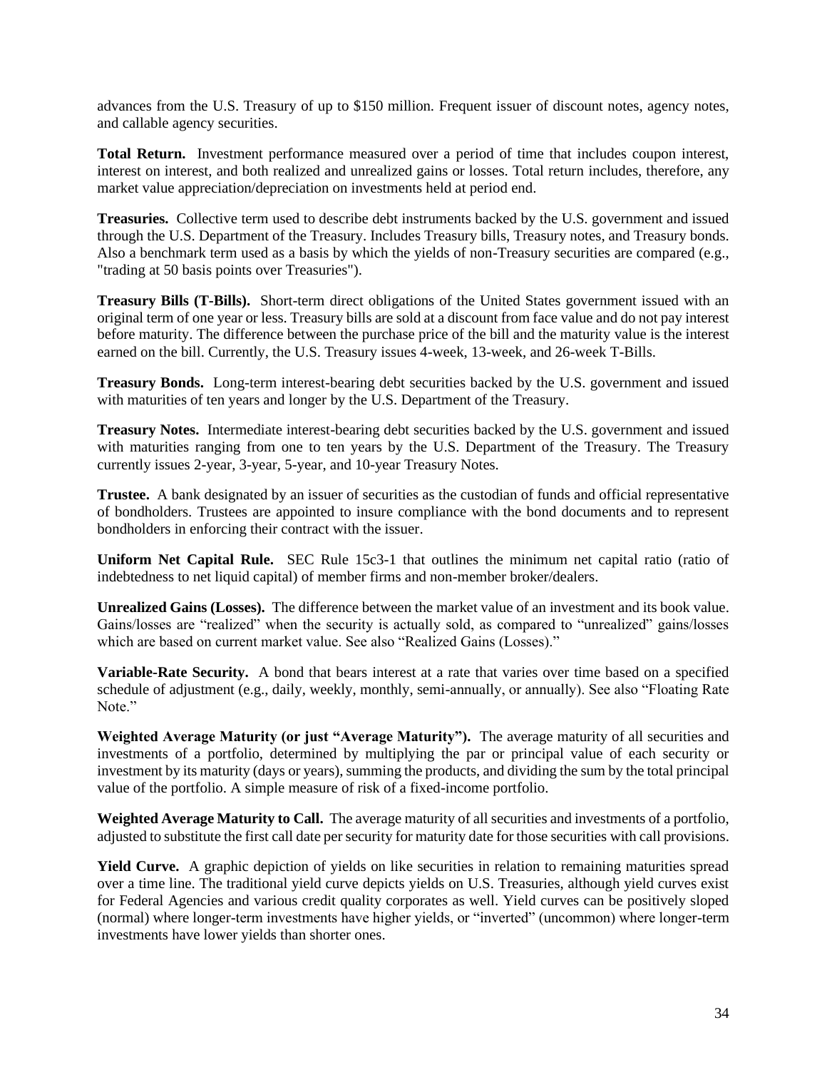advances from the U.S. Treasury of up to $150 million. Frequent issuer of discount notes, agency notes, and callable agency securities.

**Total Return.** Investment performance measured over a period of time that includes coupon interest, interest on interest, and both realized and unrealized gains or losses. Total return includes, therefore, any market value appreciation/depreciation on investments held at period end.

**Treasuries.** Collective term used to describe debt instruments backed by the U.S. government and issued through the U.S. Department of the Treasury. Includes Treasury bills, Treasury notes, and Treasury bonds. Also a benchmark term used as a basis by which the yields of non-Treasury securities are compared (e.g., "trading at 50 basis points over Treasuries").

**Treasury Bills (T-Bills).** Short-term direct obligations of the United States government issued with an original term of one year or less. Treasury bills are sold at a discount from face value and do not pay interest before maturity. The difference between the purchase price of the bill and the maturity value is the interest earned on the bill. Currently, the U.S. Treasury issues 4-week, 13-week, and 26-week T-Bills.

**Treasury Bonds.** Long-term interest-bearing debt securities backed by the U.S. government and issued with maturities of ten years and longer by the U.S. Department of the Treasury.

**Treasury Notes.** Intermediate interest-bearing debt securities backed by the U.S. government and issued with maturities ranging from one to ten years by the U.S. Department of the Treasury. The Treasury currently issues 2-year, 3-year, 5-year, and 10-year Treasury Notes.

**Trustee.** A bank designated by an issuer of securities as the custodian of funds and official representative of bondholders. Trustees are appointed to insure compliance with the bond documents and to represent bondholders in enforcing their contract with the issuer.

**Uniform Net Capital Rule.** SEC Rule 15c3-1 that outlines the minimum net capital ratio (ratio of indebtedness to net liquid capital) of member firms and non-member broker/dealers.

**Unrealized Gains (Losses).** The difference between the market value of an investment and its book value. Gains/losses are "realized" when the security is actually sold, as compared to "unrealized" gains/losses which are based on current market value. See also "Realized Gains (Losses)."

**Variable-Rate Security.** A bond that bears interest at a rate that varies over time based on a specified schedule of adjustment (e.g., daily, weekly, monthly, semi-annually, or annually). See also "Floating Rate Note."

**Weighted Average Maturity (or just "Average Maturity").** The average maturity of all securities and investments of a portfolio, determined by multiplying the par or principal value of each security or investment by its maturity (days or years), summing the products, and dividing the sum by the total principal value of the portfolio. A simple measure of risk of a fixed-income portfolio.

**Weighted Average Maturity to Call.** The average maturity of all securities and investments of a portfolio, adjusted to substitute the first call date per security for maturity date for those securities with call provisions.

**Yield Curve.** A graphic depiction of yields on like securities in relation to remaining maturities spread over a time line. The traditional yield curve depicts yields on U.S. Treasuries, although yield curves exist for Federal Agencies and various credit quality corporates as well. Yield curves can be positively sloped (normal) where longer-term investments have higher yields, or "inverted" (uncommon) where longer-term investments have lower yields than shorter ones.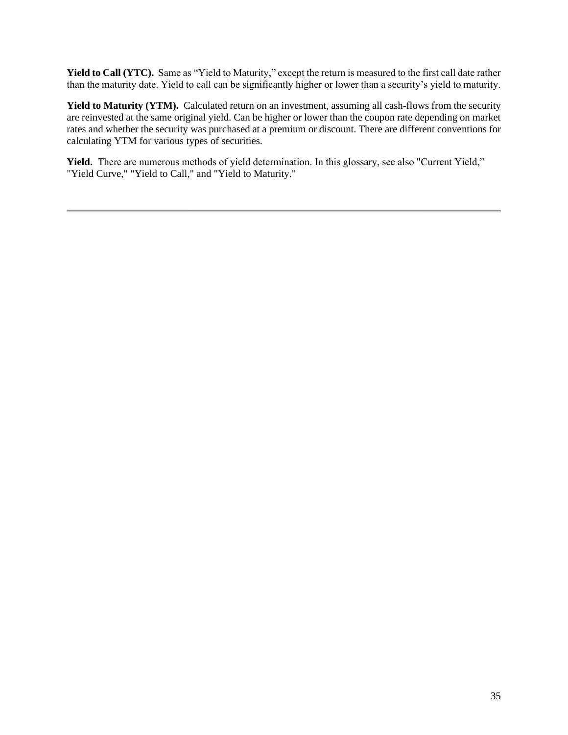**Yield to Call (YTC).** Same as “Yield to Maturity,” except the return is measured to the first call date rather than the maturity date. Yield to call can be significantly higher or lower than a security’s yield to maturity.

**Yield to Maturity (YTM).** Calculated return on an investment, assuming all cash-flows from the security are reinvested at the same original yield. Can be higher or lower than the coupon rate depending on market rates and whether the security was purchased at a premium or discount. There are different conventions for calculating YTM for various types of securities.

**Yield.** There are numerous methods of yield determination. In this glossary, see also "Current Yield,” "Yield Curve," "Yield to Call," and "Yield to Maturity."

---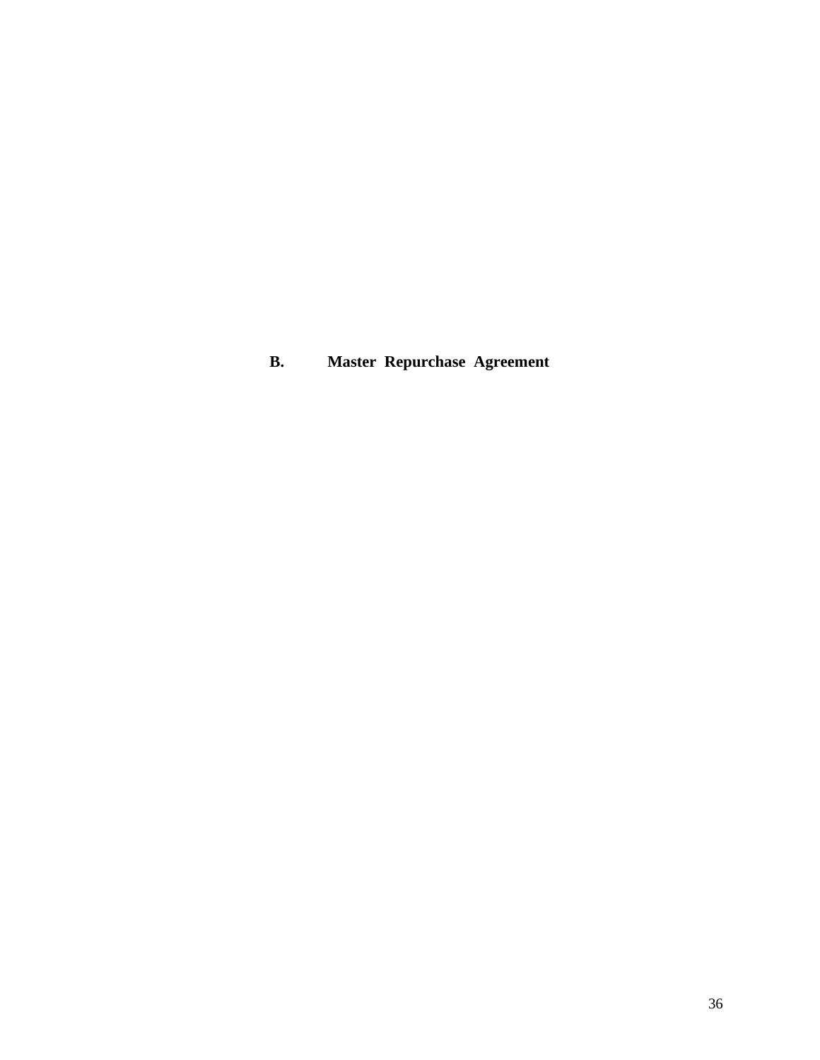## B. Master Repurchase Agreement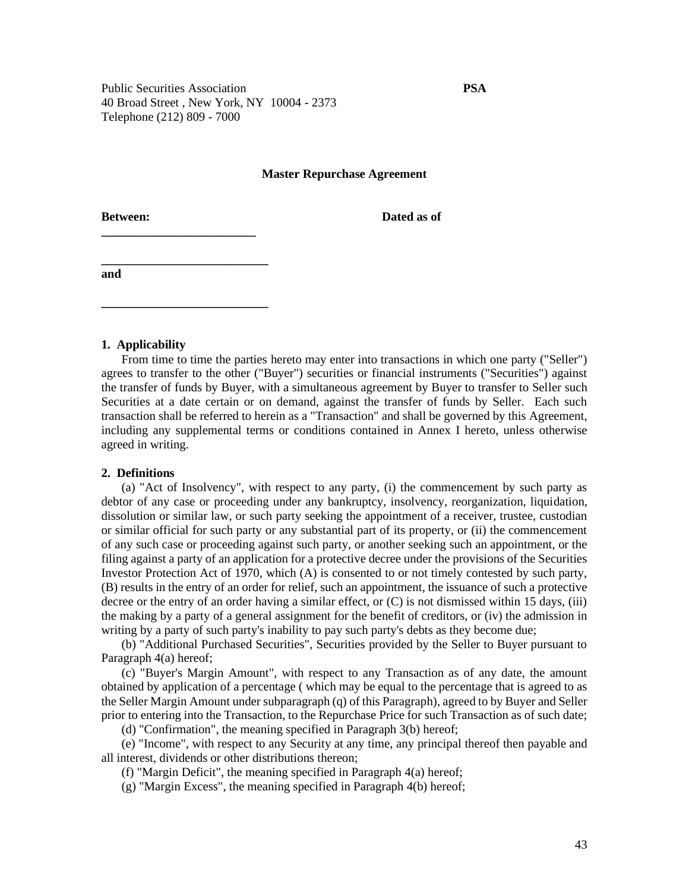Public Securities Association **PSA**
40 Broad Street , New York, NY 10004 - 2373
Telephone (212) 809 - 7000

**Master Repurchase Agreement**

**Between:** **Dated as of**

________________________

__________________________

**and**

__________________________

**1. Applicability**

From time to time the parties hereto may enter into transactions in which one party ("Seller") agrees to transfer to the other ("Buyer") securities or financial instruments ("Securities") against the transfer of funds by Buyer, with a simultaneous agreement by Buyer to transfer to Seller such Securities at a date certain or on demand, against the transfer of funds by Seller. Each such transaction shall be referred to herein as a "Transaction" and shall be governed by this Agreement, including any supplemental terms or conditions contained in Annex I hereto, unless otherwise agreed in writing.

**2. Definitions**

(a) "Act of Insolvency", with respect to any party, (i) the commencement by such party as debtor of any case or proceeding under any bankruptcy, insolvency, reorganization, liquidation, dissolution or similar law, or such party seeking the appointment of a receiver, trustee, custodian or similar official for such party or any substantial part of its property, or (ii) the commencement of any such case or proceeding against such party, or another seeking such an appointment, or the filing against a party of an application for a protective decree under the provisions of the Securities Investor Protection Act of 1970, which (A) is consented to or not timely contested by such party, (B) results in the entry of an order for relief, such an appointment, the issuance of such a protective decree or the entry of an order having a similar effect, or (C) is not dismissed within 15 days, (iii) the making by a party of a general assignment for the benefit of creditors, or (iv) the admission in writing by a party of such party's inability to pay such party's debts as they become due;

(b) "Additional Purchased Securities", Securities provided by the Seller to Buyer pursuant to Paragraph 4(a) hereof;

(c) "Buyer's Margin Amount", with respect to any Transaction as of any date, the amount obtained by application of a percentage ( which may be equal to the percentage that is agreed to as the Seller Margin Amount under subparagraph (q) of this Paragraph), agreed to by Buyer and Seller prior to entering into the Transaction, to the Repurchase Price for such Transaction as of such date;

(d) "Confirmation", the meaning specified in Paragraph 3(b) hereof;

(e) "Income", with respect to any Security at any time, any principal thereof then payable and all interest, dividends or other distributions thereon;

(f) "Margin Deficit", the meaning specified in Paragraph 4(a) hereof;

(g) "Margin Excess", the meaning specified in Paragraph 4(b) hereof;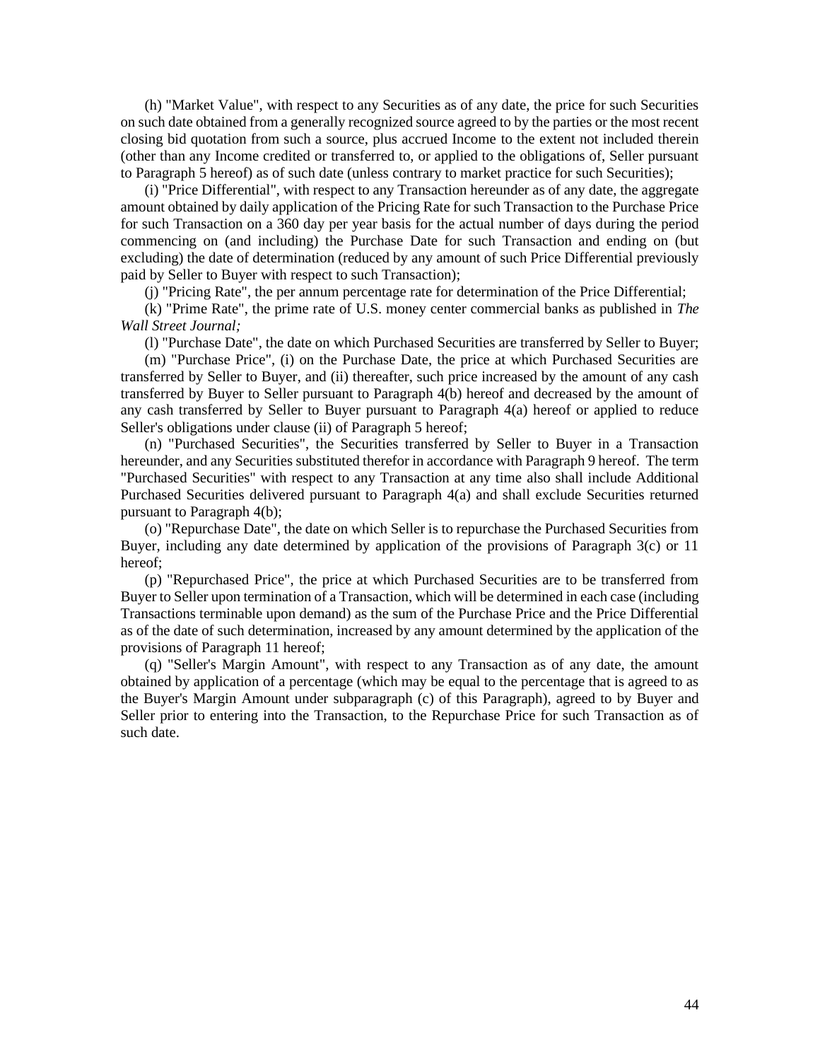(h) "Market Value", with respect to any Securities as of any date, the price for such Securities on such date obtained from a generally recognized source agreed to by the parties or the most recent closing bid quotation from such a source, plus accrued Income to the extent not included therein (other than any Income credited or transferred to, or applied to the obligations of, Seller pursuant to Paragraph 5 hereof) as of such date (unless contrary to market practice for such Securities);

(i) "Price Differential", with respect to any Transaction hereunder as of any date, the aggregate amount obtained by daily application of the Pricing Rate for such Transaction to the Purchase Price for such Transaction on a 360 day per year basis for the actual number of days during the period commencing on (and including) the Purchase Date for such Transaction and ending on (but excluding) the date of determination (reduced by any amount of such Price Differential previously paid by Seller to Buyer with respect to such Transaction);

(j) "Pricing Rate", the per annum percentage rate for determination of the Price Differential;

(k) "Prime Rate", the prime rate of U.S. money center commercial banks as published in *The Wall Street Journal;*

(l) "Purchase Date", the date on which Purchased Securities are transferred by Seller to Buyer;

(m) "Purchase Price", (i) on the Purchase Date, the price at which Purchased Securities are transferred by Seller to Buyer, and (ii) thereafter, such price increased by the amount of any cash transferred by Buyer to Seller pursuant to Paragraph 4(b) hereof and decreased by the amount of any cash transferred by Seller to Buyer pursuant to Paragraph 4(a) hereof or applied to reduce Seller's obligations under clause (ii) of Paragraph 5 hereof;

(n) "Purchased Securities", the Securities transferred by Seller to Buyer in a Transaction hereunder, and any Securities substituted therefor in accordance with Paragraph 9 hereof. The term "Purchased Securities" with respect to any Transaction at any time also shall include Additional Purchased Securities delivered pursuant to Paragraph 4(a) and shall exclude Securities returned pursuant to Paragraph 4(b);

(o) "Repurchase Date", the date on which Seller is to repurchase the Purchased Securities from Buyer, including any date determined by application of the provisions of Paragraph 3(c) or 11 hereof;

(p) "Repurchased Price", the price at which Purchased Securities are to be transferred from Buyer to Seller upon termination of a Transaction, which will be determined in each case (including Transactions terminable upon demand) as the sum of the Purchase Price and the Price Differential as of the date of such determination, increased by any amount determined by the application of the provisions of Paragraph 11 hereof;

(q) "Seller's Margin Amount", with respect to any Transaction as of any date, the amount obtained by application of a percentage (which may be equal to the percentage that is agreed to as the Buyer's Margin Amount under subparagraph (c) of this Paragraph), agreed to by Buyer and Seller prior to entering into the Transaction, to the Repurchase Price for such Transaction as of such date.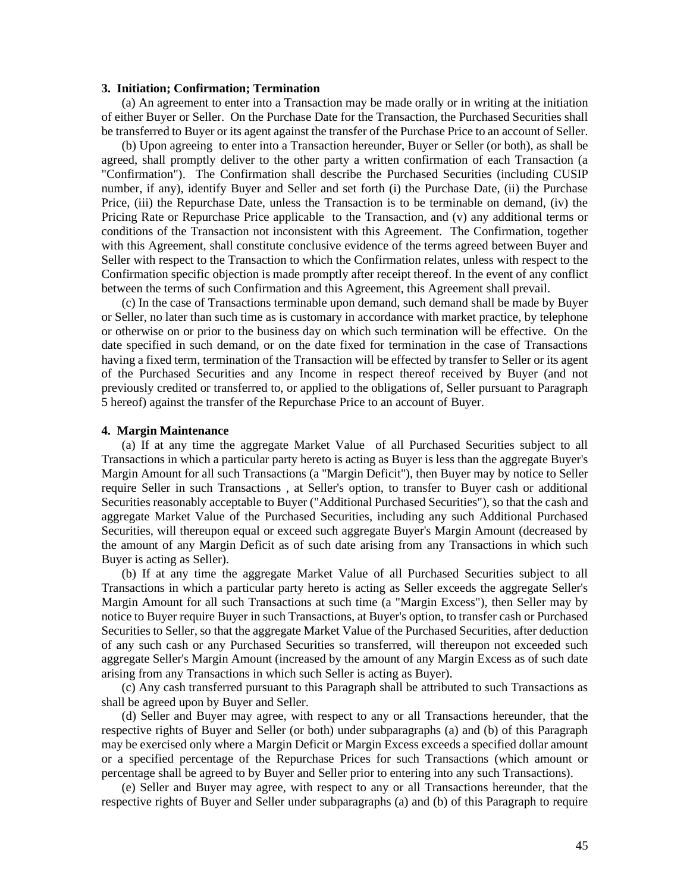**3. Initiation; Confirmation; Termination**

(a) An agreement to enter into a Transaction may be made orally or in writing at the initiation of either Buyer or Seller. On the Purchase Date for the Transaction, the Purchased Securities shall be transferred to Buyer or its agent against the transfer of the Purchase Price to an account of Seller.

(b) Upon agreeing to enter into a Transaction hereunder, Buyer or Seller (or both), as shall be agreed, shall promptly deliver to the other party a written confirmation of each Transaction (a "Confirmation"). The Confirmation shall describe the Purchased Securities (including CUSIP number, if any), identify Buyer and Seller and set forth (i) the Purchase Date, (ii) the Purchase Price, (iii) the Repurchase Date, unless the Transaction is to be terminable on demand, (iv) the Pricing Rate or Repurchase Price applicable to the Transaction, and (v) any additional terms or conditions of the Transaction not inconsistent with this Agreement. The Confirmation, together with this Agreement, shall constitute conclusive evidence of the terms agreed between Buyer and Seller with respect to the Transaction to which the Confirmation relates, unless with respect to the Confirmation specific objection is made promptly after receipt thereof. In the event of any conflict between the terms of such Confirmation and this Agreement, this Agreement shall prevail.

(c) In the case of Transactions terminable upon demand, such demand shall be made by Buyer or Seller, no later than such time as is customary in accordance with market practice, by telephone or otherwise on or prior to the business day on which such termination will be effective. On the date specified in such demand, or on the date fixed for termination in the case of Transactions having a fixed term, termination of the Transaction will be effected by transfer to Seller or its agent of the Purchased Securities and any Income in respect thereof received by Buyer (and not previously credited or transferred to, or applied to the obligations of, Seller pursuant to Paragraph 5 hereof) against the transfer of the Repurchase Price to an account of Buyer.

**4. Margin Maintenance**

(a) If at any time the aggregate Market Value of all Purchased Securities subject to all Transactions in which a particular party hereto is acting as Buyer is less than the aggregate Buyer's Margin Amount for all such Transactions (a "Margin Deficit"), then Buyer may by notice to Seller require Seller in such Transactions , at Seller's option, to transfer to Buyer cash or additional Securities reasonably acceptable to Buyer ("Additional Purchased Securities"), so that the cash and aggregate Market Value of the Purchased Securities, including any such Additional Purchased Securities, will thereupon equal or exceed such aggregate Buyer's Margin Amount (decreased by the amount of any Margin Deficit as of such date arising from any Transactions in which such Buyer is acting as Seller).

(b) If at any time the aggregate Market Value of all Purchased Securities subject to all Transactions in which a particular party hereto is acting as Seller exceeds the aggregate Seller's Margin Amount for all such Transactions at such time (a "Margin Excess"), then Seller may by notice to Buyer require Buyer in such Transactions, at Buyer's option, to transfer cash or Purchased Securities to Seller, so that the aggregate Market Value of the Purchased Securities, after deduction of any such cash or any Purchased Securities so transferred, will thereupon not exceeded such aggregate Seller's Margin Amount (increased by the amount of any Margin Excess as of such date arising from any Transactions in which such Seller is acting as Buyer).

(c) Any cash transferred pursuant to this Paragraph shall be attributed to such Transactions as shall be agreed upon by Buyer and Seller.

(d) Seller and Buyer may agree, with respect to any or all Transactions hereunder, that the respective rights of Buyer and Seller (or both) under subparagraphs (a) and (b) of this Paragraph may be exercised only where a Margin Deficit or Margin Excess exceeds a specified dollar amount or a specified percentage of the Repurchase Prices for such Transactions (which amount or percentage shall be agreed to by Buyer and Seller prior to entering into any such Transactions).

(e) Seller and Buyer may agree, with respect to any or all Transactions hereunder, that the respective rights of Buyer and Seller under subparagraphs (a) and (b) of this Paragraph to require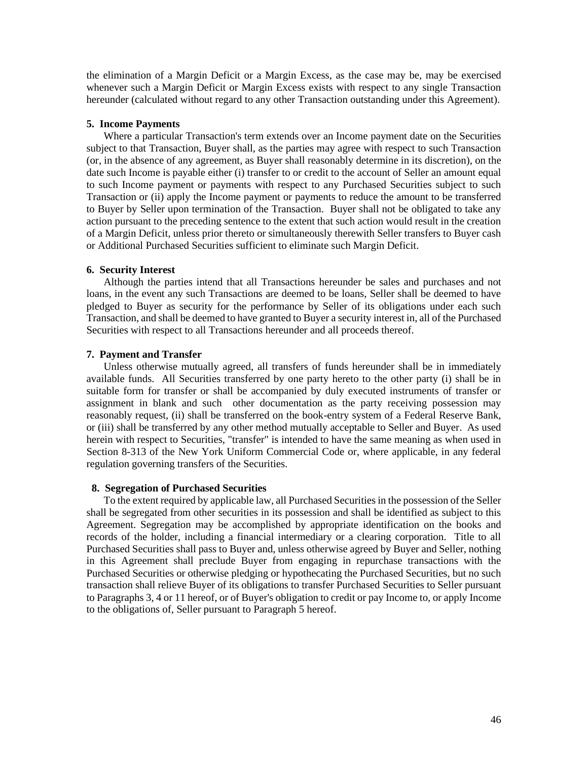the elimination of a Margin Deficit or a Margin Excess, as the case may be, may be exercised whenever such a Margin Deficit or Margin Excess exists with respect to any single Transaction hereunder (calculated without regard to any other Transaction outstanding under this Agreement).

**5. Income Payments**

Where a particular Transaction's term extends over an Income payment date on the Securities subject to that Transaction, Buyer shall, as the parties may agree with respect to such Transaction (or, in the absence of any agreement, as Buyer shall reasonably determine in its discretion), on the date such Income is payable either (i) transfer to or credit to the account of Seller an amount equal to such Income payment or payments with respect to any Purchased Securities subject to such Transaction or (ii) apply the Income payment or payments to reduce the amount to be transferred to Buyer by Seller upon termination of the Transaction. Buyer shall not be obligated to take any action pursuant to the preceding sentence to the extent that such action would result in the creation of a Margin Deficit, unless prior thereto or simultaneously therewith Seller transfers to Buyer cash or Additional Purchased Securities sufficient to eliminate such Margin Deficit.

**6. Security Interest**

Although the parties intend that all Transactions hereunder be sales and purchases and not loans, in the event any such Transactions are deemed to be loans, Seller shall be deemed to have pledged to Buyer as security for the performance by Seller of its obligations under each such Transaction, and shall be deemed to have granted to Buyer a security interest in, all of the Purchased Securities with respect to all Transactions hereunder and all proceeds thereof.

**7. Payment and Transfer**

Unless otherwise mutually agreed, all transfers of funds hereunder shall be in immediately available funds. All Securities transferred by one party hereto to the other party (i) shall be in suitable form for transfer or shall be accompanied by duly executed instruments of transfer or assignment in blank and such other documentation as the party receiving possession may reasonably request, (ii) shall be transferred on the book-entry system of a Federal Reserve Bank, or (iii) shall be transferred by any other method mutually acceptable to Seller and Buyer. As used herein with respect to Securities, "transfer" is intended to have the same meaning as when used in Section 8-313 of the New York Uniform Commercial Code or, where applicable, in any federal regulation governing transfers of the Securities.

**8. Segregation of Purchased Securities**

To the extent required by applicable law, all Purchased Securities in the possession of the Seller shall be segregated from other securities in its possession and shall be identified as subject to this Agreement. Segregation may be accomplished by appropriate identification on the books and records of the holder, including a financial intermediary or a clearing corporation. Title to all Purchased Securities shall pass to Buyer and, unless otherwise agreed by Buyer and Seller, nothing in this Agreement shall preclude Buyer from engaging in repurchase transactions with the Purchased Securities or otherwise pledging or hypothecating the Purchased Securities, but no such transaction shall relieve Buyer of its obligations to transfer Purchased Securities to Seller pursuant to Paragraphs 3, 4 or 11 hereof, or of Buyer's obligation to credit or pay Income to, or apply Income to the obligations of, Seller pursuant to Paragraph 5 hereof.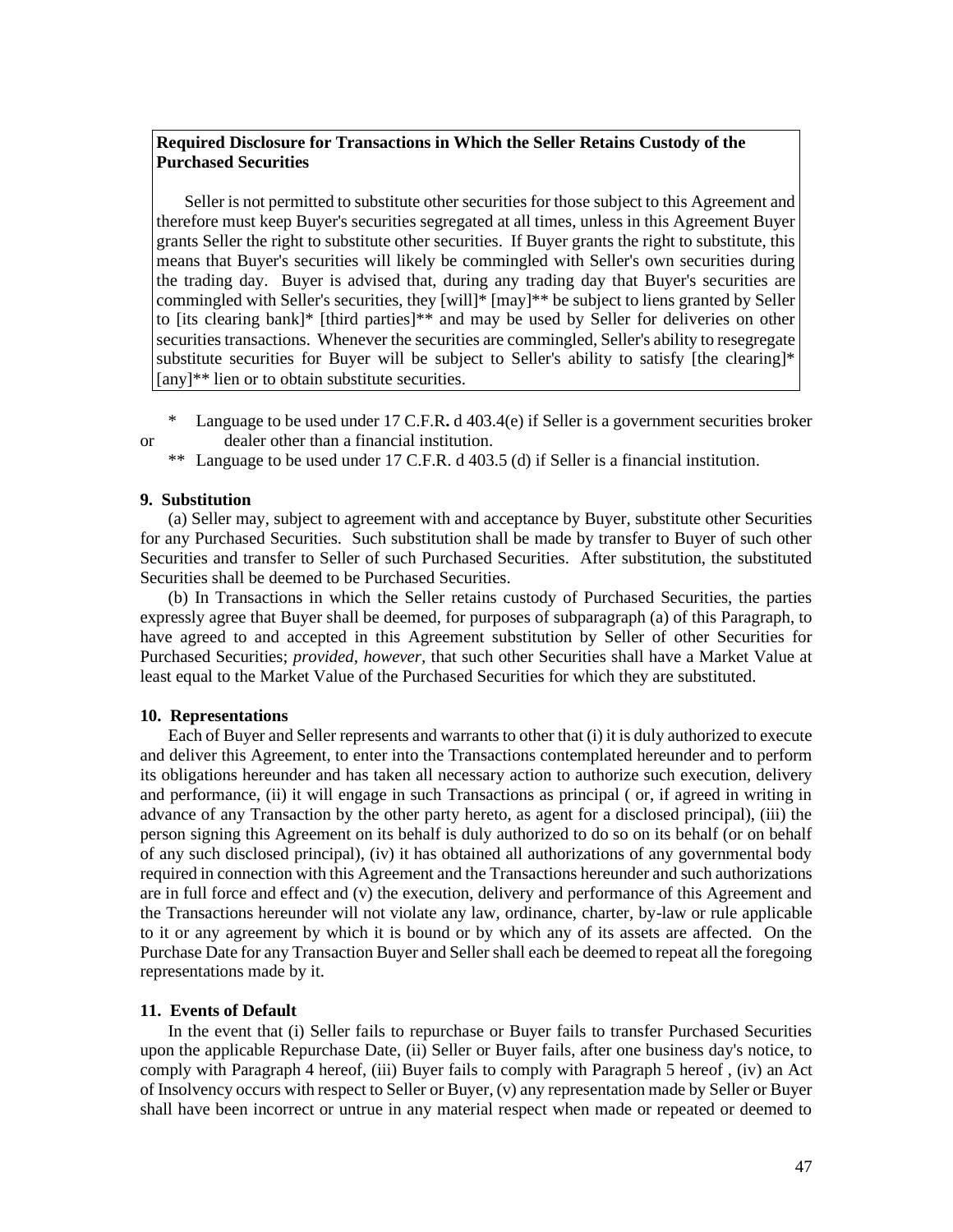**Required Disclosure for Transactions in Which the Seller Retains Custody of the Purchased Securities**

Seller is not permitted to substitute other securities for those subject to this Agreement and therefore must keep Buyer's securities segregated at all times, unless in this Agreement Buyer grants Seller the right to substitute other securities. If Buyer grants the right to substitute, this means that Buyer's securities will likely be commingled with Seller's own securities during the trading day. Buyer is advised that, during any trading day that Buyer's securities are commingled with Seller's securities, they [will]* [may]** be subject to liens granted by Seller to [its clearing bank]* [third parties]** and may be used by Seller for deliveries on other securities transactions. Whenever the securities are commingled, Seller's ability to resegregate substitute securities for Buyer will be subject to Seller's ability to satisfy [the clearing]* [any]** lien or to obtain substitute securities.

\* Language to be used under 17 C.F.R. d 403.4(e) if Seller is a government securities broker or dealer other than a financial institution.

\*\* Language to be used under 17 C.F.R. d 403.5 (d) if Seller is a financial institution.

**9. Substitution**

(a) Seller may, subject to agreement with and acceptance by Buyer, substitute other Securities for any Purchased Securities. Such substitution shall be made by transfer to Buyer of such other Securities and transfer to Seller of such Purchased Securities. After substitution, the substituted Securities shall be deemed to be Purchased Securities.

(b) In Transactions in which the Seller retains custody of Purchased Securities, the parties expressly agree that Buyer shall be deemed, for purposes of subparagraph (a) of this Paragraph, to have agreed to and accepted in this Agreement substitution by Seller of other Securities for Purchased Securities; *provided, however*, that such other Securities shall have a Market Value at least equal to the Market Value of the Purchased Securities for which they are substituted.

**10. Representations**

Each of Buyer and Seller represents and warrants to other that (i) it is duly authorized to execute and deliver this Agreement, to enter into the Transactions contemplated hereunder and to perform its obligations hereunder and has taken all necessary action to authorize such execution, delivery and performance, (ii) it will engage in such Transactions as principal ( or, if agreed in writing in advance of any Transaction by the other party hereto, as agent for a disclosed principal), (iii) the person signing this Agreement on its behalf is duly authorized to do so on its behalf (or on behalf of any such disclosed principal), (iv) it has obtained all authorizations of any governmental body required in connection with this Agreement and the Transactions hereunder and such authorizations are in full force and effect and (v) the execution, delivery and performance of this Agreement and the Transactions hereunder will not violate any law, ordinance, charter, by-law or rule applicable to it or any agreement by which it is bound or by which any of its assets are affected. On the Purchase Date for any Transaction Buyer and Seller shall each be deemed to repeat all the foregoing representations made by it.

**11. Events of Default**

In the event that (i) Seller fails to repurchase or Buyer fails to transfer Purchased Securities upon the applicable Repurchase Date, (ii) Seller or Buyer fails, after one business day's notice, to comply with Paragraph 4 hereof, (iii) Buyer fails to comply with Paragraph 5 hereof , (iv) an Act of Insolvency occurs with respect to Seller or Buyer, (v) any representation made by Seller or Buyer shall have been incorrect or untrue in any material respect when made or repeated or deemed to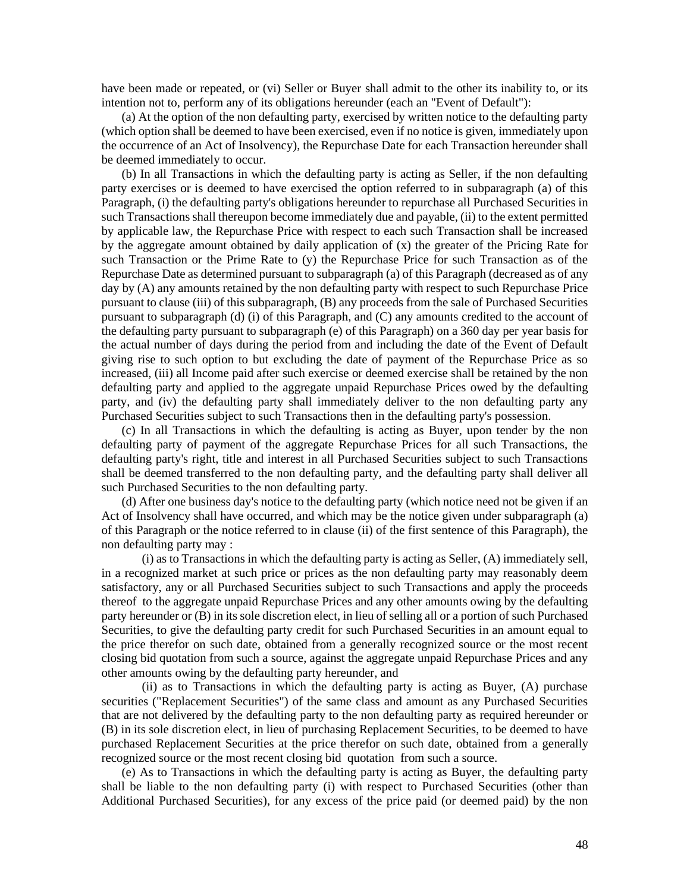have been made or repeated, or (vi) Seller or Buyer shall admit to the other its inability to, or its intention not to, perform any of its obligations hereunder (each an "Event of Default"):

(a) At the option of the non defaulting party, exercised by written notice to the defaulting party (which option shall be deemed to have been exercised, even if no notice is given, immediately upon the occurrence of an Act of Insolvency), the Repurchase Date for each Transaction hereunder shall be deemed immediately to occur.

(b) In all Transactions in which the defaulting party is acting as Seller, if the non defaulting party exercises or is deemed to have exercised the option referred to in subparagraph (a) of this Paragraph, (i) the defaulting party's obligations hereunder to repurchase all Purchased Securities in such Transactions shall thereupon become immediately due and payable, (ii) to the extent permitted by applicable law, the Repurchase Price with respect to each such Transaction shall be increased by the aggregate amount obtained by daily application of (x) the greater of the Pricing Rate for such Transaction or the Prime Rate to (y) the Repurchase Price for such Transaction as of the Repurchase Date as determined pursuant to subparagraph (a) of this Paragraph (decreased as of any day by (A) any amounts retained by the non defaulting party with respect to such Repurchase Price pursuant to clause (iii) of this subparagraph, (B) any proceeds from the sale of Purchased Securities pursuant to subparagraph (d) (i) of this Paragraph, and (C) any amounts credited to the account of the defaulting party pursuant to subparagraph (e) of this Paragraph) on a 360 day per year basis for the actual number of days during the period from and including the date of the Event of Default giving rise to such option to but excluding the date of payment of the Repurchase Price as so increased, (iii) all Income paid after such exercise or deemed exercise shall be retained by the non defaulting party and applied to the aggregate unpaid Repurchase Prices owed by the defaulting party, and (iv) the defaulting party shall immediately deliver to the non defaulting party any Purchased Securities subject to such Transactions then in the defaulting party's possession.

(c) In all Transactions in which the defaulting is acting as Buyer, upon tender by the non defaulting party of payment of the aggregate Repurchase Prices for all such Transactions, the defaulting party's right, title and interest in all Purchased Securities subject to such Transactions shall be deemed transferred to the non defaulting party, and the defaulting party shall deliver all such Purchased Securities to the non defaulting party.

(d) After one business day's notice to the defaulting party (which notice need not be given if an Act of Insolvency shall have occurred, and which may be the notice given under subparagraph (a) of this Paragraph or the notice referred to in clause (ii) of the first sentence of this Paragraph), the non defaulting party may :

(i) as to Transactions in which the defaulting party is acting as Seller, (A) immediately sell, in a recognized market at such price or prices as the non defaulting party may reasonably deem satisfactory, any or all Purchased Securities subject to such Transactions and apply the proceeds thereof to the aggregate unpaid Repurchase Prices and any other amounts owing by the defaulting party hereunder or (B) in its sole discretion elect, in lieu of selling all or a portion of such Purchased Securities, to give the defaulting party credit for such Purchased Securities in an amount equal to the price therefor on such date, obtained from a generally recognized source or the most recent closing bid quotation from such a source, against the aggregate unpaid Repurchase Prices and any other amounts owing by the defaulting party hereunder, and

(ii) as to Transactions in which the defaulting party is acting as Buyer, (A) purchase securities ("Replacement Securities") of the same class and amount as any Purchased Securities that are not delivered by the defaulting party to the non defaulting party as required hereunder or (B) in its sole discretion elect, in lieu of purchasing Replacement Securities, to be deemed to have purchased Replacement Securities at the price therefor on such date, obtained from a generally recognized source or the most recent closing bid quotation from such a source.

(e) As to Transactions in which the defaulting party is acting as Buyer, the defaulting party shall be liable to the non defaulting party (i) with respect to Purchased Securities (other than Additional Purchased Securities), for any excess of the price paid (or deemed paid) by the non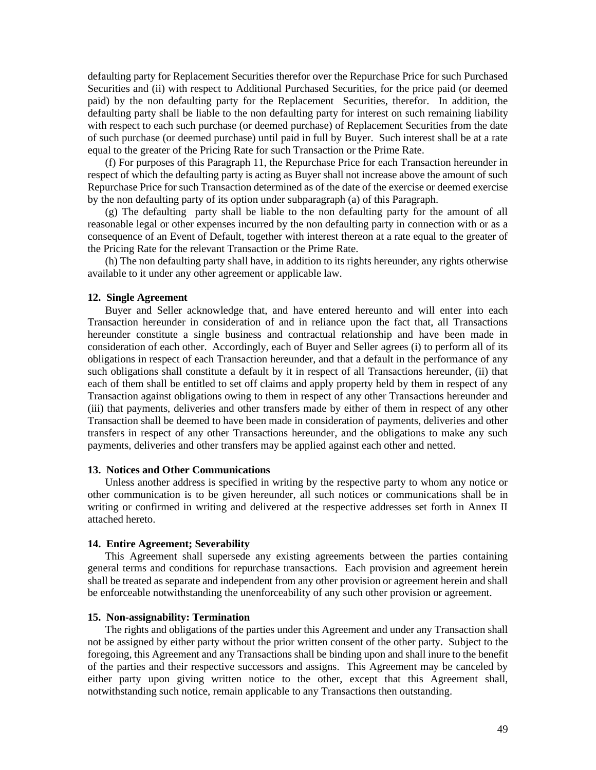defaulting party for Replacement Securities therefor over the Repurchase Price for such Purchased Securities and (ii) with respect to Additional Purchased Securities, for the price paid (or deemed paid) by the non defaulting party for the Replacement Securities, therefor. In addition, the defaulting party shall be liable to the non defaulting party for interest on such remaining liability with respect to each such purchase (or deemed purchase) of Replacement Securities from the date of such purchase (or deemed purchase) until paid in full by Buyer. Such interest shall be at a rate equal to the greater of the Pricing Rate for such Transaction or the Prime Rate.

(f) For purposes of this Paragraph 11, the Repurchase Price for each Transaction hereunder in respect of which the defaulting party is acting as Buyer shall not increase above the amount of such Repurchase Price for such Transaction determined as of the date of the exercise or deemed exercise by the non defaulting party of its option under subparagraph (a) of this Paragraph.

(g) The defaulting party shall be liable to the non defaulting party for the amount of all reasonable legal or other expenses incurred by the non defaulting party in connection with or as a consequence of an Event of Default, together with interest thereon at a rate equal to the greater of the Pricing Rate for the relevant Transaction or the Prime Rate.

(h) The non defaulting party shall have, in addition to its rights hereunder, any rights otherwise available to it under any other agreement or applicable law.

**12. Single Agreement**

Buyer and Seller acknowledge that, and have entered hereunto and will enter into each Transaction hereunder in consideration of and in reliance upon the fact that, all Transactions hereunder constitute a single business and contractual relationship and have been made in consideration of each other. Accordingly, each of Buyer and Seller agrees (i) to perform all of its obligations in respect of each Transaction hereunder, and that a default in the performance of any such obligations shall constitute a default by it in respect of all Transactions hereunder, (ii) that each of them shall be entitled to set off claims and apply property held by them in respect of any Transaction against obligations owing to them in respect of any other Transactions hereunder and (iii) that payments, deliveries and other transfers made by either of them in respect of any other Transaction shall be deemed to have been made in consideration of payments, deliveries and other transfers in respect of any other Transactions hereunder, and the obligations to make any such payments, deliveries and other transfers may be applied against each other and netted.

**13. Notices and Other Communications**

Unless another address is specified in writing by the respective party to whom any notice or other communication is to be given hereunder, all such notices or communications shall be in writing or confirmed in writing and delivered at the respective addresses set forth in Annex II attached hereto.

**14. Entire Agreement; Severability**

This Agreement shall supersede any existing agreements between the parties containing general terms and conditions for repurchase transactions. Each provision and agreement herein shall be treated as separate and independent from any other provision or agreement herein and shall be enforceable notwithstanding the unenforceability of any such other provision or agreement.

**15. Non-assignability: Termination**

The rights and obligations of the parties under this Agreement and under any Transaction shall not be assigned by either party without the prior written consent of the other party. Subject to the foregoing, this Agreement and any Transactions shall be binding upon and shall inure to the benefit of the parties and their respective successors and assigns. This Agreement may be canceled by either party upon giving written notice to the other, except that this Agreement shall, notwithstanding such notice, remain applicable to any Transactions then outstanding.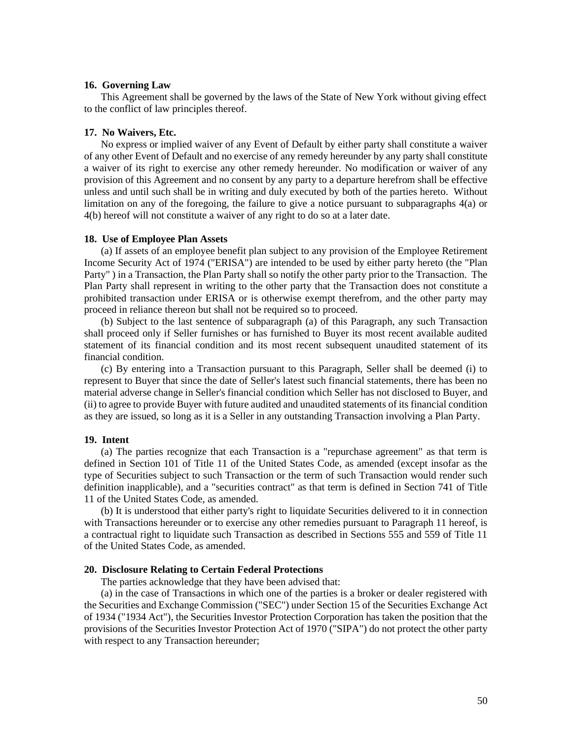**16. Governing Law**

This Agreement shall be governed by the laws of the State of New York without giving effect to the conflict of law principles thereof.

**17. No Waivers, Etc.**

No express or implied waiver of any Event of Default by either party shall constitute a waiver of any other Event of Default and no exercise of any remedy hereunder by any party shall constitute a waiver of its right to exercise any other remedy hereunder. No modification or waiver of any provision of this Agreement and no consent by any party to a departure herefrom shall be effective unless and until such shall be in writing and duly executed by both of the parties hereto. Without limitation on any of the foregoing, the failure to give a notice pursuant to subparagraphs 4(a) or 4(b) hereof will not constitute a waiver of any right to do so at a later date.

**18. Use of Employee Plan Assets**

(a) If assets of an employee benefit plan subject to any provision of the Employee Retirement Income Security Act of 1974 ("ERISA") are intended to be used by either party hereto (the "Plan Party" ) in a Transaction, the Plan Party shall so notify the other party prior to the Transaction. The Plan Party shall represent in writing to the other party that the Transaction does not constitute a prohibited transaction under ERISA or is otherwise exempt therefrom, and the other party may proceed in reliance thereon but shall not be required so to proceed.

(b) Subject to the last sentence of subparagraph (a) of this Paragraph, any such Transaction shall proceed only if Seller furnishes or has furnished to Buyer its most recent available audited statement of its financial condition and its most recent subsequent unaudited statement of its financial condition.

(c) By entering into a Transaction pursuant to this Paragraph, Seller shall be deemed (i) to represent to Buyer that since the date of Seller's latest such financial statements, there has been no material adverse change in Seller's financial condition which Seller has not disclosed to Buyer, and (ii) to agree to provide Buyer with future audited and unaudited statements of its financial condition as they are issued, so long as it is a Seller in any outstanding Transaction involving a Plan Party.

**19. Intent**

(a) The parties recognize that each Transaction is a "repurchase agreement" as that term is defined in Section 101 of Title 11 of the United States Code, as amended (except insofar as the type of Securities subject to such Transaction or the term of such Transaction would render such definition inapplicable), and a "securities contract" as that term is defined in Section 741 of Title 11 of the United States Code, as amended.

(b) It is understood that either party's right to liquidate Securities delivered to it in connection with Transactions hereunder or to exercise any other remedies pursuant to Paragraph 11 hereof, is a contractual right to liquidate such Transaction as described in Sections 555 and 559 of Title 11 of the United States Code, as amended.

**20. Disclosure Relating to Certain Federal Protections**

The parties acknowledge that they have been advised that:

(a) in the case of Transactions in which one of the parties is a broker or dealer registered with the Securities and Exchange Commission ("SEC") under Section 15 of the Securities Exchange Act of 1934 ("1934 Act"), the Securities Investor Protection Corporation has taken the position that the provisions of the Securities Investor Protection Act of 1970 ("SIPA") do not protect the other party with respect to any Transaction hereunder;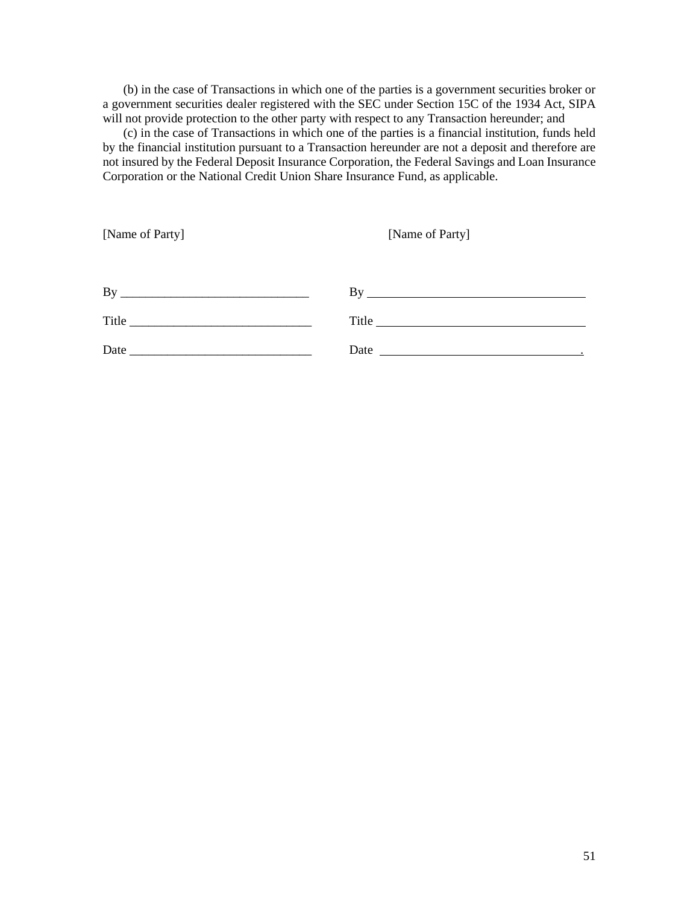(b) in the case of Transactions in which one of the parties is a government securities broker or a government securities dealer registered with the SEC under Section 15C of the 1934 Act, SIPA will not provide protection to the other party with respect to any Transaction hereunder; and

(c) in the case of Transactions in which one of the parties is a financial institution, funds held by the financial institution pursuant to a Transaction hereunder are not a deposit and therefore are not insured by the Federal Deposit Insurance Corporation, the Federal Savings and Loan Insurance Corporation or the National Credit Union Share Insurance Fund, as applicable.

| [Name of Party] | [Name of Party] |
| --- | --- |
| By ______________________________ | By ______________________________ |
| Title ____________________________ | Title ____________________________ |
| Date ____________________________ | Date ____________________________. |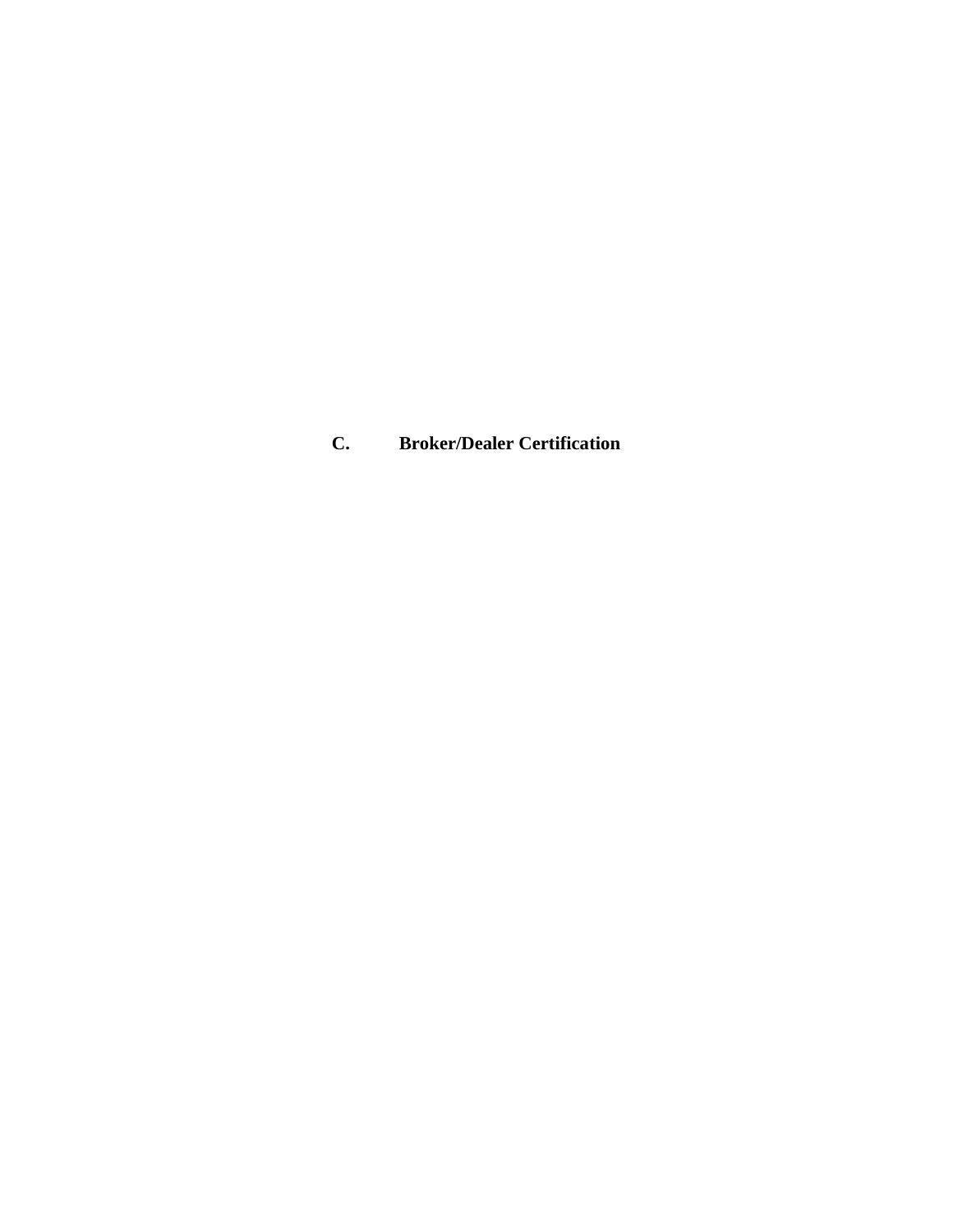## C. Broker/Dealer Certification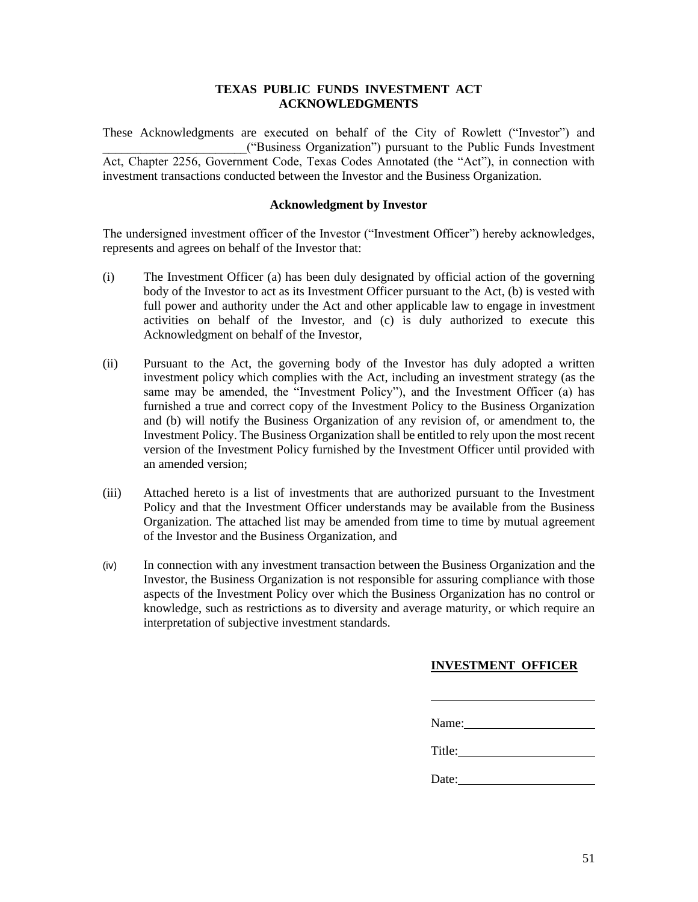# TEXAS PUBLIC FUNDS INVESTMENT ACT ACKNOWLEDGMENTS

These Acknowledgments are executed on behalf of the City of Rowlett ("Investor") and _______________________("Business Organization") pursuant to the Public Funds Investment Act, Chapter 2256, Government Code, Texas Codes Annotated (the "Act"), in connection with investment transactions conducted between the Investor and the Business Organization.

## Acknowledgment by Investor

The undersigned investment officer of the Investor ("Investment Officer") hereby acknowledges, represents and agrees on behalf of the Investor that:

(i) The Investment Officer (a) has been duly designated by official action of the governing body of the Investor to act as its Investment Officer pursuant to the Act, (b) is vested with full power and authority under the Act and other applicable law to engage in investment activities on behalf of the Investor, and (c) is duly authorized to execute this Acknowledgment on behalf of the Investor,

(ii) Pursuant to the Act, the governing body of the Investor has duly adopted a written investment policy which complies with the Act, including an investment strategy (as the same may be amended, the "Investment Policy"), and the Investment Officer (a) has furnished a true and correct copy of the Investment Policy to the Business Organization and (b) will notify the Business Organization of any revision of, or amendment to, the Investment Policy. The Business Organization shall be entitled to rely upon the most recent version of the Investment Policy furnished by the Investment Officer until provided with an amended version;

(iii) Attached hereto is a list of investments that are authorized pursuant to the Investment Policy and that the Investment Officer understands may be available from the Business Organization. The attached list may be amended from time to time by mutual agreement of the Investor and the Business Organization, and

(iv) In connection with any investment transaction between the Business Organization and the Investor, the Business Organization is not responsible for assuring compliance with those aspects of the Investment Policy over which the Business Organization has no control or knowledge, such as restrictions as to diversity and average maturity, or which require an interpretation of subjective investment standards.

**INVESTMENT OFFICER**

_______________________

Name: _______________________

Title: _______________________

Date: _______________________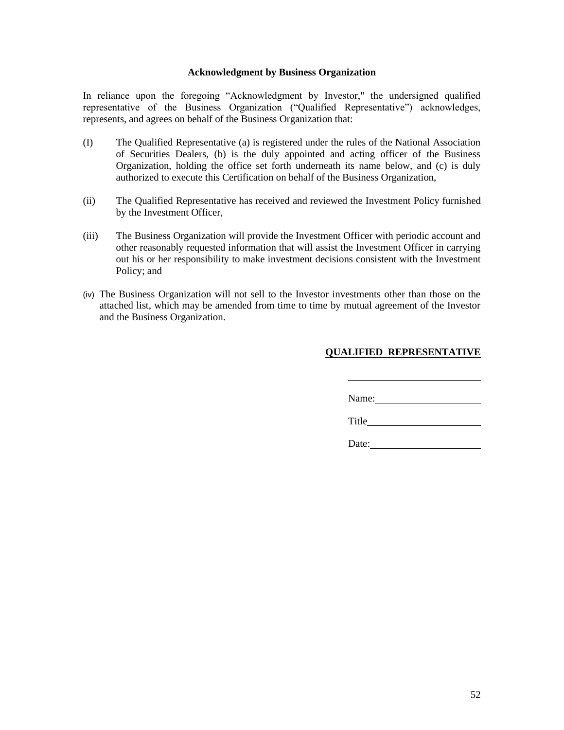**Acknowledgment by Business Organization**

In reliance upon the foregoing "Acknowledgment by Investor," the undersigned qualified representative of the Business Organization ("Qualified Representative") acknowledges, represents, and agrees on behalf of the Business Organization that:

(I) The Qualified Representative (a) is registered under the rules of the National Association of Securities Dealers, (b) is the duly appointed and acting officer of the Business Organization, holding the office set forth underneath its name below, and (c) is duly authorized to execute this Certification on behalf of the Business Organization,

(ii) The Qualified Representative has received and reviewed the Investment Policy furnished by the Investment Officer,

(iii) The Business Organization will provide the Investment Officer with periodic account and other reasonably requested information that will assist the Investment Officer in carrying out his or her responsibility to make investment decisions consistent with the Investment Policy; and

(iv) The Business Organization will not sell to the Investor investments other than those on the attached list, which may be amended from time to time by mutual agreement of the Investor and the Business Organization.

**QUALIFIED REPRESENTATIVE**

\_\_\_\_\_\_\_\_\_\_\_\_\_\_\_\_\_\_\_\_\_\_\_\_\_\_

Name:\_\_\_\_\_\_\_\_\_\_\_\_\_\_\_\_\_\_\_\_\_

Title\_\_\_\_\_\_\_\_\_\_\_\_\_\_\_\_\_\_\_\_\_\_

Date:\_\_\_\_\_\_\_\_\_\_\_\_\_\_\_\_\_\_\_\_\_\_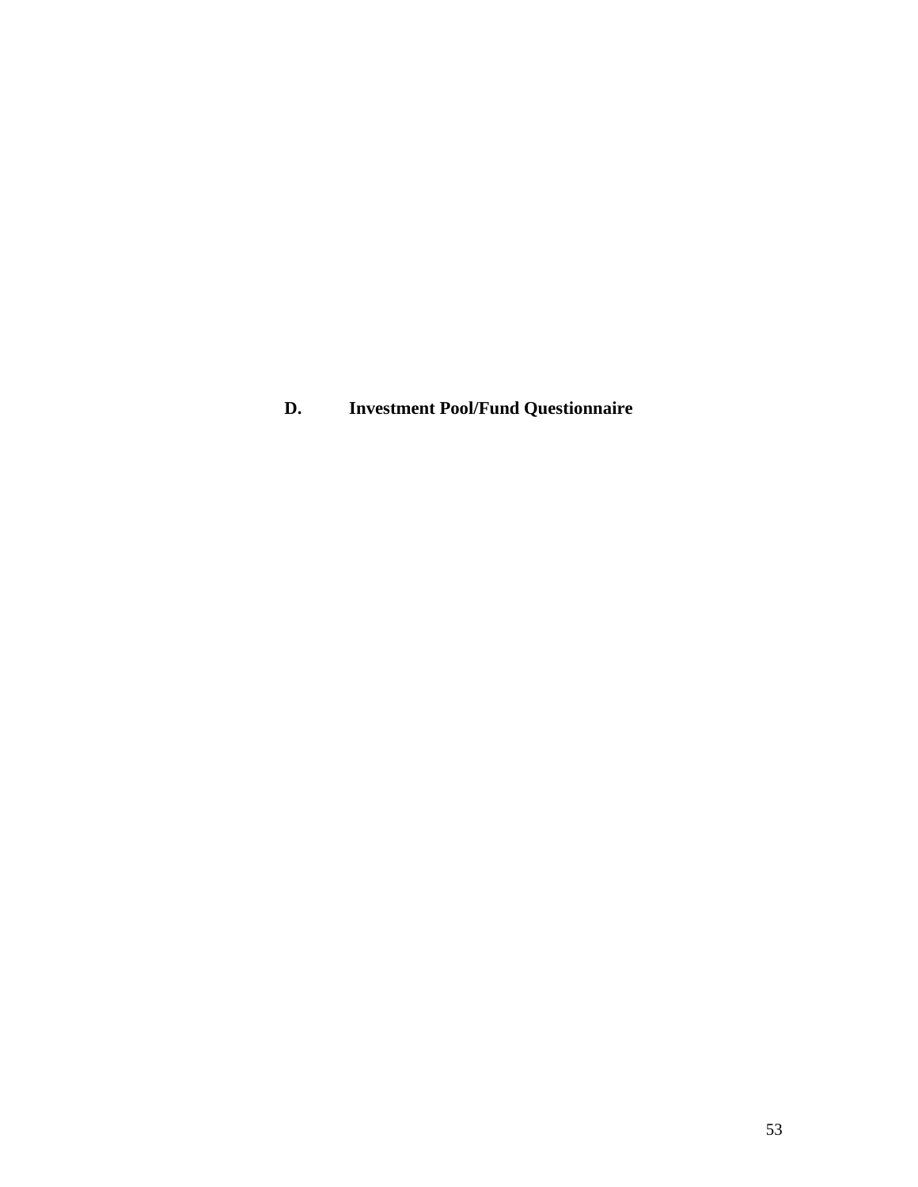## D. Investment Pool/Fund Questionnaire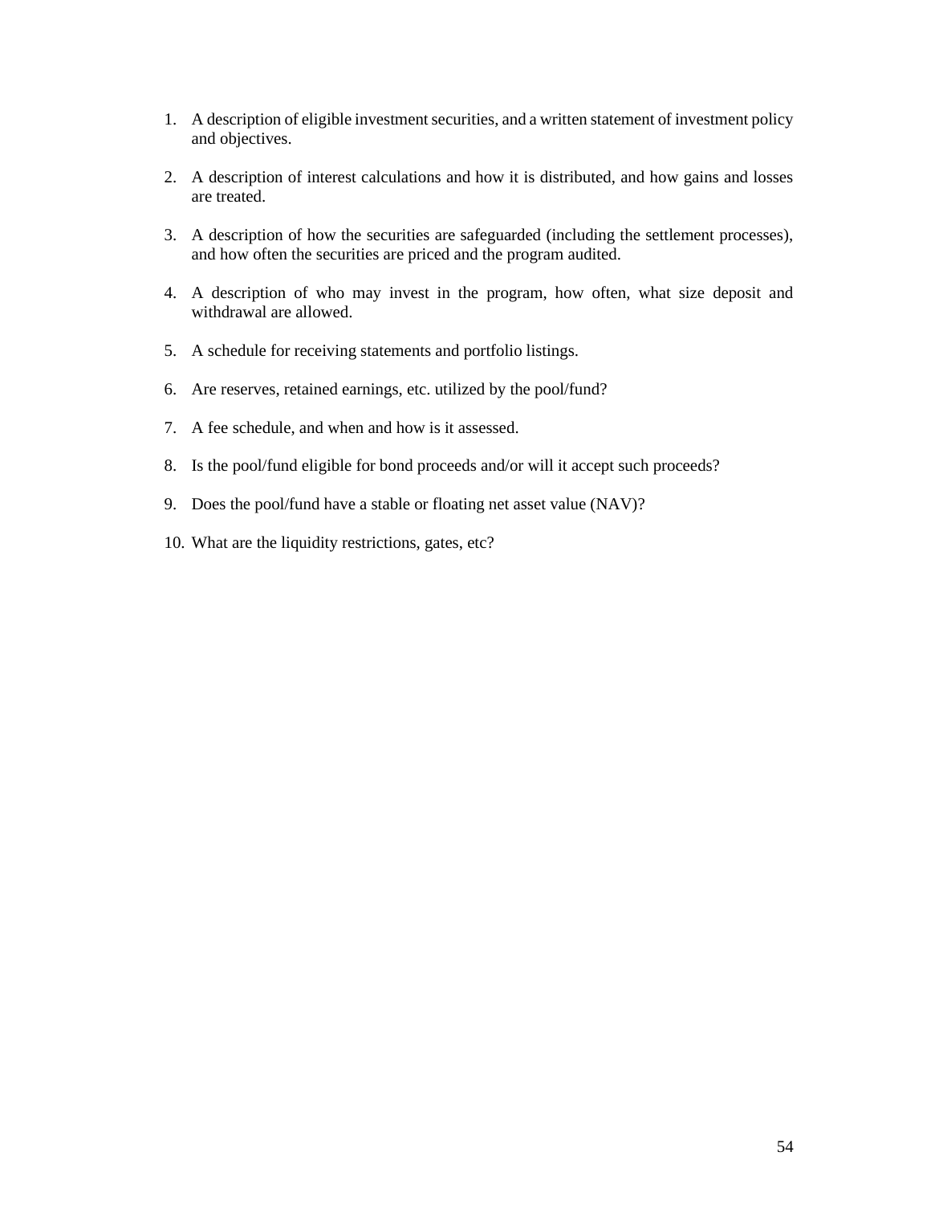1. A description of eligible investment securities, and a written statement of investment policy and objectives.

2. A description of interest calculations and how it is distributed, and how gains and losses are treated.

3. A description of how the securities are safeguarded (including the settlement processes), and how often the securities are priced and the program audited.

4. A description of who may invest in the program, how often, what size deposit and withdrawal are allowed.

5. A schedule for receiving statements and portfolio listings.

6. Are reserves, retained earnings, etc. utilized by the pool/fund?

7. A fee schedule, and when and how is it assessed.

8. Is the pool/fund eligible for bond proceeds and/or will it accept such proceeds?

9. Does the pool/fund have a stable or floating net asset value (NAV)?

10. What are the liquidity restrictions, gates, etc?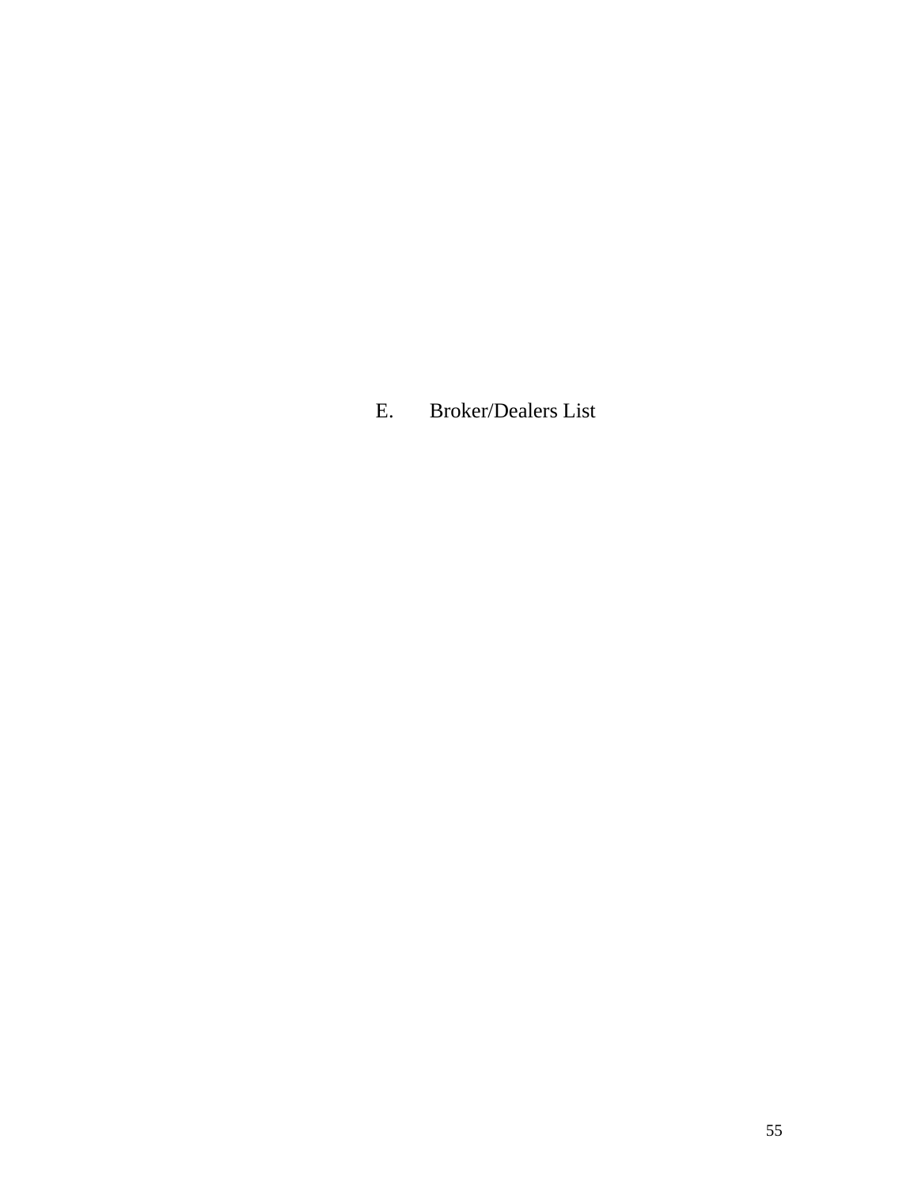# E. Broker/Dealers List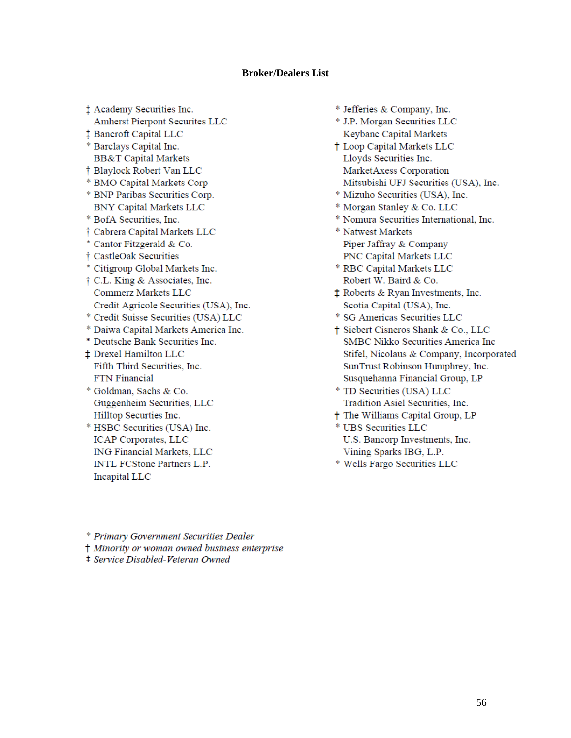## Broker/Dealers List

‡ Academy Securities Inc.
Amherst Pierpont Securites LLC
‡ Bancroft Capital LLC
* Barclays Capital Inc.
BB&T Capital Markets
† Blaylock Robert Van LLC
* BMO Capital Markets Corp
* BNP Paribas Securities Corp.
BNY Capital Markets LLC
* BofA Securities, Inc.
† Cabrera Capital Markets LLC
* Cantor Fitzgerald & Co.
† CastleOak Securities
* Citigroup Global Markets Inc.
† C.L. King & Associates, Inc.
Commerz Markets LLC
Credit Agricole Securities (USA), Inc.
* Credit Suisse Securities (USA) LLC
* Daiwa Capital Markets America Inc.
* Deutsche Bank Securities Inc.
‡ Drexel Hamilton LLC
Fifth Third Securities, Inc.
FTN Financial
* Goldman, Sachs & Co.
Guggenheim Securities, LLC
Hilltop Securties Inc.
* HSBC Securities (USA) Inc.
ICAP Corporates, LLC
ING Financial Markets, LLC
INTL FCStone Partners L.P.
Incapital LLC
* Jefferies & Company, Inc.
* J.P. Morgan Securities LLC
Keybanc Capital Markets
† Loop Capital Markets LLC
Lloyds Securities Inc.
MarketAxess Corporation
Mitsubishi UFJ Securities (USA), Inc.
* Mizuho Securities (USA), Inc.
* Morgan Stanley & Co. LLC
* Nomura Securities International, Inc.
* Natwest Markets
Piper Jaffray & Company
PNC Capital Markets LLC
* RBC Capital Markets LLC
Robert W. Baird & Co.
‡ Roberts & Ryan Investments, Inc.
Scotia Capital (USA), Inc.
* SG Americas Securities LLC
† Siebert Cisneros Shank & Co., LLC
SMBC Nikko Securities America Inc
Stifel, Nicolaus & Company, Incorporated
SunTrust Robinson Humphrey, Inc.
Susquehanna Financial Group, LP
* TD Securities (USA) LLC
Tradition Asiel Securities, Inc.
† The Williams Capital Group, LP
* UBS Securities LLC
U.S. Bancorp Investments, Inc.
Vining Sparks IBG, L.P.
* Wells Fargo Securities LLC

* *Primary Government Securities Dealer*
† *Minority or woman owned business enterprise*
‡ *Service Disabled-Veteran Owned*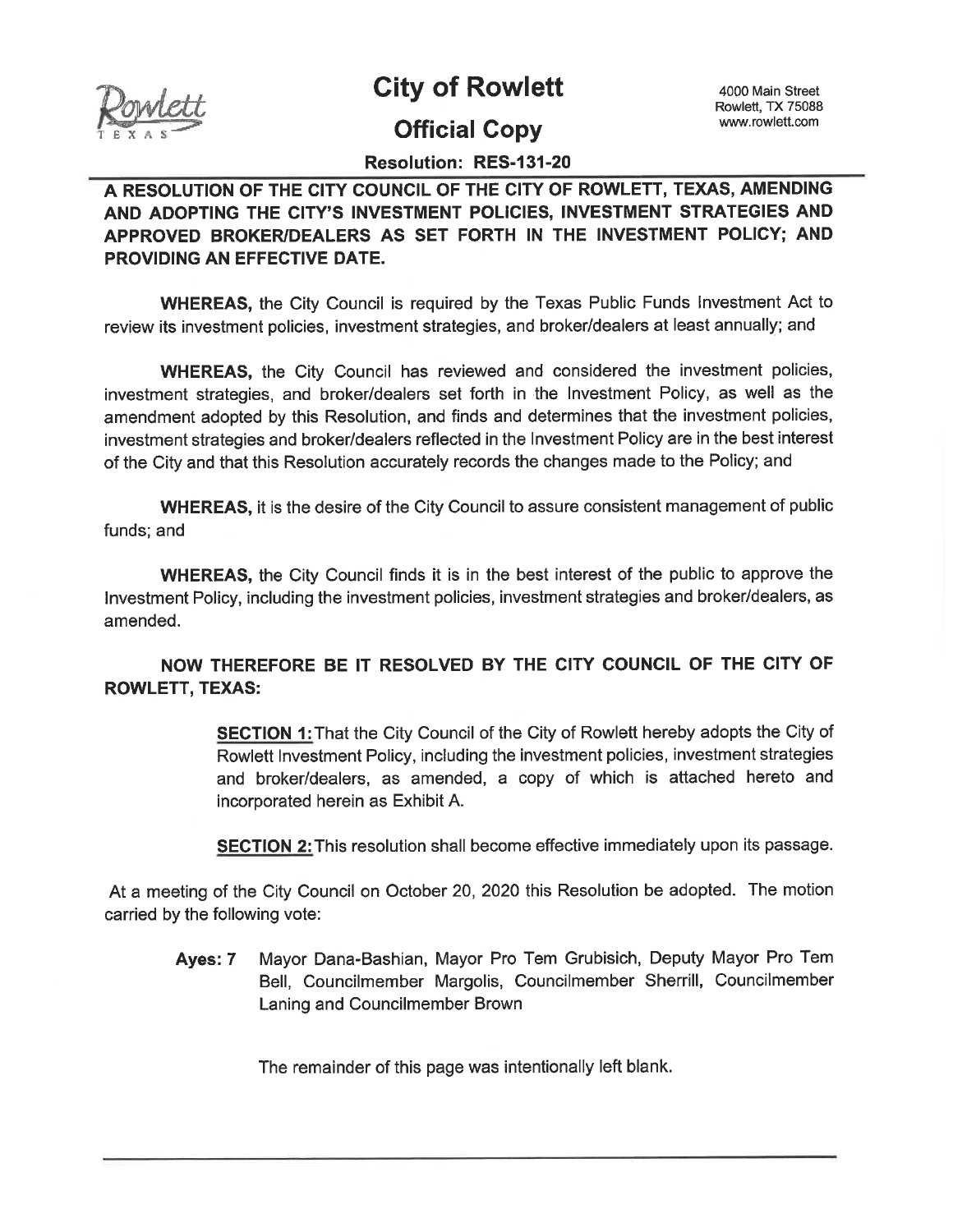# City of Rowlett

4000 Main Street
Rowlett, TX 75088
www.rowlett.com

## Official Copy

**Resolution: RES-131-20**

**A RESOLUTION OF THE CITY COUNCIL OF THE CITY OF ROWLETT, TEXAS, AMENDING AND ADOPTING THE CITY'S INVESTMENT POLICIES, INVESTMENT STRATEGIES AND APPROVED BROKER/DEALERS AS SET FORTH IN THE INVESTMENT POLICY; AND PROVIDING AN EFFECTIVE DATE.**

**WHEREAS,** the City Council is required by the Texas Public Funds Investment Act to review its investment policies, investment strategies, and broker/dealers at least annually; and

**WHEREAS,** the City Council has reviewed and considered the investment policies, investment strategies, and broker/dealers set forth in the Investment Policy, as well as the amendment adopted by this Resolution, and finds and determines that the investment policies, investment strategies and broker/dealers reflected in the Investment Policy are in the best interest of the City and that this Resolution accurately records the changes made to the Policy; and

**WHEREAS,** it is the desire of the City Council to assure consistent management of public funds; and

**WHEREAS,** the City Council finds it is in the best interest of the public to approve the Investment Policy, including the investment policies, investment strategies and broker/dealers, as amended.

**NOW THEREFORE BE IT RESOLVED BY THE CITY COUNCIL OF THE CITY OF ROWLETT, TEXAS:**

**SECTION 1:** That the City Council of the City of Rowlett hereby adopts the City of Rowlett Investment Policy, including the investment policies, investment strategies and broker/dealers, as amended, a copy of which is attached hereto and incorporated herein as Exhibit A.

**SECTION 2:** This resolution shall become effective immediately upon its passage.

At a meeting of the City Council on October 20, 2020 this Resolution be adopted. The motion carried by the following vote:

**Ayes: 7** Mayor Dana-Bashian, Mayor Pro Tem Grubisich, Deputy Mayor Pro Tem Bell, Councilmember Margolis, Councilmember Sherrill, Councilmember Laning and Councilmember Brown

The remainder of this page was intentionally left blank.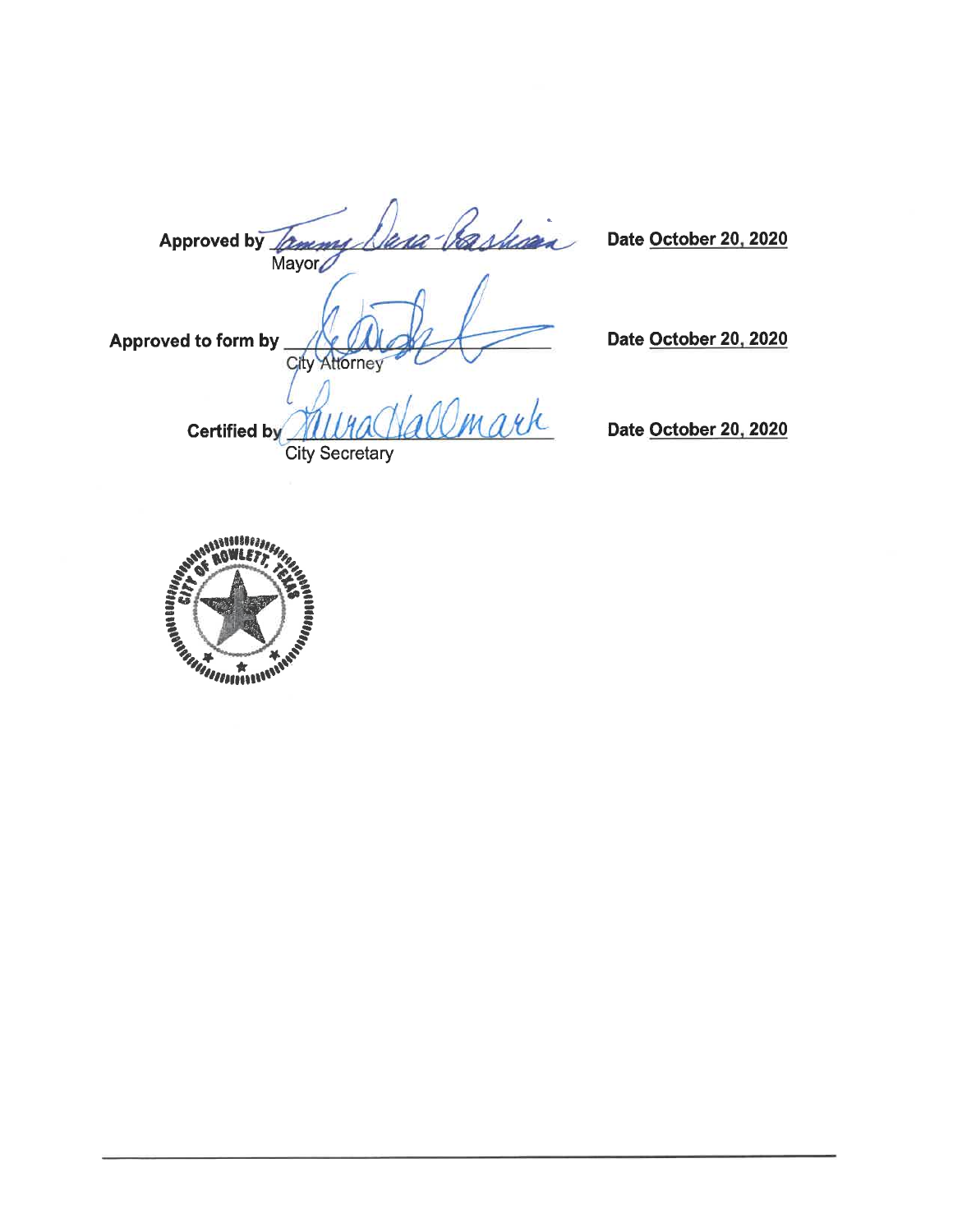Approved by Tammy Dana-Bashian
Mayor

Date October 20, 2020

Approved to form by ______________________
City Attorney

Date October 20, 2020

Certified by Laura Hallmark
City Secretary

Date October 20, 2020

CITY OF ROWLETT, TEXAS